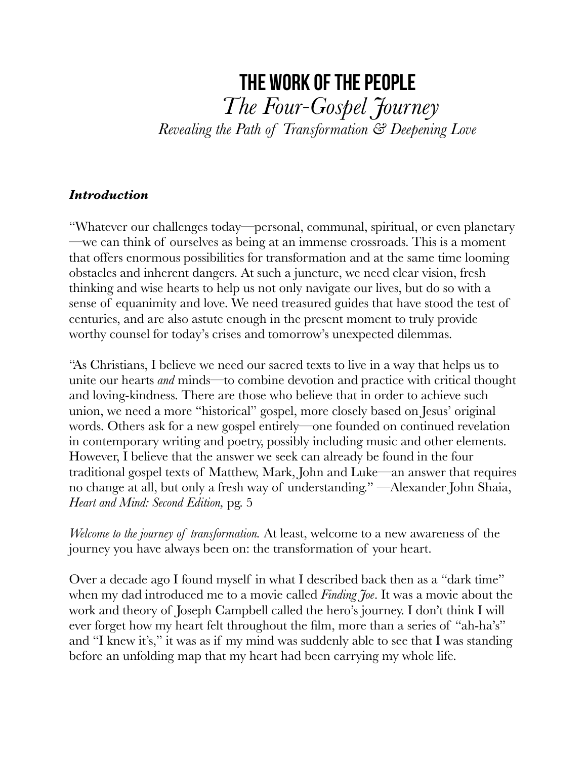# THE WORK OF THE PEOPLE

## *The Four-Gospel Journey*

### *Revealing the Path of Transformation & Deepening Love*

***Introduction***

"Whatever our challenges today—personal, communal, spiritual, or even planetary—we can think of ourselves as being at an immense crossroads. This is a moment that offers enormous possibilities for transformation and at the same time looming obstacles and inherent dangers. At such a juncture, we need clear vision, fresh thinking and wise hearts to help us not only navigate our lives, but do so with a sense of equanimity and love. We need treasured guides that have stood the test of centuries, and are also astute enough in the present moment to truly provide worthy counsel for today's crises and tomorrow's unexpected dilemmas.

"As Christians, I believe we need our sacred texts to live in a way that helps us to unite our hearts *and* minds—to combine devotion and practice with critical thought and loving-kindness. There are those who believe that in order to achieve such union, we need a more "historical" gospel, more closely based on Jesus' original words. Others ask for a new gospel entirely—one founded on continued revelation in contemporary writing and poetry, possibly including music and other elements. However, I believe that the answer we seek can already be found in the four traditional gospel texts of Matthew, Mark, John and Luke—an answer that requires no change at all, but only a fresh way of understanding." —Alexander John Shaia, *Heart and Mind: Second Edition,* pg. 5

*Welcome to the journey of transformation.* At least, welcome to a new awareness of the journey you have always been on: the transformation of your heart.

Over a decade ago I found myself in what I described back then as a "dark time" when my dad introduced me to a movie called *Finding Joe*. It was a movie about the work and theory of Joseph Campbell called the hero's journey. I don't think I will ever forget how my heart felt throughout the film, more than a series of "ah-ha's" and "I knew it's," it was as if my mind was suddenly able to see that I was standing before an unfolding map that my heart had been carrying my whole life.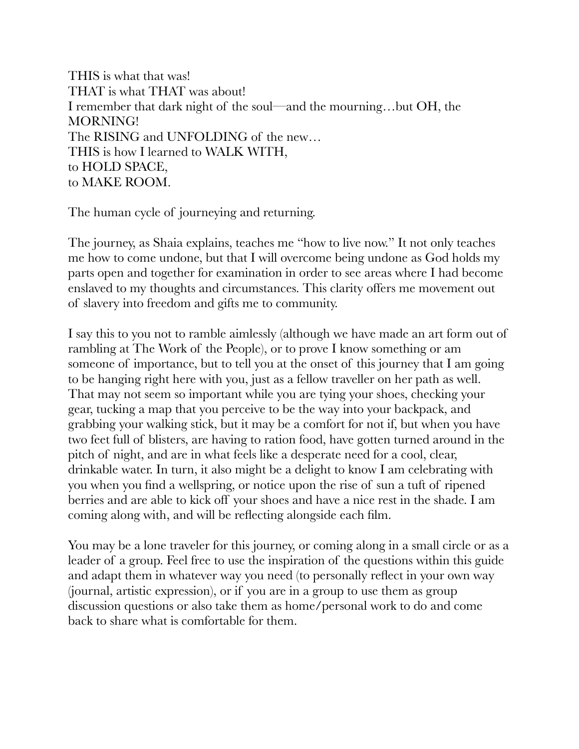THIS is what that was!  
THAT is what THAT was about!  
I remember that dark night of the soul—and the mourning…but OH, the MORNING!  
The RISING and UNFOLDING of the new…  
THIS is how I learned to WALK WITH,  
to HOLD SPACE,  
to MAKE ROOM.

The human cycle of journeying and returning.

The journey, as Shaia explains, teaches me "how to live now." It not only teaches me how to come undone, but that I will overcome being undone as God holds my parts open and together for examination in order to see areas where I had become enslaved to my thoughts and circumstances. This clarity offers me movement out of slavery into freedom and gifts me to community.

I say this to you not to ramble aimlessly (although we have made an art form out of rambling at The Work of the People), or to prove I know something or am someone of importance, but to tell you at the onset of this journey that I am going to be hanging right here with you, just as a fellow traveller on her path as well. That may not seem so important while you are tying your shoes, checking your gear, tucking a map that you perceive to be the way into your backpack, and grabbing your walking stick, but it may be a comfort for not if, but when you have two feet full of blisters, are having to ration food, have gotten turned around in the pitch of night, and are in what feels like a desperate need for a cool, clear, drinkable water. In turn, it also might be a delight to know I am celebrating with you when you find a wellspring, or notice upon the rise of sun a tuft of ripened berries and are able to kick off your shoes and have a nice rest in the shade. I am coming along with, and will be reflecting alongside each film.

You may be a lone traveler for this journey, or coming along in a small circle or as a leader of a group. Feel free to use the inspiration of the questions within this guide and adapt them in whatever way you need (to personally reflect in your own way (journal, artistic expression), or if you are in a group to use them as group discussion questions or also take them as home/personal work to do and come back to share what is comfortable for them.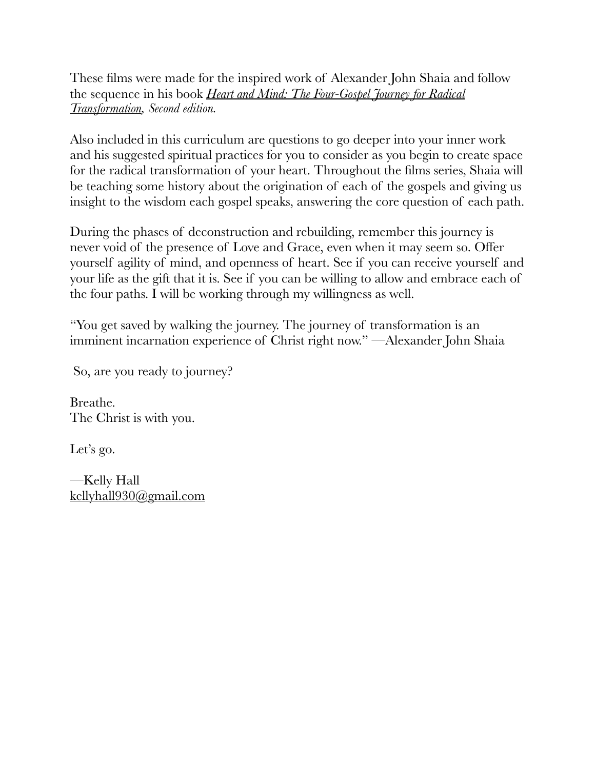These films were made for the inspired work of Alexander John Shaia and follow the sequence in his book *Heart and Mind: The Four-Gospel Journey for Radical Transformation, Second edition.*

Also included in this curriculum are questions to go deeper into your inner work and his suggested spiritual practices for you to consider as you begin to create space for the radical transformation of your heart. Throughout the films series, Shaia will be teaching some history about the origination of each of the gospels and giving us insight to the wisdom each gospel speaks, answering the core question of each path.

During the phases of deconstruction and rebuilding, remember this journey is never void of the presence of Love and Grace, even when it may seem so. Offer yourself agility of mind, and openness of heart. See if you can receive yourself and your life as the gift that it is. See if you can be willing to allow and embrace each of the four paths. I will be working through my willingness as well.

"You get saved by walking the journey. The journey of transformation is an imminent incarnation experience of Christ right now." —Alexander John Shaia

So, are you ready to journey?

Breathe.
The Christ is with you.

Let's go.

—Kelly Hall
kellyhall930@gmail.com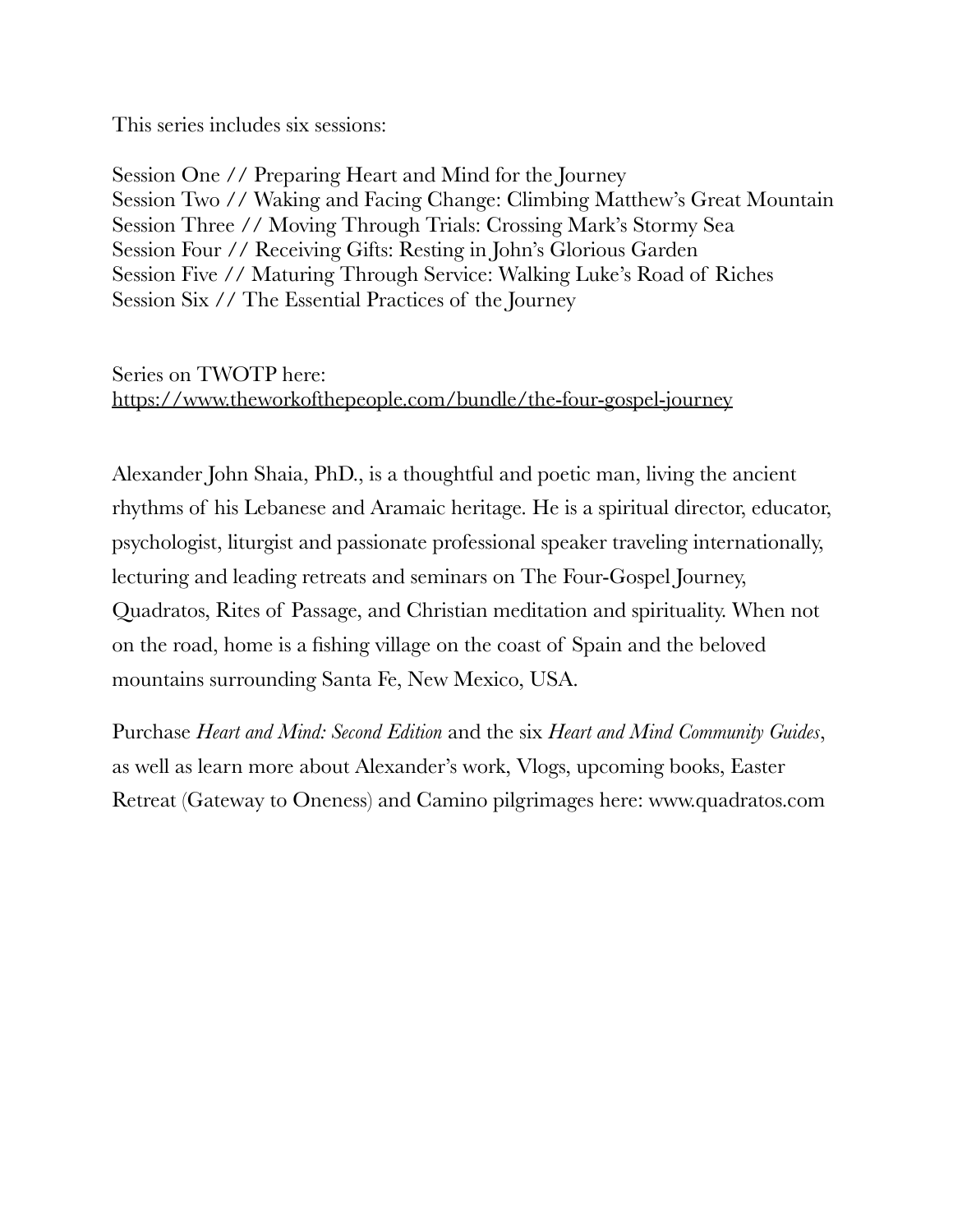This series includes six sessions:

Session One // Preparing Heart and Mind for the Journey
Session Two // Waking and Facing Change: Climbing Matthew's Great Mountain
Session Three // Moving Through Trials: Crossing Mark's Stormy Sea
Session Four // Receiving Gifts: Resting in John's Glorious Garden
Session Five // Maturing Through Service: Walking Luke's Road of Riches
Session Six // The Essential Practices of the Journey

Series on TWOTP here:
https://www.theworkofthepeople.com/bundle/the-four-gospel-journey

Alexander John Shaia, PhD., is a thoughtful and poetic man, living the ancient rhythms of his Lebanese and Aramaic heritage. He is a spiritual director, educator, psychologist, liturgist and passionate professional speaker traveling internationally, lecturing and leading retreats and seminars on The Four-Gospel Journey, Quadratos, Rites of Passage, and Christian meditation and spirituality. When not on the road, home is a fishing village on the coast of Spain and the beloved mountains surrounding Santa Fe, New Mexico, USA.

Purchase *Heart and Mind: Second Edition* and the six *Heart and Mind Community Guides*, as well as learn more about Alexander's work, Vlogs, upcoming books, Easter Retreat (Gateway to Oneness) and Camino pilgrimages here: www.quadratos.com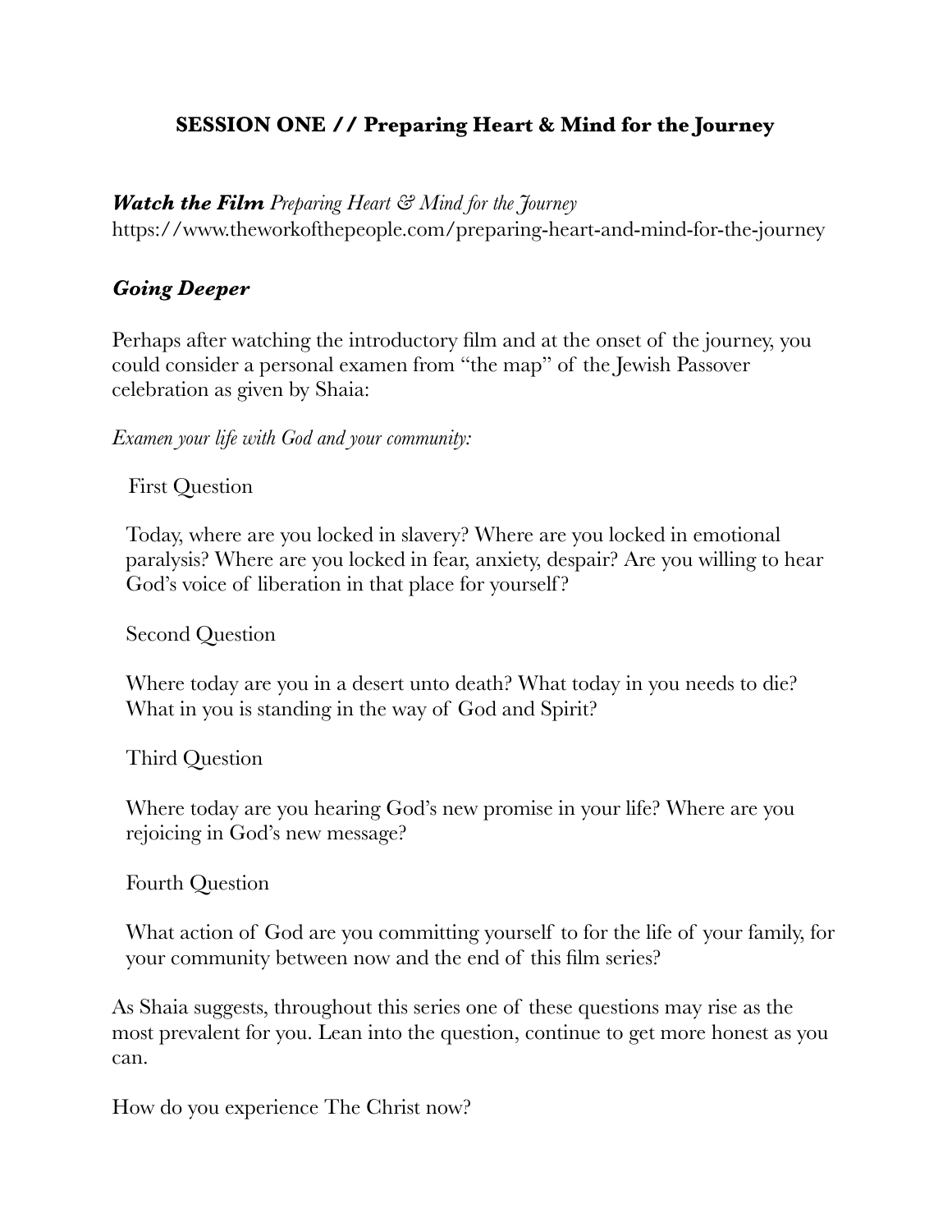## SESSION ONE // Preparing Heart & Mind for the Journey

***Watch the Film*** *Preparing Heart & Mind for the Journey*
https://www.theworkofthepeople.com/preparing-heart-and-mind-for-the-journey

### *Going Deeper*

Perhaps after watching the introductory film and at the onset of the journey, you could consider a personal examen from "the map" of the Jewish Passover celebration as given by Shaia:

*Examen your life with God and your community:*

First Question

Today, where are you locked in slavery? Where are you locked in emotional paralysis? Where are you locked in fear, anxiety, despair? Are you willing to hear God's voice of liberation in that place for yourself?

Second Question

Where today are you in a desert unto death? What today in you needs to die? What in you is standing in the way of God and Spirit?

Third Question

Where today are you hearing God's new promise in your life? Where are you rejoicing in God's new message?

Fourth Question

What action of God are you committing yourself to for the life of your family, for your community between now and the end of this film series?

As Shaia suggests, throughout this series one of these questions may rise as the most prevalent for you. Lean into the question, continue to get more honest as you can.

How do you experience The Christ now?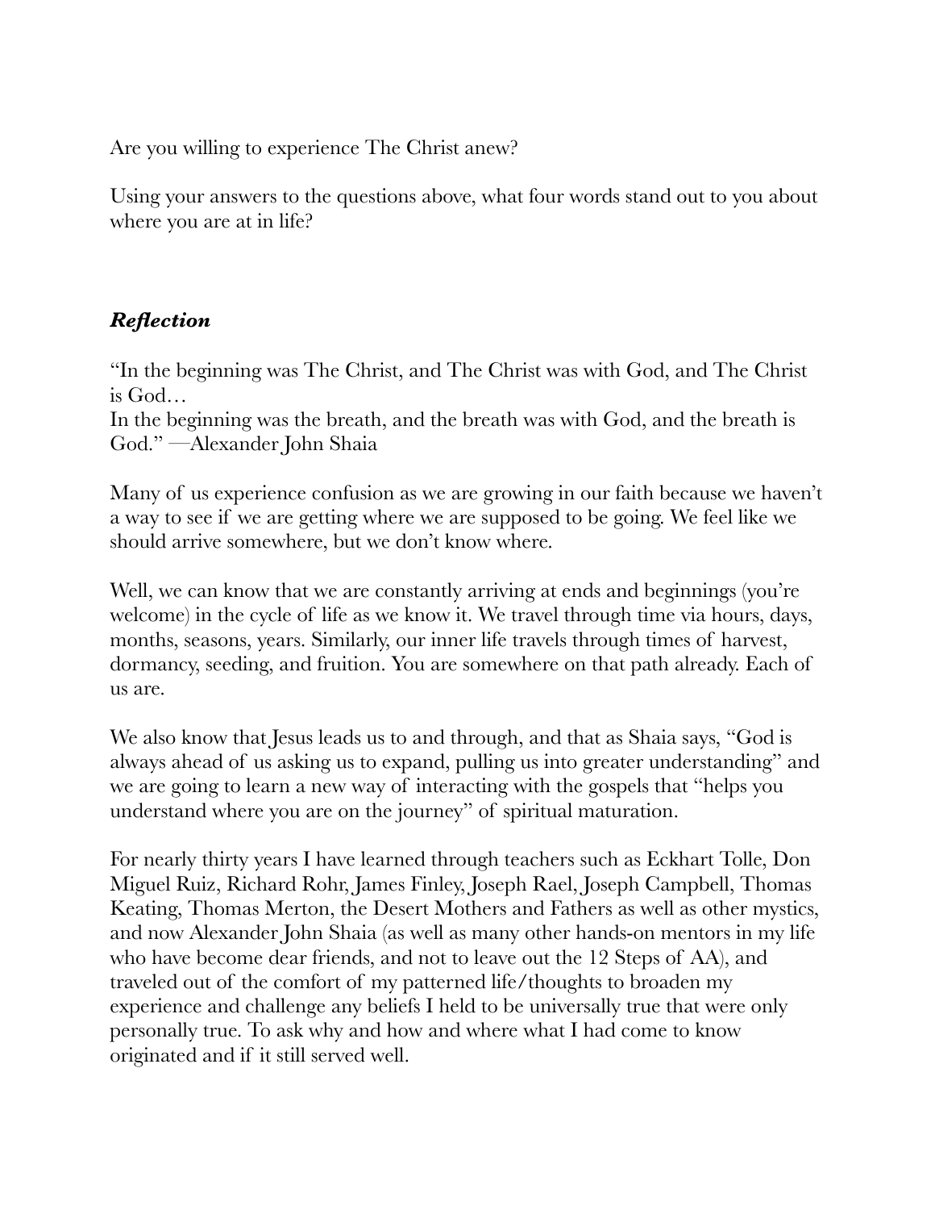Are you willing to experience The Christ anew?

Using your answers to the questions above, what four words stand out to you about where you are at in life?

### ***Reflection***

"In the beginning was The Christ, and The Christ was with God, and The Christ is God…
In the beginning was the breath, and the breath was with God, and the breath is God." —Alexander John Shaia

Many of us experience confusion as we are growing in our faith because we haven't a way to see if we are getting where we are supposed to be going. We feel like we should arrive somewhere, but we don't know where.

Well, we can know that we are constantly arriving at ends and beginnings (you're welcome) in the cycle of life as we know it. We travel through time via hours, days, months, seasons, years. Similarly, our inner life travels through times of harvest, dormancy, seeding, and fruition. You are somewhere on that path already. Each of us are.

We also know that Jesus leads us to and through, and that as Shaia says, "God is always ahead of us asking us to expand, pulling us into greater understanding" and we are going to learn a new way of interacting with the gospels that "helps you understand where you are on the journey" of spiritual maturation.

For nearly thirty years I have learned through teachers such as Eckhart Tolle, Don Miguel Ruiz, Richard Rohr, James Finley, Joseph Rael, Joseph Campbell, Thomas Keating, Thomas Merton, the Desert Mothers and Fathers as well as other mystics, and now Alexander John Shaia (as well as many other hands-on mentors in my life who have become dear friends, and not to leave out the 12 Steps of AA), and traveled out of the comfort of my patterned life/thoughts to broaden my experience and challenge any beliefs I held to be universally true that were only personally true. To ask why and how and where what I had come to know originated and if it still served well.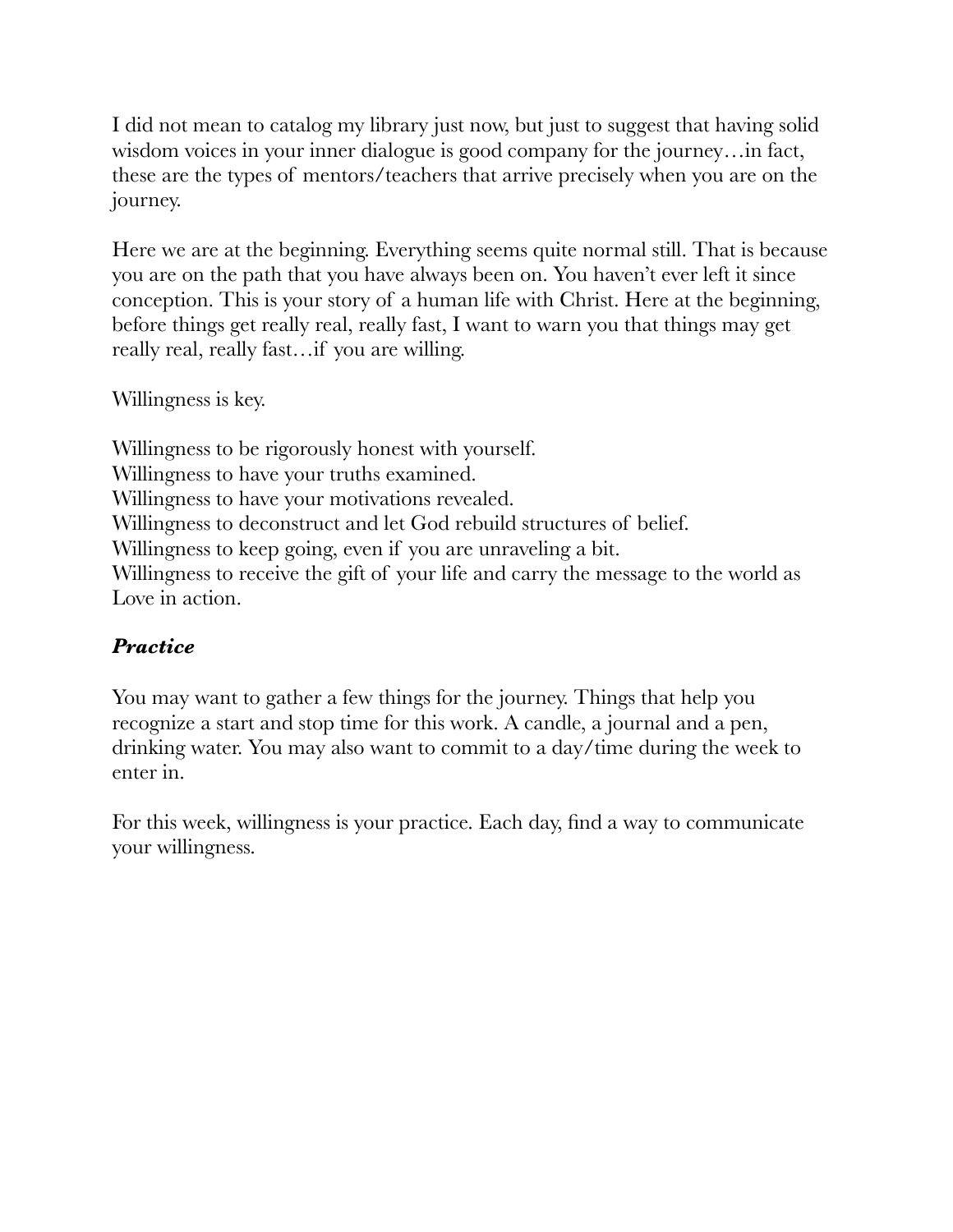I did not mean to catalog my library just now, but just to suggest that having solid wisdom voices in your inner dialogue is good company for the journey…in fact, these are the types of mentors/teachers that arrive precisely when you are on the journey.

Here we are at the beginning. Everything seems quite normal still. That is because you are on the path that you have always been on. You haven't ever left it since conception. This is your story of a human life with Christ. Here at the beginning, before things get really real, really fast, I want to warn you that things may get really real, really fast…if you are willing.

Willingness is key.

Willingness to be rigorously honest with yourself.
Willingness to have your truths examined.
Willingness to have your motivations revealed.
Willingness to deconstruct and let God rebuild structures of belief.
Willingness to keep going, even if you are unraveling a bit.
Willingness to receive the gift of your life and carry the message to the world as Love in action.

### ***Practice***

You may want to gather a few things for the journey. Things that help you recognize a start and stop time for this work. A candle, a journal and a pen, drinking water. You may also want to commit to a day/time during the week to enter in.

For this week, willingness is your practice. Each day, find a way to communicate your willingness.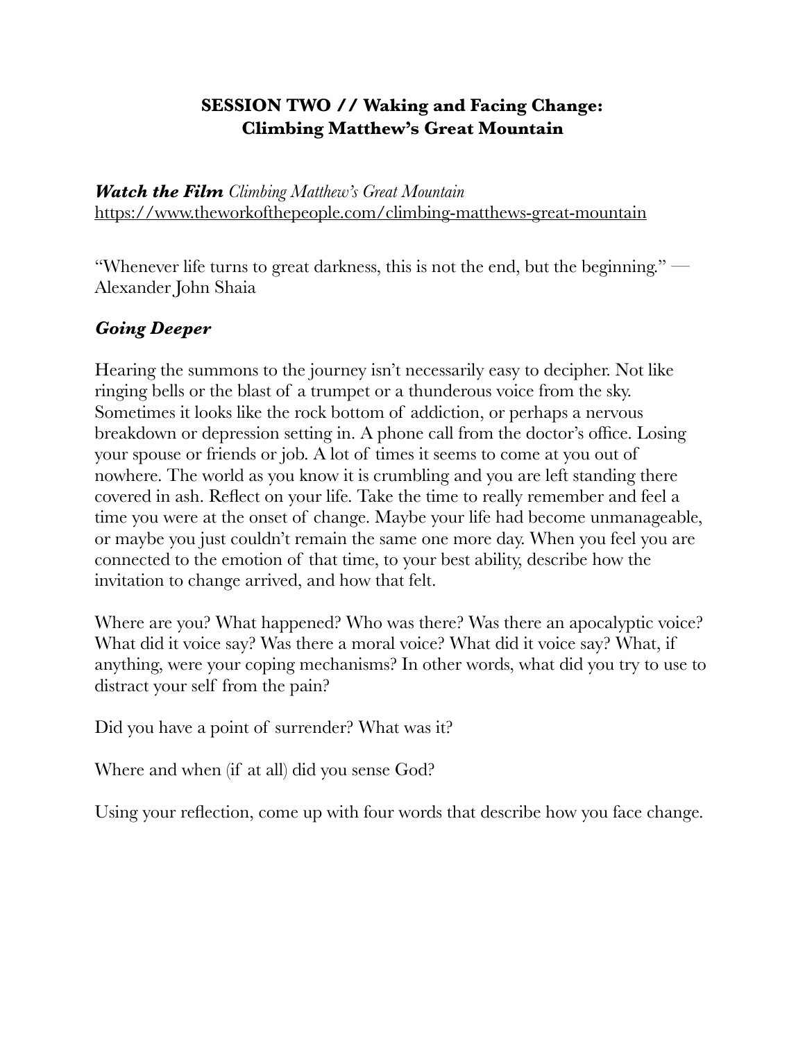## **SESSION TWO // Waking and Facing Change: Climbing Matthew's Great Mountain**

***Watch the Film*** *Climbing Matthew's Great Mountain*
https://www.theworkofthepeople.com/climbing-matthews-great-mountain

"Whenever life turns to great darkness, this is not the end, but the beginning." — Alexander John Shaia

### ***Going Deeper***

Hearing the summons to the journey isn't necessarily easy to decipher. Not like ringing bells or the blast of a trumpet or a thunderous voice from the sky. Sometimes it looks like the rock bottom of addiction, or perhaps a nervous breakdown or depression setting in. A phone call from the doctor's office. Losing your spouse or friends or job. A lot of times it seems to come at you out of nowhere. The world as you know it is crumbling and you are left standing there covered in ash. Reflect on your life. Take the time to really remember and feel a time you were at the onset of change. Maybe your life had become unmanageable, or maybe you just couldn't remain the same one more day. When you feel you are connected to the emotion of that time, to your best ability, describe how the invitation to change arrived, and how that felt.

Where are you? What happened? Who was there? Was there an apocalyptic voice? What did it voice say? Was there a moral voice? What did it voice say? What, if anything, were your coping mechanisms? In other words, what did you try to use to distract your self from the pain?

Did you have a point of surrender? What was it?

Where and when (if at all) did you sense God?

Using your reflection, come up with four words that describe how you face change.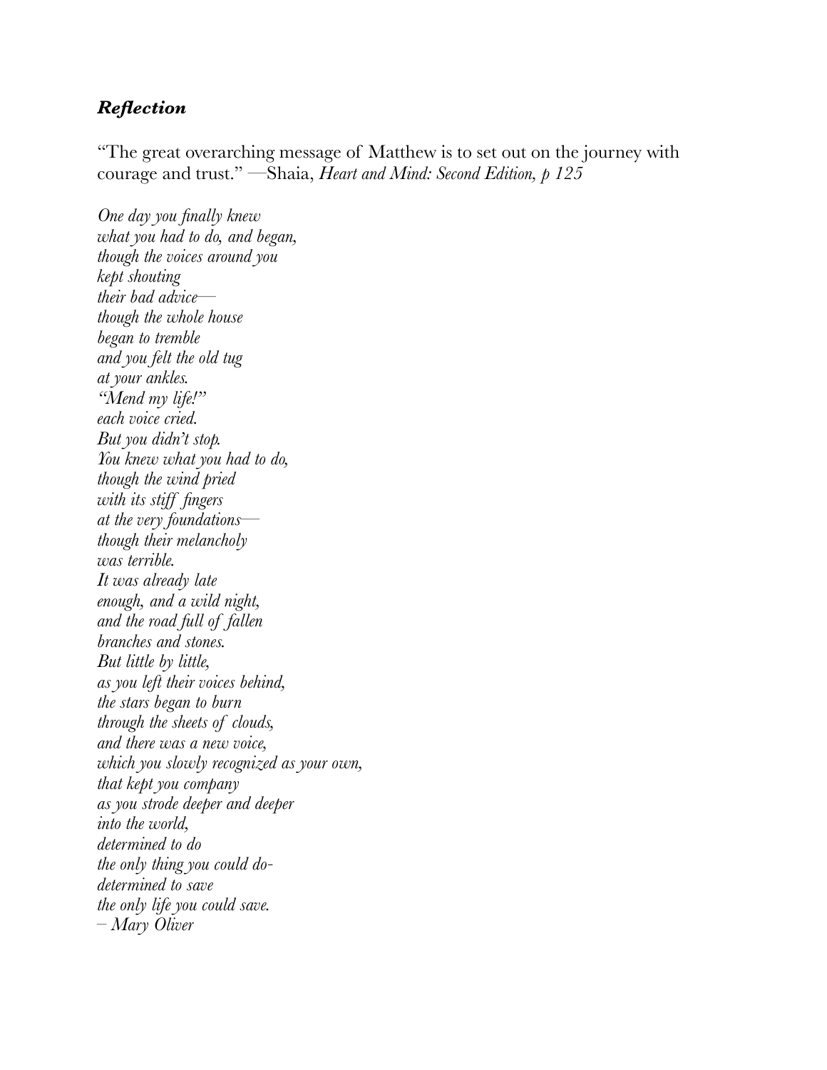### ***Reflection***

"The great overarching message of Matthew is to set out on the journey with courage and trust." —Shaia, *Heart and Mind: Second Edition, p 125*

*One day you finally knew*  
*what you had to do, and began,*  
*though the voices around you*  
*kept shouting*  
*their bad advice—*  
*though the whole house*  
*began to tremble*  
*and you felt the old tug*  
*at your ankles.*  
*"Mend my life!"*  
*each voice cried.*  
*But you didn't stop.*  
*You knew what you had to do,*  
*though the wind pried*  
*with its stiff fingers*  
*at the very foundations—*  
*though their melancholy*  
*was terrible.*  
*It was already late*  
*enough, and a wild night,*  
*and the road full of fallen*  
*branches and stones.*  
*But little by little,*  
*as you left their voices behind,*  
*the stars began to burn*  
*through the sheets of clouds,*  
*and there was a new voice,*  
*which you slowly recognized as your own,*  
*that kept you company*  
*as you strode deeper and deeper*  
*into the world,*  
*determined to do*  
*the only thing you could do-*  
*determined to save*  
*the only life you could save.*  
*– Mary Oliver*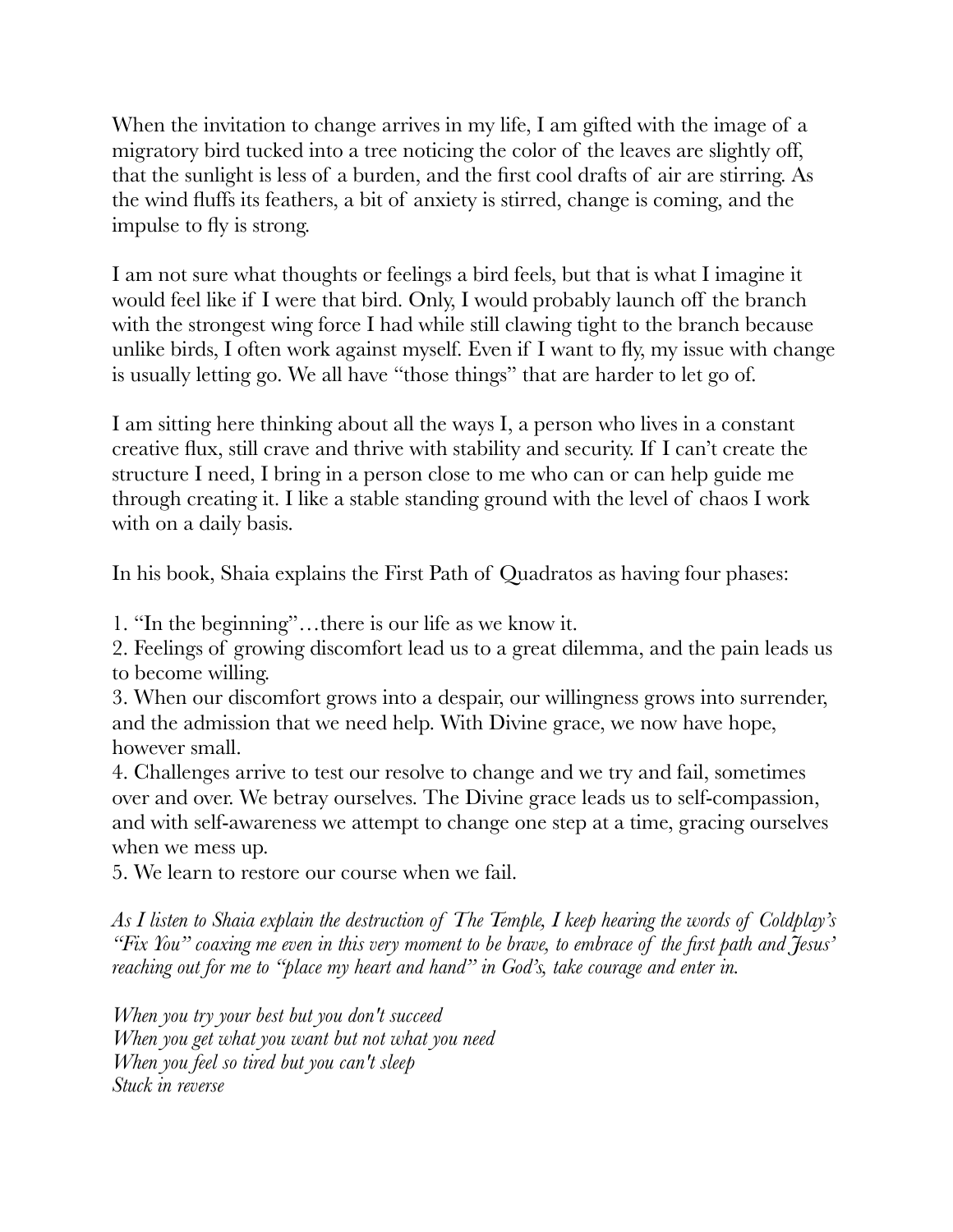When the invitation to change arrives in my life, I am gifted with the image of a migratory bird tucked into a tree noticing the color of the leaves are slightly off, that the sunlight is less of a burden, and the first cool drafts of air are stirring. As the wind fluffs its feathers, a bit of anxiety is stirred, change is coming, and the impulse to fly is strong.

I am not sure what thoughts or feelings a bird feels, but that is what I imagine it would feel like if I were that bird. Only, I would probably launch off the branch with the strongest wing force I had while still clawing tight to the branch because unlike birds, I often work against myself. Even if I want to fly, my issue with change is usually letting go. We all have "those things" that are harder to let go of.

I am sitting here thinking about all the ways I, a person who lives in a constant creative flux, still crave and thrive with stability and security. If I can't create the structure I need, I bring in a person close to me who can or can help guide me through creating it. I like a stable standing ground with the level of chaos I work with on a daily basis.

In his book, Shaia explains the First Path of Quadratos as having four phases:

1. "In the beginning"…there is our life as we know it.
2. Feelings of growing discomfort lead us to a great dilemma, and the pain leads us to become willing.
3. When our discomfort grows into a despair, our willingness grows into surrender, and the admission that we need help. With Divine grace, we now have hope, however small.
4. Challenges arrive to test our resolve to change and we try and fail, sometimes over and over. We betray ourselves. The Divine grace leads us to self-compassion, and with self-awareness we attempt to change one step at a time, gracing ourselves when we mess up.
5. We learn to restore our course when we fail.

*As I listen to Shaia explain the destruction of The Temple, I keep hearing the words of Coldplay's "Fix You" coaxing me even in this very moment to be brave, to embrace of the first path and Jesus' reaching out for me to "place my heart and hand" in God's, take courage and enter in.*

*When you try your best but you don't succeed*
*When you get what you want but not what you need*
*When you feel so tired but you can't sleep*
*Stuck in reverse*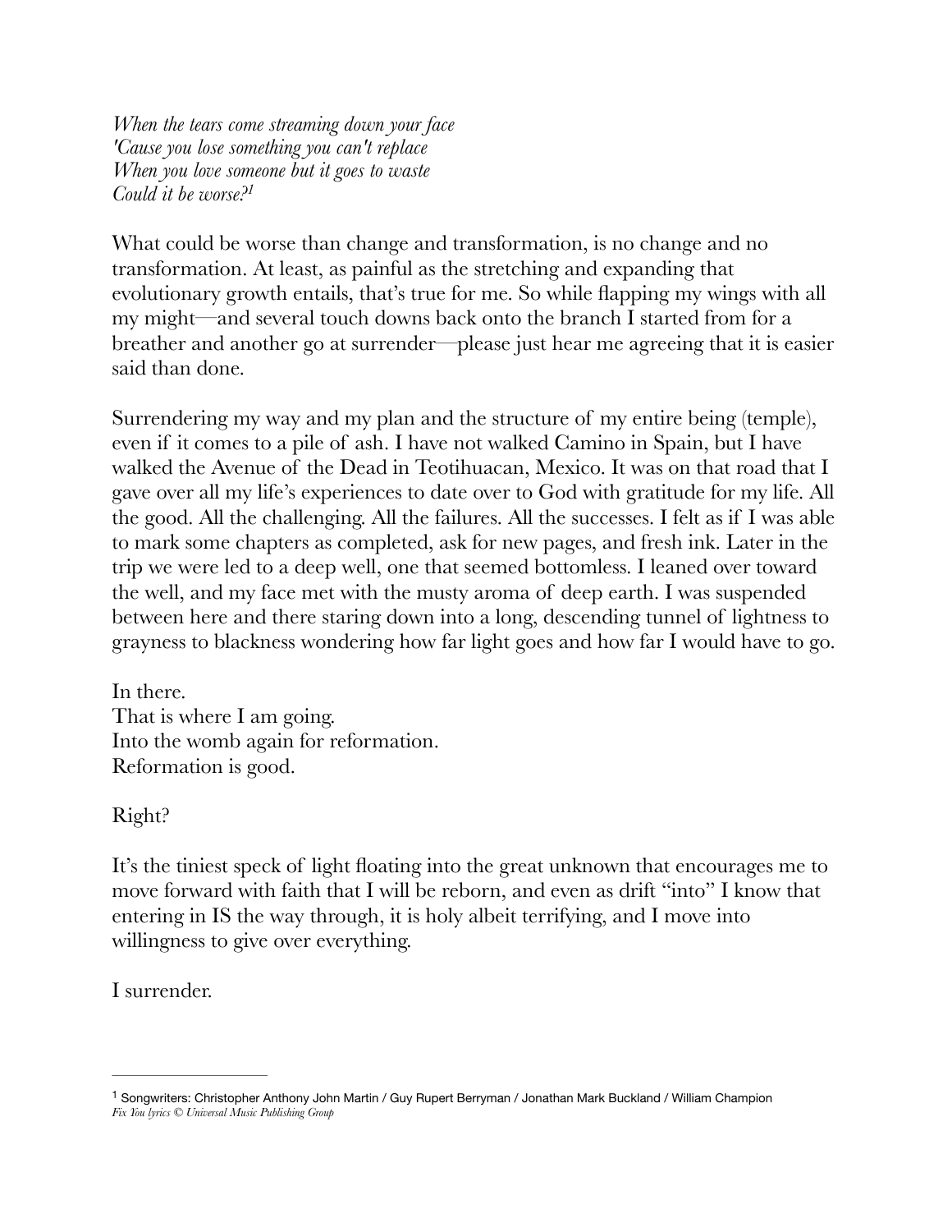*When the tears come streaming down your face*
*'Cause you lose something you can't replace*
*When you love someone but it goes to waste*
*Could it be worse?*[1]

What could be worse than change and transformation, is no change and no transformation. At least, as painful as the stretching and expanding that evolutionary growth entails, that's true for me. So while flapping my wings with all my might—and several touch downs back onto the branch I started from for a breather and another go at surrender—please just hear me agreeing that it is easier said than done.

Surrendering my way and my plan and the structure of my entire being (temple), even if it comes to a pile of ash. I have not walked Camino in Spain, but I have walked the Avenue of the Dead in Teotihuacan, Mexico. It was on that road that I gave over all my life's experiences to date over to God with gratitude for my life. All the good. All the challenging. All the failures. All the successes. I felt as if I was able to mark some chapters as completed, ask for new pages, and fresh ink. Later in the trip we were led to a deep well, one that seemed bottomless. I leaned over toward the well, and my face met with the musty aroma of deep earth. I was suspended between here and there staring down into a long, descending tunnel of lightness to grayness to blackness wondering how far light goes and how far I would have to go.

In there.
That is where I am going.
Into the womb again for reformation.
Reformation is good.

Right?

It's the tiniest speck of light floating into the great unknown that encourages me to move forward with faith that I will be reborn, and even as drift "into" I know that entering in IS the way through, it is holy albeit terrifying, and I move into willingness to give over everything.

I surrender.

---

[1] Songwriters: Christopher Anthony John Martin / Guy Rupert Berryman / Jonathan Mark Buckland / William Champion
*Fix You lyrics © Universal Music Publishing Group*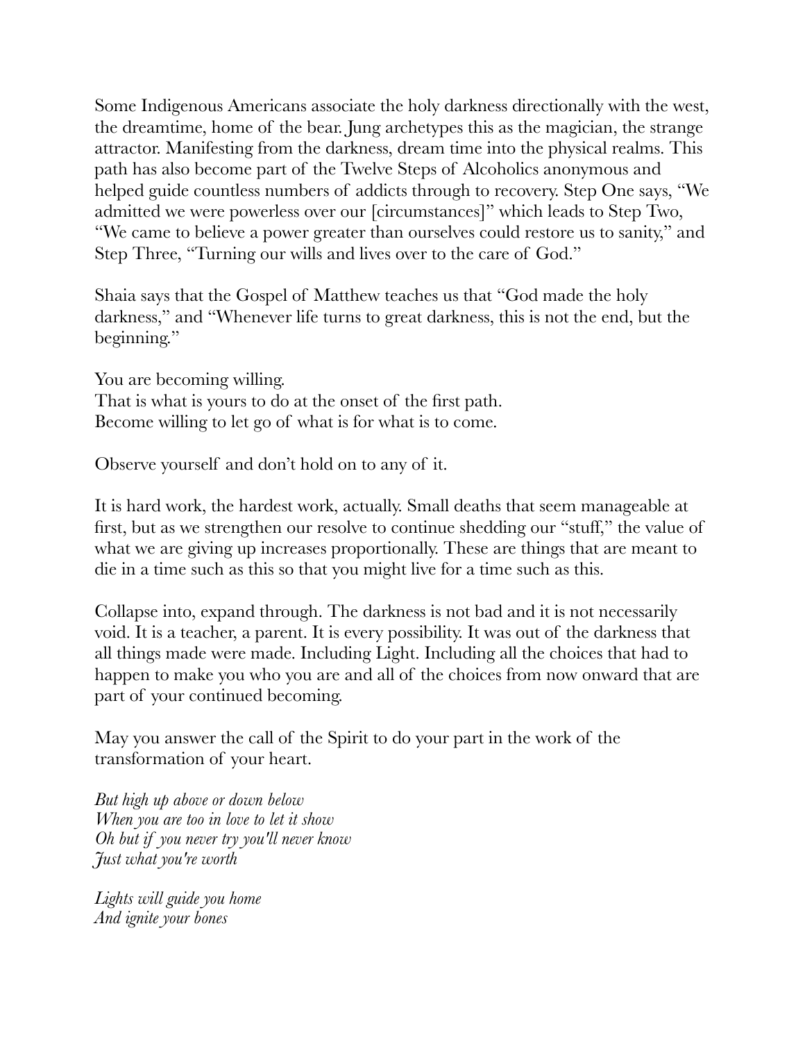Some Indigenous Americans associate the holy darkness directionally with the west, the dreamtime, home of the bear. Jung archetypes this as the magician, the strange attractor. Manifesting from the darkness, dream time into the physical realms. This path has also become part of the Twelve Steps of Alcoholics anonymous and helped guide countless numbers of addicts through to recovery. Step One says, "We admitted we were powerless over our [circumstances]" which leads to Step Two, "We came to believe a power greater than ourselves could restore us to sanity," and Step Three, "Turning our wills and lives over to the care of God."

Shaia says that the Gospel of Matthew teaches us that "God made the holy darkness," and "Whenever life turns to great darkness, this is not the end, but the beginning."

You are becoming willing.
That is what is yours to do at the onset of the first path.
Become willing to let go of what is for what is to come.

Observe yourself and don't hold on to any of it.

It is hard work, the hardest work, actually. Small deaths that seem manageable at first, but as we strengthen our resolve to continue shedding our "stuff," the value of what we are giving up increases proportionally. These are things that are meant to die in a time such as this so that you might live for a time such as this.

Collapse into, expand through. The darkness is not bad and it is not necessarily void. It is a teacher, a parent. It is every possibility. It was out of the darkness that all things made were made. Including Light. Including all the choices that had to happen to make you who you are and all of the choices from now onward that are part of your continued becoming.

May you answer the call of the Spirit to do your part in the work of the transformation of your heart.

*But high up above or down below*
*When you are too in love to let it show*
*Oh but if you never try you'll never know*
*Just what you're worth*

*Lights will guide you home*
*And ignite your bones*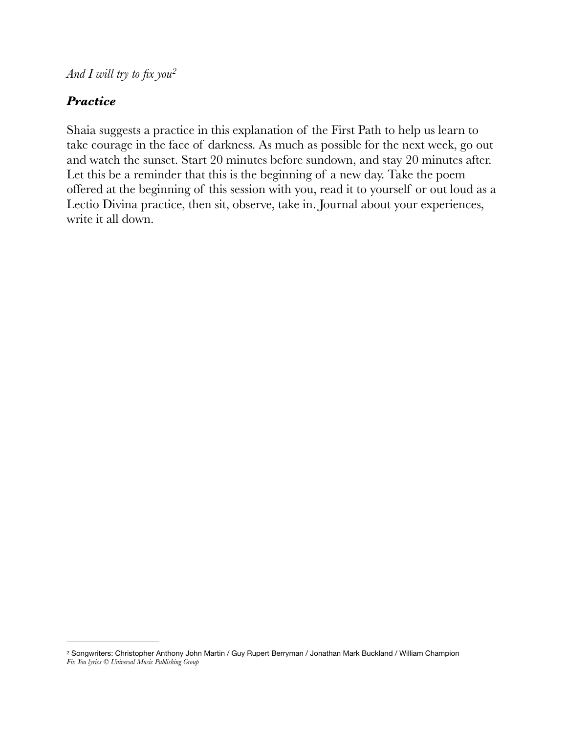*And I will try to fix you*[2]

### ***Practice***

Shaia suggests a practice in this explanation of the First Path to help us learn to take courage in the face of darkness. As much as possible for the next week, go out and watch the sunset. Start 20 minutes before sundown, and stay 20 minutes after. Let this be a reminder that this is the beginning of a new day. Take the poem offered at the beginning of this session with you, read it to yourself or out loud as a Lectio Divina practice, then sit, observe, take in. Journal about your experiences, write it all down.

---

[2] Songwriters: Christopher Anthony John Martin / Guy Rupert Berryman / Jonathan Mark Buckland / William Champion
*Fix You lyrics © Universal Music Publishing Group*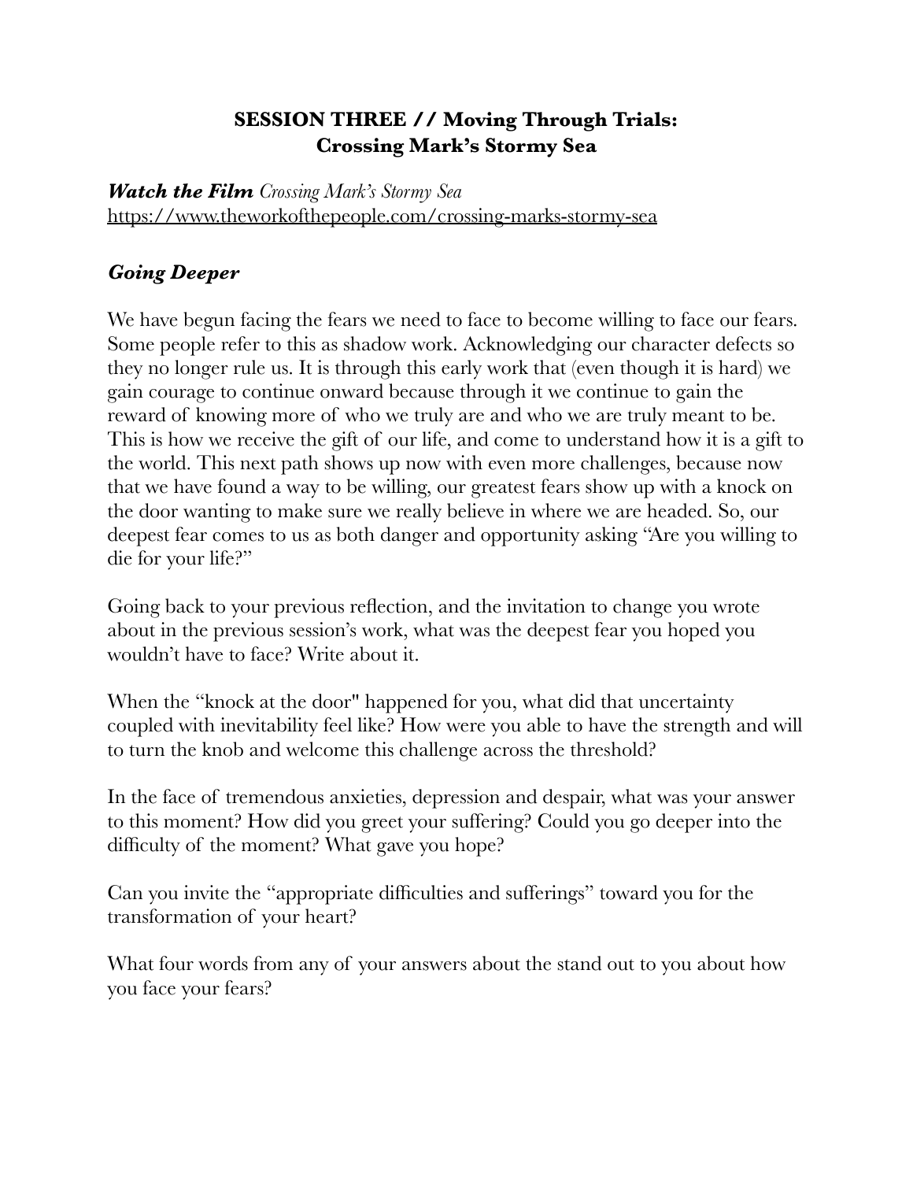# SESSION THREE // Moving Through Trials: Crossing Mark's Stormy Sea

***Watch the Film*** *Crossing Mark's Stormy Sea*
https://www.theworkofthepeople.com/crossing-marks-stormy-sea

## *Going Deeper*

We have begun facing the fears we need to face to become willing to face our fears. Some people refer to this as shadow work. Acknowledging our character defects so they no longer rule us. It is through this early work that (even though it is hard) we gain courage to continue onward because through it we continue to gain the reward of knowing more of who we truly are and who we are truly meant to be. This is how we receive the gift of our life, and come to understand how it is a gift to the world. This next path shows up now with even more challenges, because now that we have found a way to be willing, our greatest fears show up with a knock on the door wanting to make sure we really believe in where we are headed. So, our deepest fear comes to us as both danger and opportunity asking "Are you willing to die for your life?"

Going back to your previous reflection, and the invitation to change you wrote about in the previous session's work, what was the deepest fear you hoped you wouldn't have to face? Write about it.

When the "knock at the door" happened for you, what did that uncertainty coupled with inevitability feel like? How were you able to have the strength and will to turn the knob and welcome this challenge across the threshold?

In the face of tremendous anxieties, depression and despair, what was your answer to this moment? How did you greet your suffering? Could you go deeper into the difficulty of the moment? What gave you hope?

Can you invite the "appropriate difficulties and sufferings" toward you for the transformation of your heart?

What four words from any of your answers about the stand out to you about how you face your fears?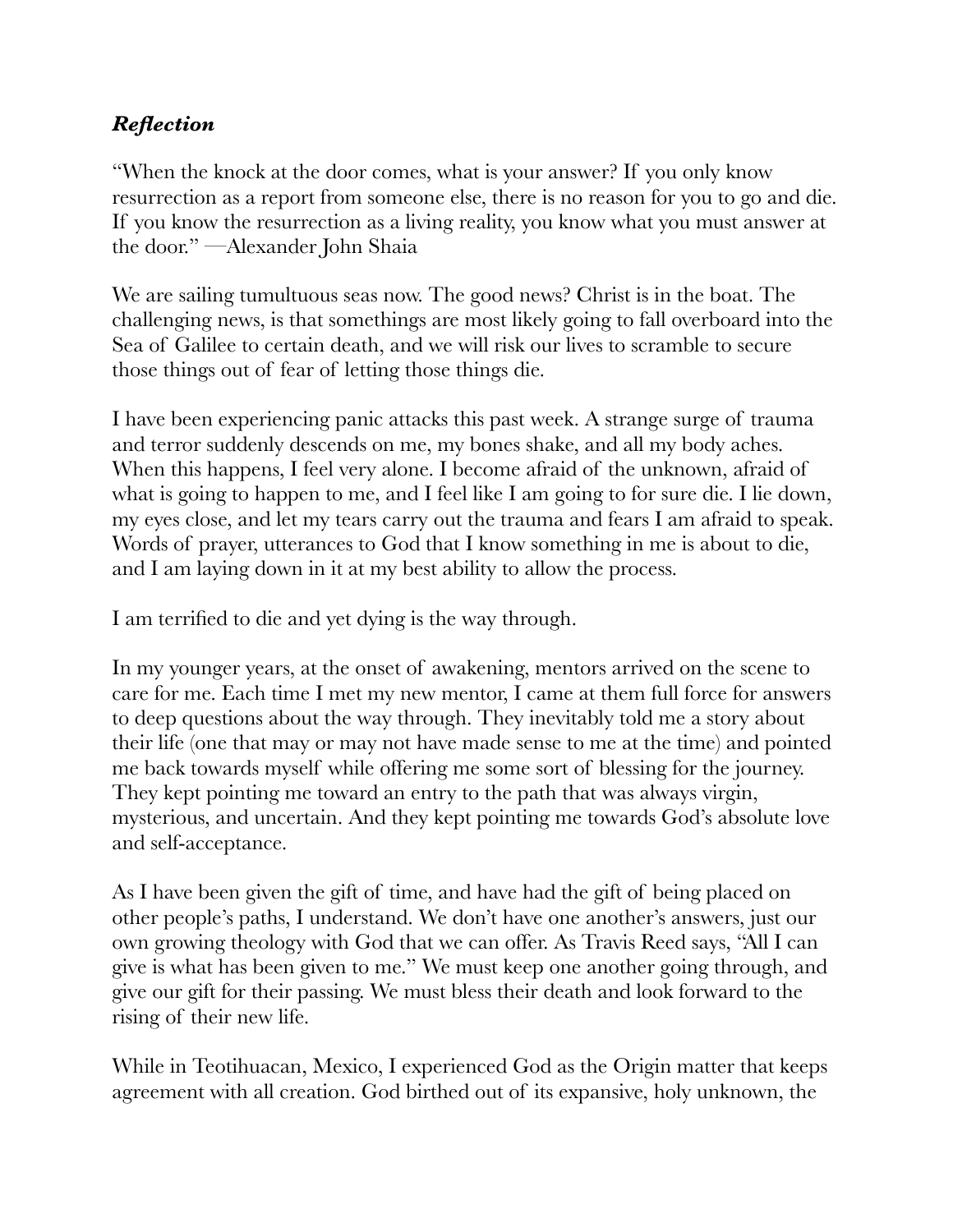### ***Reflection***

"When the knock at the door comes, what is your answer? If you only know resurrection as a report from someone else, there is no reason for you to go and die. If you know the resurrection as a living reality, you know what you must answer at the door." —Alexander John Shaia

We are sailing tumultuous seas now. The good news? Christ is in the boat. The challenging news, is that somethings are most likely going to fall overboard into the Sea of Galilee to certain death, and we will risk our lives to scramble to secure those things out of fear of letting those things die.

I have been experiencing panic attacks this past week. A strange surge of trauma and terror suddenly descends on me, my bones shake, and all my body aches. When this happens, I feel very alone. I become afraid of the unknown, afraid of what is going to happen to me, and I feel like I am going to for sure die. I lie down, my eyes close, and let my tears carry out the trauma and fears I am afraid to speak. Words of prayer, utterances to God that I know something in me is about to die, and I am laying down in it at my best ability to allow the process.

I am terrified to die and yet dying is the way through.

In my younger years, at the onset of awakening, mentors arrived on the scene to care for me. Each time I met my new mentor, I came at them full force for answers to deep questions about the way through. They inevitably told me a story about their life (one that may or may not have made sense to me at the time) and pointed me back towards myself while offering me some sort of blessing for the journey. They kept pointing me toward an entry to the path that was always virgin, mysterious, and uncertain. And they kept pointing me towards God's absolute love and self-acceptance.

As I have been given the gift of time, and have had the gift of being placed on other people's paths, I understand. We don't have one another's answers, just our own growing theology with God that we can offer. As Travis Reed says, "All I can give is what has been given to me." We must keep one another going through, and give our gift for their passing. We must bless their death and look forward to the rising of their new life.

While in Teotihuacan, Mexico, I experienced God as the Origin matter that keeps agreement with all creation. God birthed out of its expansive, holy unknown, the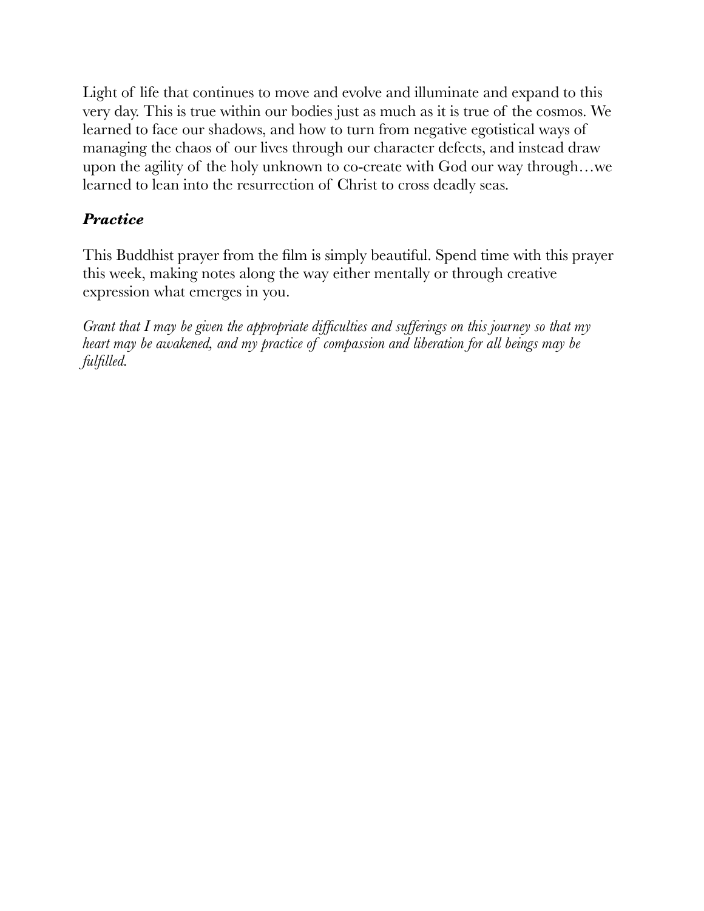Light of life that continues to move and evolve and illuminate and expand to this very day. This is true within our bodies just as much as it is true of the cosmos. We learned to face our shadows, and how to turn from negative egotistical ways of managing the chaos of our lives through our character defects, and instead draw upon the agility of the holy unknown to co-create with God our way through…we learned to lean into the resurrection of Christ to cross deadly seas.

### ***Practice***

This Buddhist prayer from the film is simply beautiful. Spend time with this prayer this week, making notes along the way either mentally or through creative expression what emerges in you.

*Grant that I may be given the appropriate difficulties and sufferings on this journey so that my heart may be awakened, and my practice of compassion and liberation for all beings may be fulfilled.*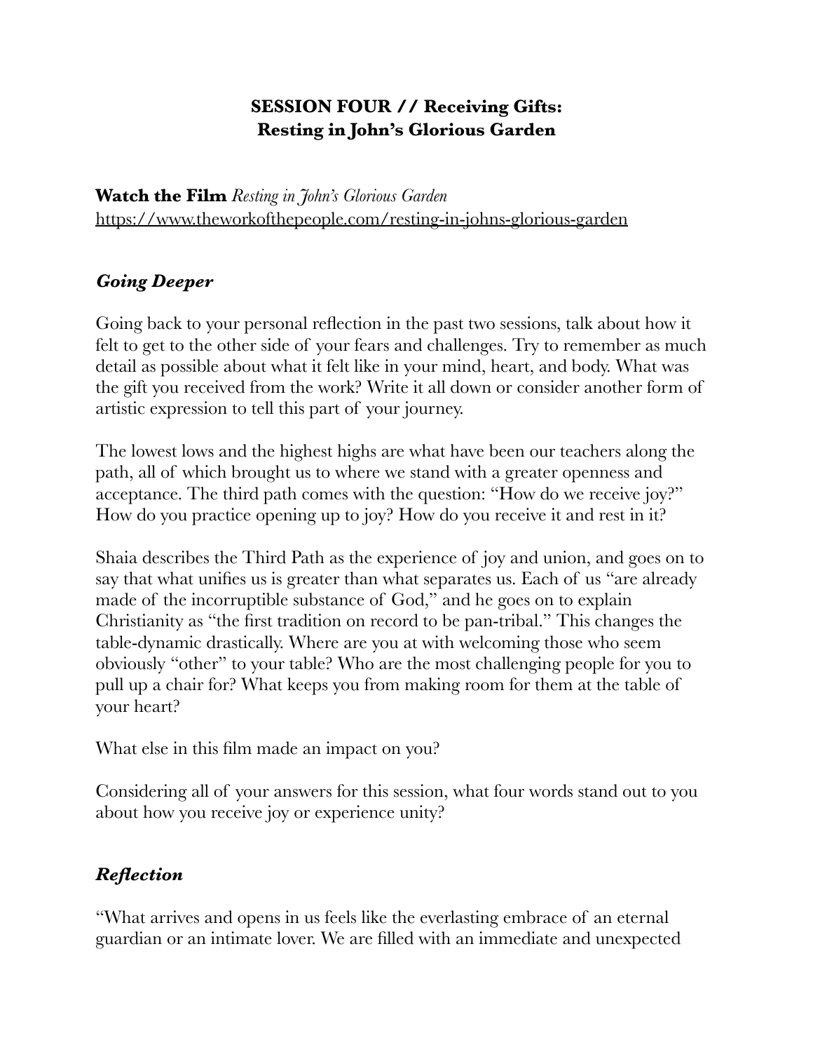**SESSION FOUR // Receiving Gifts:**
**Resting in John's Glorious Garden**

**Watch the Film** *Resting in John's Glorious Garden*
https://www.theworkofthepeople.com/resting-in-johns-glorious-garden

### *Going Deeper*

Going back to your personal reflection in the past two sessions, talk about how it felt to get to the other side of your fears and challenges. Try to remember as much detail as possible about what it felt like in your mind, heart, and body. What was the gift you received from the work? Write it all down or consider another form of artistic expression to tell this part of your journey.

The lowest lows and the highest highs are what have been our teachers along the path, all of which brought us to where we stand with a greater openness and acceptance. The third path comes with the question: "How do we receive joy?" How do you practice opening up to joy? How do you receive it and rest in it?

Shaia describes the Third Path as the experience of joy and union, and goes on to say that what unifies us is greater than what separates us. Each of us "are already made of the incorruptible substance of God," and he goes on to explain Christianity as "the first tradition on record to be pan-tribal." This changes the table-dynamic drastically. Where are you at with welcoming those who seem obviously "other" to your table? Who are the most challenging people for you to pull up a chair for? What keeps you from making room for them at the table of your heart?

What else in this film made an impact on you?

Considering all of your answers for this session, what four words stand out to you about how you receive joy or experience unity?

### *Reflection*

"What arrives and opens in us feels like the everlasting embrace of an eternal guardian or an intimate lover. We are filled with an immediate and unexpected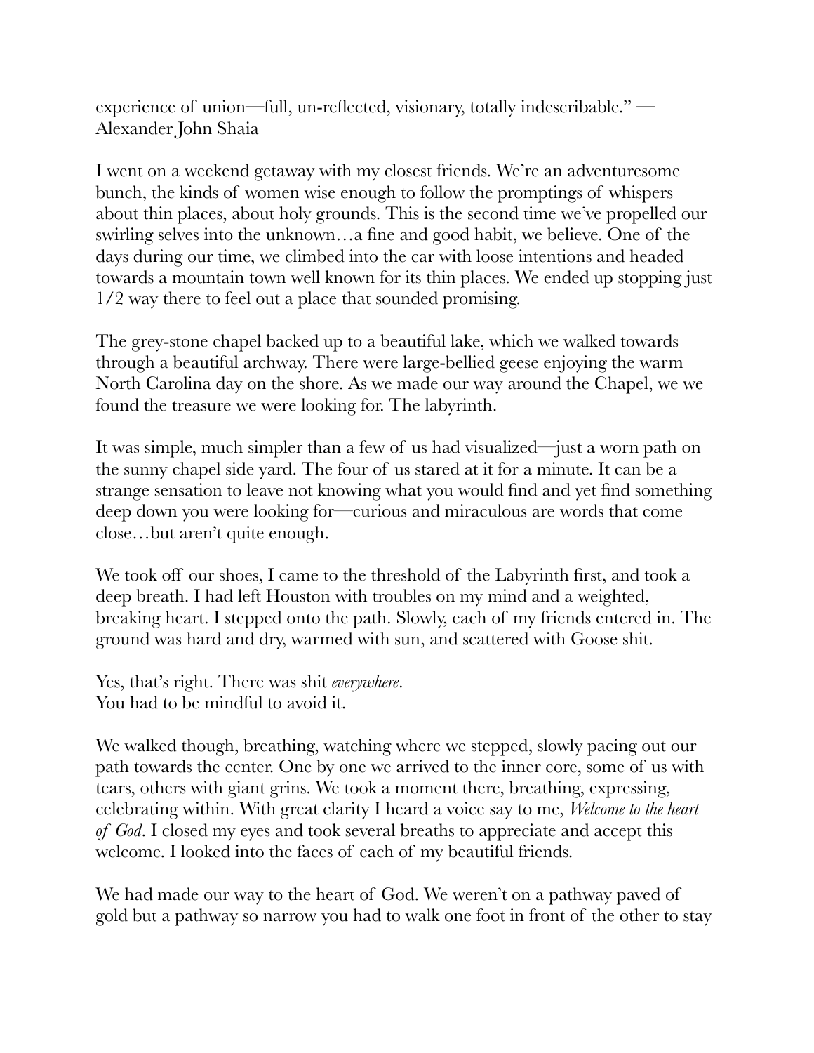experience of union—full, un-reflected, visionary, totally indescribable." — Alexander John Shaia

I went on a weekend getaway with my closest friends. We're an adventuresome bunch, the kinds of women wise enough to follow the promptings of whispers about thin places, about holy grounds. This is the second time we've propelled our swirling selves into the unknown…a fine and good habit, we believe. One of the days during our time, we climbed into the car with loose intentions and headed towards a mountain town well known for its thin places. We ended up stopping just 1/2 way there to feel out a place that sounded promising.

The grey-stone chapel backed up to a beautiful lake, which we walked towards through a beautiful archway. There were large-bellied geese enjoying the warm North Carolina day on the shore. As we made our way around the Chapel, we we found the treasure we were looking for. The labyrinth.

It was simple, much simpler than a few of us had visualized—just a worn path on the sunny chapel side yard. The four of us stared at it for a minute. It can be a strange sensation to leave not knowing what you would find and yet find something deep down you were looking for—curious and miraculous are words that come close…but aren't quite enough.

We took off our shoes, I came to the threshold of the Labyrinth first, and took a deep breath. I had left Houston with troubles on my mind and a weighted, breaking heart. I stepped onto the path. Slowly, each of my friends entered in. The ground was hard and dry, warmed with sun, and scattered with Goose shit.

Yes, that's right. There was shit *everywhere*.
You had to be mindful to avoid it.

We walked though, breathing, watching where we stepped, slowly pacing out our path towards the center. One by one we arrived to the inner core, some of us with tears, others with giant grins. We took a moment there, breathing, expressing, celebrating within. With great clarity I heard a voice say to me, *Welcome to the heart of God*. I closed my eyes and took several breaths to appreciate and accept this welcome. I looked into the faces of each of my beautiful friends.

We had made our way to the heart of God. We weren't on a pathway paved of gold but a pathway so narrow you had to walk one foot in front of the other to stay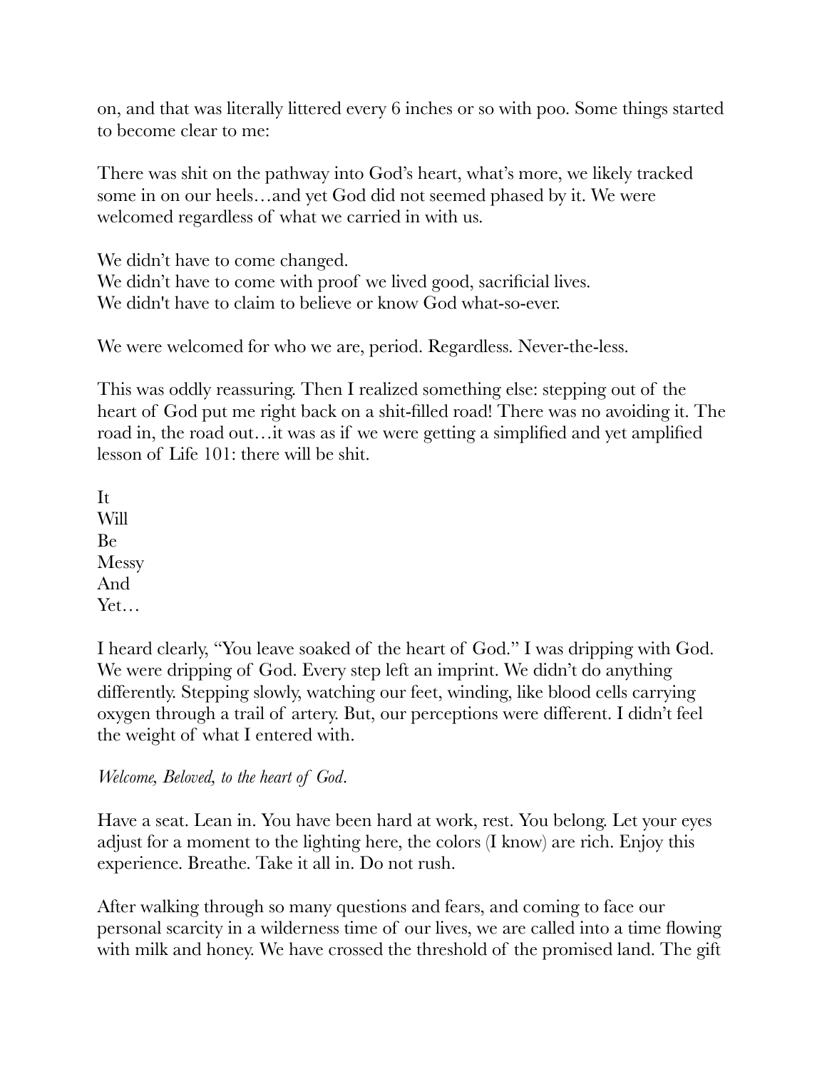on, and that was literally littered every 6 inches or so with poo. Some things started to become clear to me:

There was shit on the pathway into God's heart, what's more, we likely tracked some in on our heels…and yet God did not seemed phased by it. We were welcomed regardless of what we carried in with us.

We didn't have to come changed.
We didn't have to come with proof we lived good, sacrificial lives.
We didn't have to claim to believe or know God what-so-ever.

We were welcomed for who we are, period. Regardless. Never-the-less.

This was oddly reassuring. Then I realized something else: stepping out of the heart of God put me right back on a shit-filled road! There was no avoiding it. The road in, the road out…it was as if we were getting a simplified and yet amplified lesson of Life 101: there will be shit.

It
Will
Be
Messy
And
Yet…

I heard clearly, "You leave soaked of the heart of God." I was dripping with God. We were dripping of God. Every step left an imprint. We didn't do anything differently. Stepping slowly, watching our feet, winding, like blood cells carrying oxygen through a trail of artery. But, our perceptions were different. I didn't feel the weight of what I entered with.

*Welcome, Beloved, to the heart of God.*

Have a seat. Lean in. You have been hard at work, rest. You belong. Let your eyes adjust for a moment to the lighting here, the colors (I know) are rich. Enjoy this experience. Breathe. Take it all in. Do not rush.

After walking through so many questions and fears, and coming to face our personal scarcity in a wilderness time of our lives, we are called into a time flowing with milk and honey. We have crossed the threshold of the promised land. The gift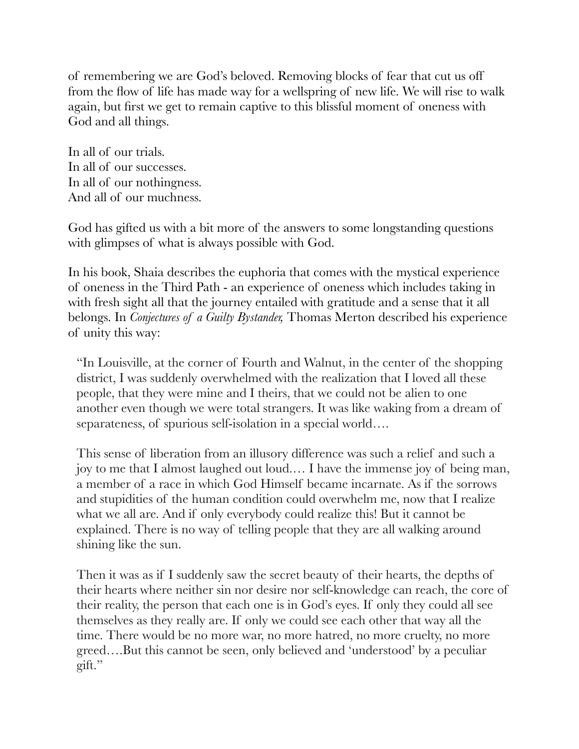of remembering we are God's beloved. Removing blocks of fear that cut us off from the flow of life has made way for a wellspring of new life. We will rise to walk again, but first we get to remain captive to this blissful moment of oneness with God and all things.

In all of our trials.
In all of our successes.
In all of our nothingness.
And all of our muchness.

God has gifted us with a bit more of the answers to some longstanding questions with glimpses of what is always possible with God.

In his book, Shaia describes the euphoria that comes with the mystical experience of oneness in the Third Path - an experience of oneness which includes taking in with fresh sight all that the journey entailed with gratitude and a sense that it all belongs. In *Conjectures of a Guilty Bystander,* Thomas Merton described his experience of unity this way:

> "In Louisville, at the corner of Fourth and Walnut, in the center of the shopping district, I was suddenly overwhelmed with the realization that I loved all these people, that they were mine and I theirs, that we could not be alien to one another even though we were total strangers. It was like waking from a dream of separateness, of spurious self-isolation in a special world….
>
> This sense of liberation from an illusory difference was such a relief and such a joy to me that I almost laughed out loud.… I have the immense joy of being man, a member of a race in which God Himself became incarnate. As if the sorrows and stupidities of the human condition could overwhelm me, now that I realize what we all are. And if only everybody could realize this! But it cannot be explained. There is no way of telling people that they are all walking around shining like the sun.
>
> Then it was as if I suddenly saw the secret beauty of their hearts, the depths of their hearts where neither sin nor desire nor self-knowledge can reach, the core of their reality, the person that each one is in God's eyes. If only they could all see themselves as they really are. If only we could see each other that way all the time. There would be no more war, no more hatred, no more cruelty, no more greed….But this cannot be seen, only believed and 'understood' by a peculiar gift."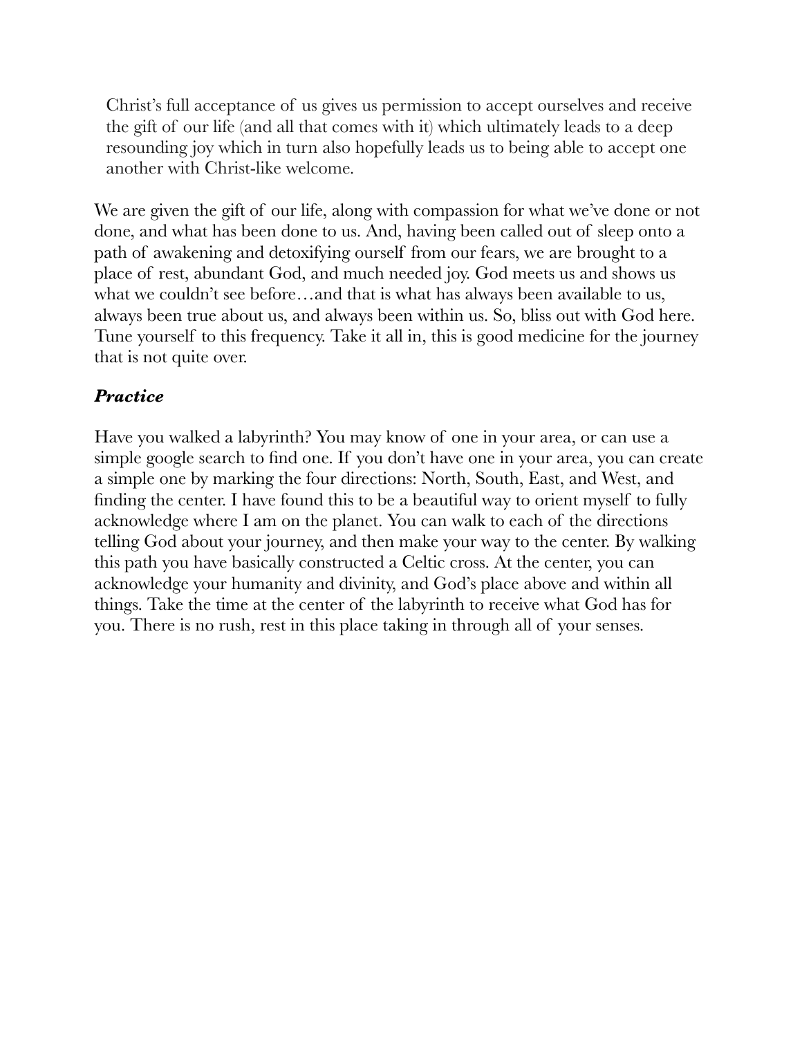> Christ's full acceptance of us gives us permission to accept ourselves and receive the gift of our life (and all that comes with it) which ultimately leads to a deep resounding joy which in turn also hopefully leads us to being able to accept one another with Christ-like welcome.

We are given the gift of our life, along with compassion for what we've done or not done, and what has been done to us. And, having been called out of sleep onto a path of awakening and detoxifying ourself from our fears, we are brought to a place of rest, abundant God, and much needed joy. God meets us and shows us what we couldn't see before…and that is what has always been available to us, always been true about us, and always been within us. So, bliss out with God here. Tune yourself to this frequency. Take it all in, this is good medicine for the journey that is not quite over.

### ***Practice***

Have you walked a labyrinth? You may know of one in your area, or can use a simple google search to find one. If you don't have one in your area, you can create a simple one by marking the four directions: North, South, East, and West, and finding the center. I have found this to be a beautiful way to orient myself to fully acknowledge where I am on the planet. You can walk to each of the directions telling God about your journey, and then make your way to the center. By walking this path you have basically constructed a Celtic cross. At the center, you can acknowledge your humanity and divinity, and God's place above and within all things. Take the time at the center of the labyrinth to receive what God has for you. There is no rush, rest in this place taking in through all of your senses.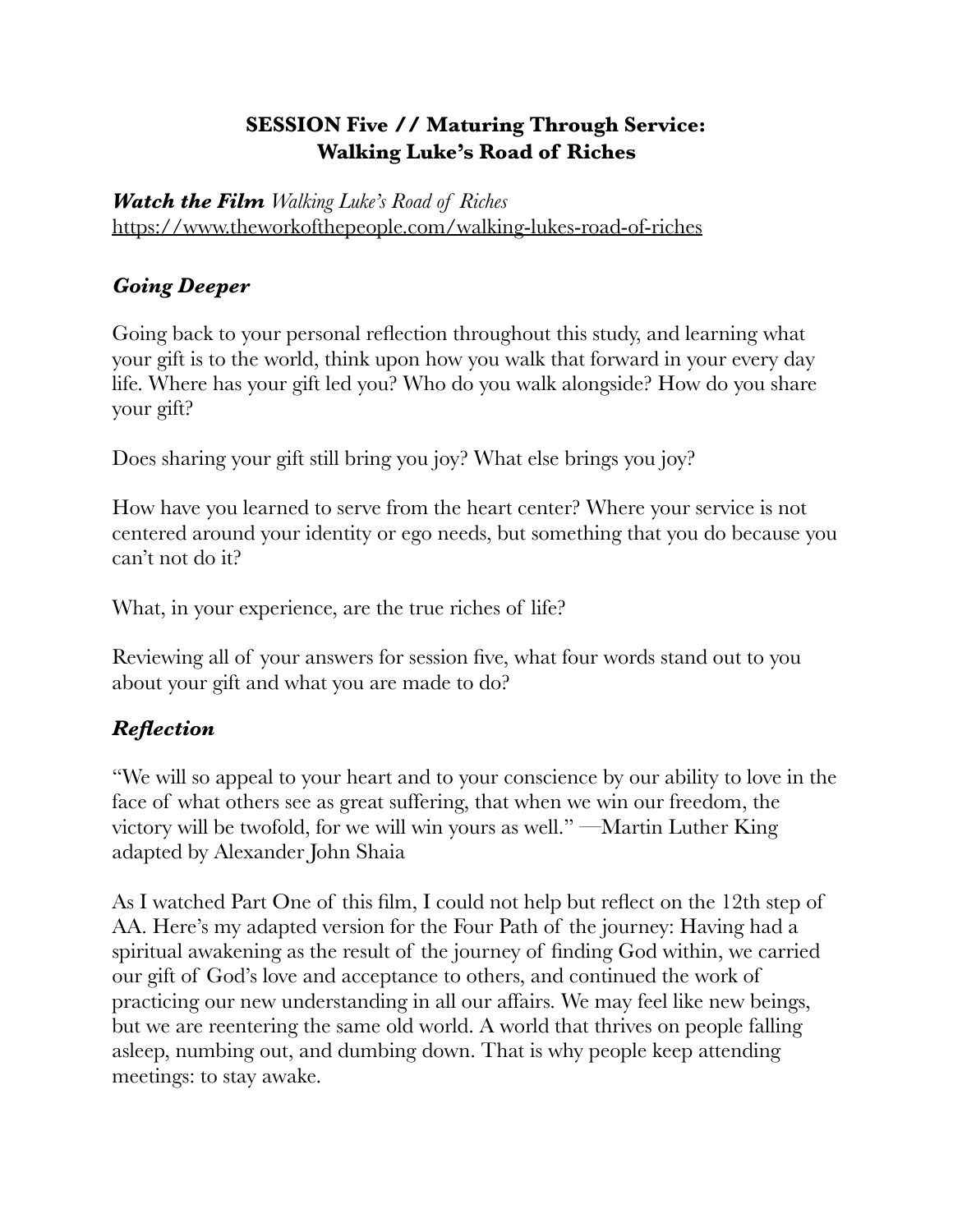## SESSION Five // Maturing Through Service: Walking Luke's Road of Riches

***Watch the Film*** *Walking Luke's Road of Riches*
https://www.theworkofthepeople.com/walking-lukes-road-of-riches

### *Going Deeper*

Going back to your personal reflection throughout this study, and learning what your gift is to the world, think upon how you walk that forward in your every day life. Where has your gift led you? Who do you walk alongside? How do you share your gift?

Does sharing your gift still bring you joy? What else brings you joy?

How have you learned to serve from the heart center? Where your service is not centered around your identity or ego needs, but something that you do because you can't not do it?

What, in your experience, are the true riches of life?

Reviewing all of your answers for session five, what four words stand out to you about your gift and what you are made to do?

### *Reflection*

"We will so appeal to your heart and to your conscience by our ability to love in the face of what others see as great suffering, that when we win our freedom, the victory will be twofold, for we will win yours as well." —Martin Luther King adapted by Alexander John Shaia

As I watched Part One of this film, I could not help but reflect on the 12th step of AA. Here's my adapted version for the Four Path of the journey: Having had a spiritual awakening as the result of the journey of finding God within, we carried our gift of God's love and acceptance to others, and continued the work of practicing our new understanding in all our affairs. We may feel like new beings, but we are reentering the same old world. A world that thrives on people falling asleep, numbing out, and dumbing down. That is why people keep attending meetings: to stay awake.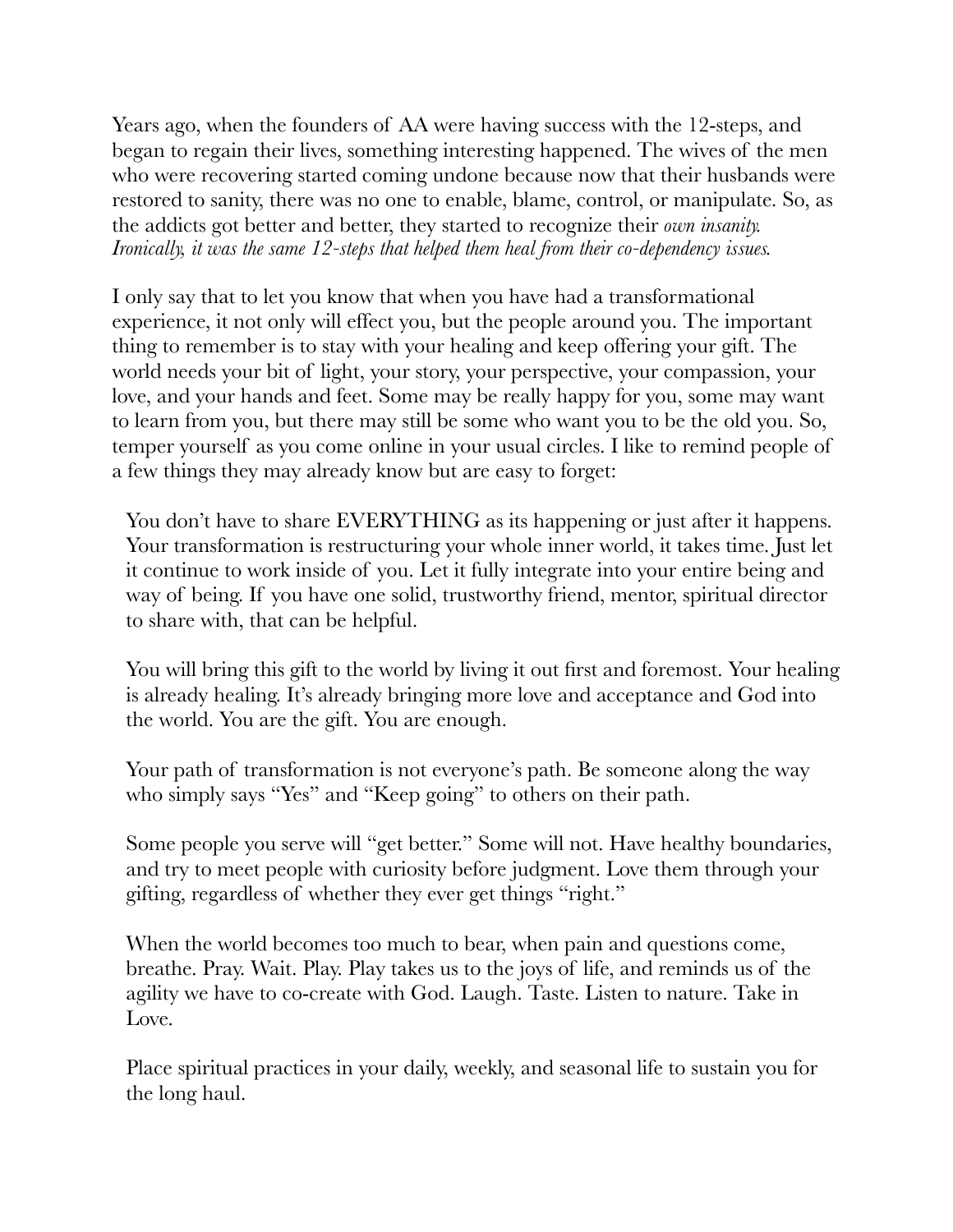Years ago, when the founders of AA were having success with the 12-steps, and began to regain their lives, something interesting happened. The wives of the men who were recovering started coming undone because now that their husbands were restored to sanity, there was no one to enable, blame, control, or manipulate. So, as the addicts got better and better, they started to recognize their *own insanity. Ironically, it was the same 12-steps that helped them heal from their co-dependency issues.*

I only say that to let you know that when you have had a transformational experience, it not only will effect you, but the people around you. The important thing to remember is to stay with your healing and keep offering your gift. The world needs your bit of light, your story, your perspective, your compassion, your love, and your hands and feet. Some may be really happy for you, some may want to learn from you, but there may still be some who want you to be the old you. So, temper yourself as you come online in your usual circles. I like to remind people of a few things they may already know but are easy to forget:

> You don't have to share EVERYTHING as its happening or just after it happens. Your transformation is restructuring your whole inner world, it takes time. Just let it continue to work inside of you. Let it fully integrate into your entire being and way of being. If you have one solid, trustworthy friend, mentor, spiritual director to share with, that can be helpful.
>
> You will bring this gift to the world by living it out first and foremost. Your healing is already healing. It's already bringing more love and acceptance and God into the world. You are the gift. You are enough.
>
> Your path of transformation is not everyone's path. Be someone along the way who simply says "Yes" and "Keep going" to others on their path.
>
> Some people you serve will "get better." Some will not. Have healthy boundaries, and try to meet people with curiosity before judgment. Love them through your gifting, regardless of whether they ever get things "right."
>
> When the world becomes too much to bear, when pain and questions come, breathe. Pray. Wait. Play. Play takes us to the joys of life, and reminds us of the agility we have to co-create with God. Laugh. Taste. Listen to nature. Take in Love.
>
> Place spiritual practices in your daily, weekly, and seasonal life to sustain you for the long haul.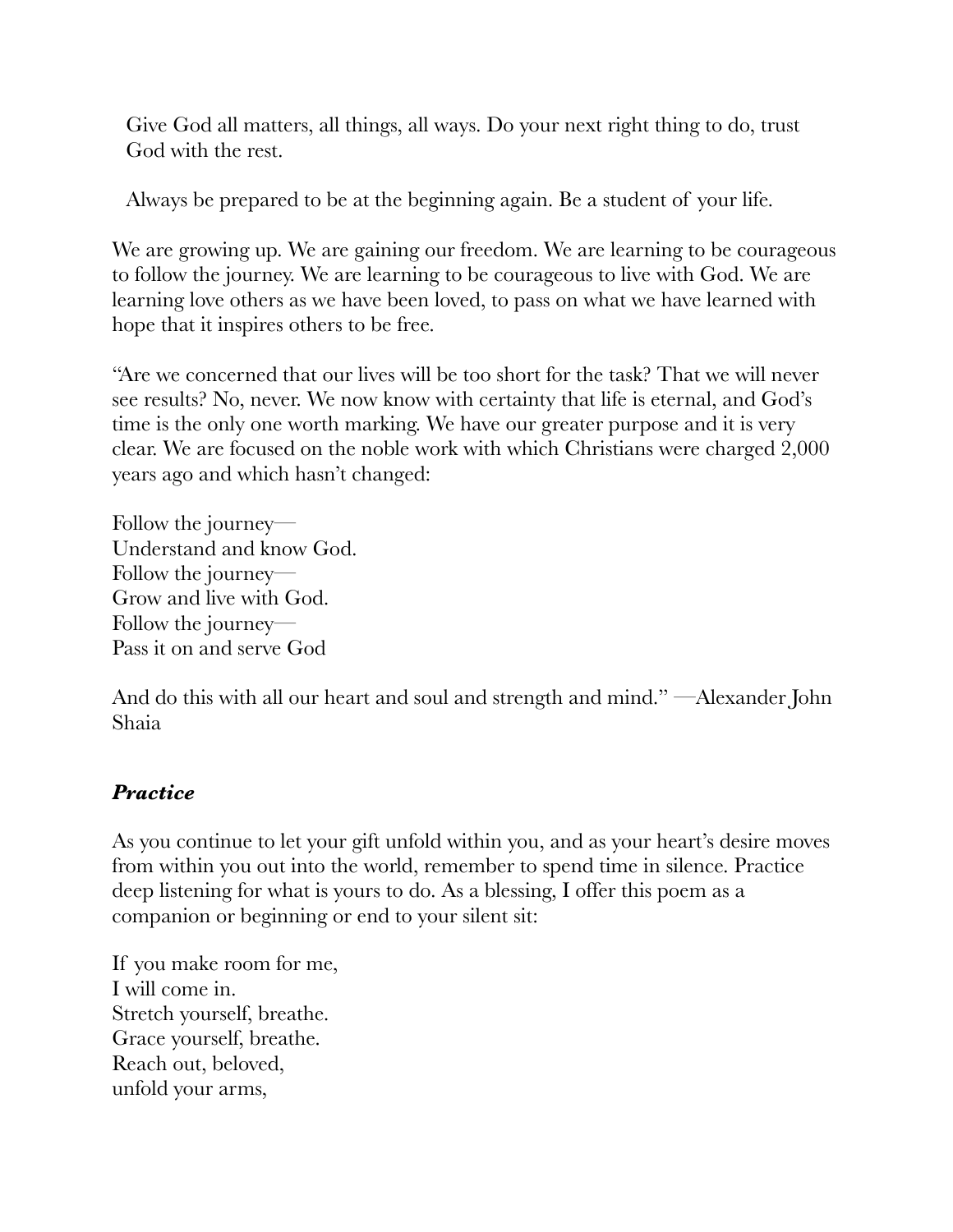Give God all matters, all things, all ways. Do your next right thing to do, trust God with the rest.

Always be prepared to be at the beginning again. Be a student of your life.

We are growing up. We are gaining our freedom. We are learning to be courageous to follow the journey. We are learning to be courageous to live with God. We are learning love others as we have been loved, to pass on what we have learned with hope that it inspires others to be free.

"Are we concerned that our lives will be too short for the task? That we will never see results? No, never. We now know with certainty that life is eternal, and God's time is the only one worth marking. We have our greater purpose and it is very clear. We are focused on the noble work with which Christians were charged 2,000 years ago and which hasn't changed:

Follow the journey—  
Understand and know God.  
Follow the journey—  
Grow and live with God.  
Follow the journey—  
Pass it on and serve God

And do this with all our heart and soul and strength and mind." —Alexander John Shaia

### ***Practice***

As you continue to let your gift unfold within you, and as your heart's desire moves from within you out into the world, remember to spend time in silence. Practice deep listening for what is yours to do. As a blessing, I offer this poem as a companion or beginning or end to your silent sit:

If you make room for me,  
I will come in.  
Stretch yourself, breathe.  
Grace yourself, breathe.  
Reach out, beloved,  
unfold your arms,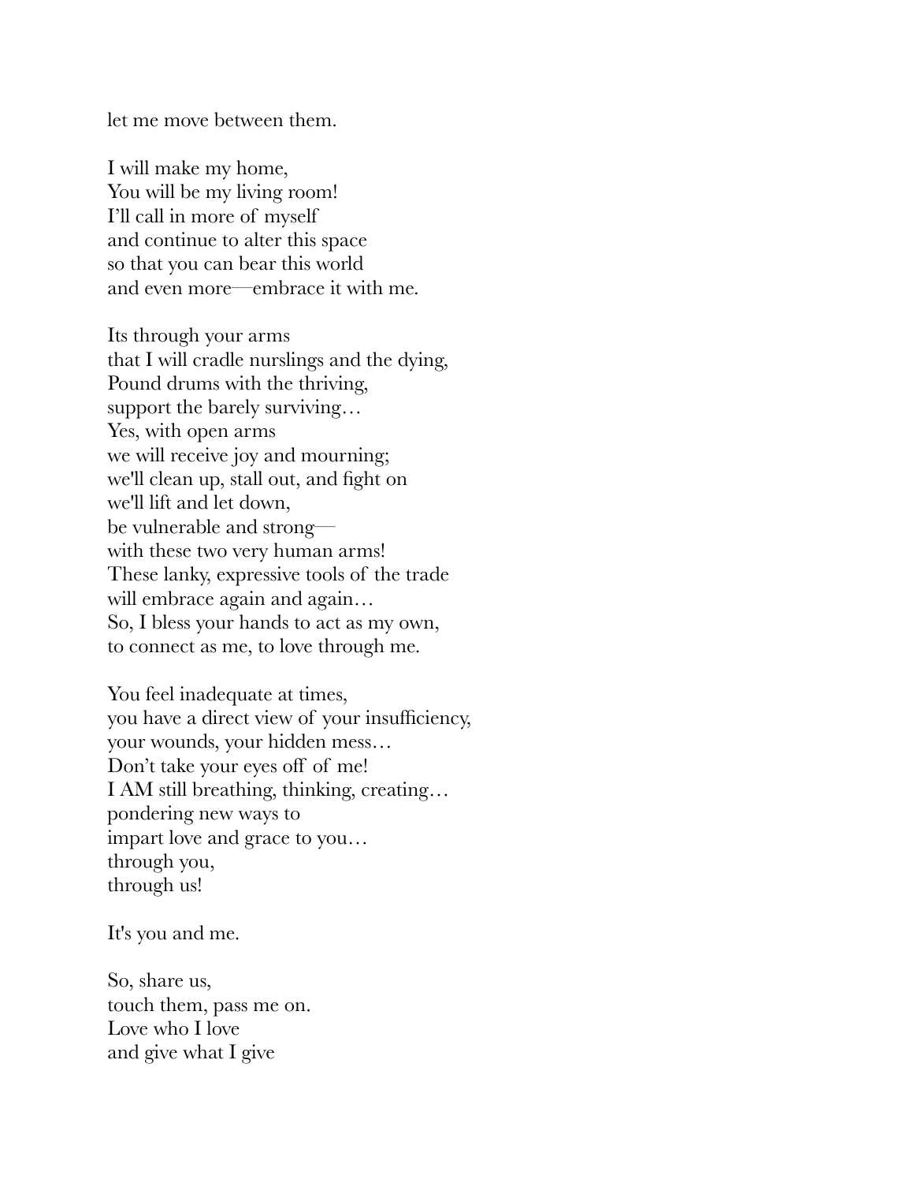let me move between them.

I will make my home,  
You will be my living room!  
I'll call in more of myself  
and continue to alter this space  
so that you can bear this world  
and even more—embrace it with me.

Its through your arms  
that I will cradle nurslings and the dying,  
Pound drums with the thriving,  
support the barely surviving…  
Yes, with open arms  
we will receive joy and mourning;  
we'll clean up, stall out, and fight on  
we'll lift and let down,  
be vulnerable and strong—  
with these two very human arms!  
These lanky, expressive tools of the trade  
will embrace again and again…  
So, I bless your hands to act as my own,  
to connect as me, to love through me.

You feel inadequate at times,  
you have a direct view of your insufficiency,  
your wounds, your hidden mess…  
Don't take your eyes off of me!  
I AM still breathing, thinking, creating…  
pondering new ways to  
impart love and grace to you…  
through you,  
through us!

It's you and me.

So, share us,  
touch them, pass me on.  
Love who I love  
and give what I give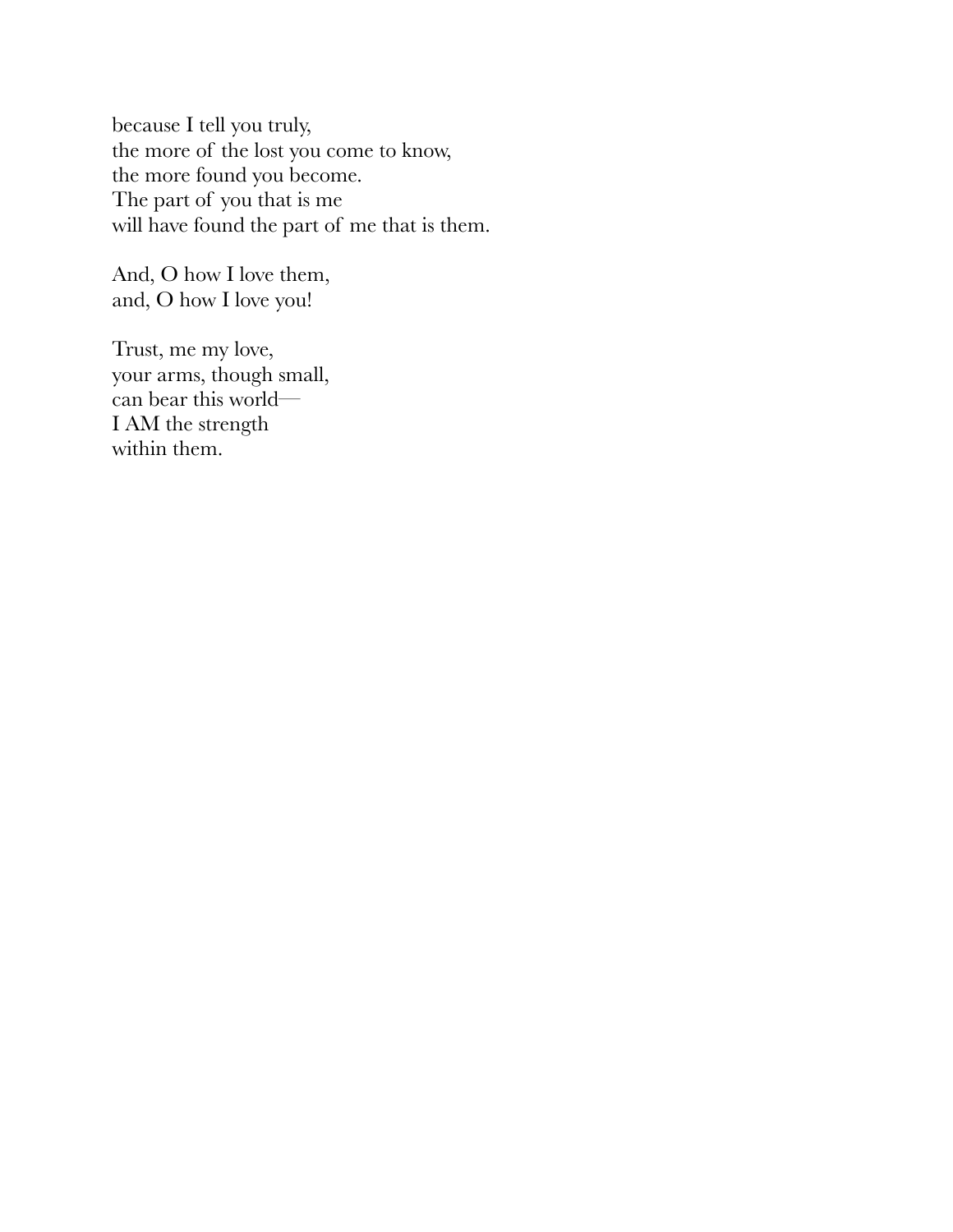because I tell you truly,  
the more of the lost you come to know,  
the more found you become.  
The part of you that is me  
will have found the part of me that is them.

And, O how I love them,  
and, O how I love you!

Trust, me my love,  
your arms, though small,  
can bear this world—  
I AM the strength  
within them.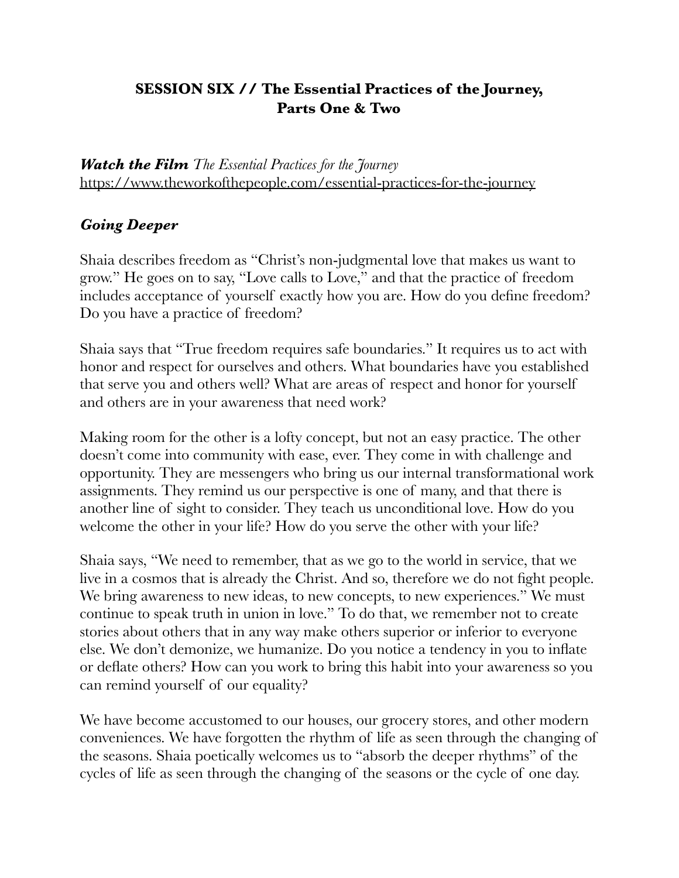## SESSION SIX // The Essential Practices of the Journey, Parts One & Two

***Watch the Film*** *The Essential Practices for the Journey*
https://www.theworkofthepeople.com/essential-practices-for-the-journey

### *Going Deeper*

Shaia describes freedom as "Christ's non-judgmental love that makes us want to grow." He goes on to say, "Love calls to Love," and that the practice of freedom includes acceptance of yourself exactly how you are. How do you define freedom? Do you have a practice of freedom?

Shaia says that "True freedom requires safe boundaries." It requires us to act with honor and respect for ourselves and others. What boundaries have you established that serve you and others well? What are areas of respect and honor for yourself and others are in your awareness that need work?

Making room for the other is a lofty concept, but not an easy practice. The other doesn't come into community with ease, ever. They come in with challenge and opportunity. They are messengers who bring us our internal transformational work assignments. They remind us our perspective is one of many, and that there is another line of sight to consider. They teach us unconditional love. How do you welcome the other in your life? How do you serve the other with your life?

Shaia says, "We need to remember, that as we go to the world in service, that we live in a cosmos that is already the Christ. And so, therefore we do not fight people. We bring awareness to new ideas, to new concepts, to new experiences." We must continue to speak truth in union in love." To do that, we remember not to create stories about others that in any way make others superior or inferior to everyone else. We don't demonize, we humanize. Do you notice a tendency in you to inflate or deflate others? How can you work to bring this habit into your awareness so you can remind yourself of our equality?

We have become accustomed to our houses, our grocery stores, and other modern conveniences. We have forgotten the rhythm of life as seen through the changing of the seasons. Shaia poetically welcomes us to "absorb the deeper rhythms" of the cycles of life as seen through the changing of the seasons or the cycle of one day.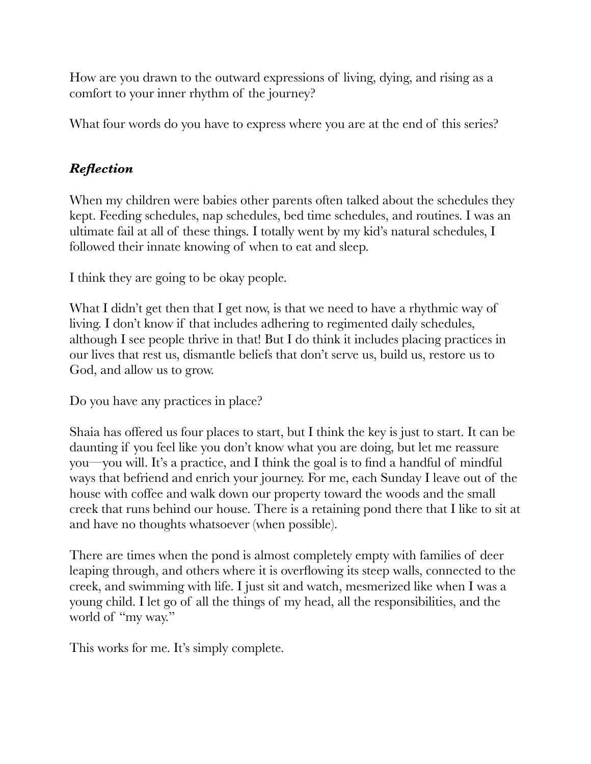How are you drawn to the outward expressions of living, dying, and rising as a comfort to your inner rhythm of the journey?

What four words do you have to express where you are at the end of this series?

### ***Reflection***

When my children were babies other parents often talked about the schedules they kept. Feeding schedules, nap schedules, bed time schedules, and routines. I was an ultimate fail at all of these things. I totally went by my kid's natural schedules, I followed their innate knowing of when to eat and sleep.

I think they are going to be okay people.

What I didn't get then that I get now, is that we need to have a rhythmic way of living. I don't know if that includes adhering to regimented daily schedules, although I see people thrive in that! But I do think it includes placing practices in our lives that rest us, dismantle beliefs that don't serve us, build us, restore us to God, and allow us to grow.

Do you have any practices in place?

Shaia has offered us four places to start, but I think the key is just to start. It can be daunting if you feel like you don't know what you are doing, but let me reassure you—you will. It's a practice, and I think the goal is to find a handful of mindful ways that befriend and enrich your journey. For me, each Sunday I leave out of the house with coffee and walk down our property toward the woods and the small creek that runs behind our house. There is a retaining pond there that I like to sit at and have no thoughts whatsoever (when possible).

There are times when the pond is almost completely empty with families of deer leaping through, and others where it is overflowing its steep walls, connected to the creek, and swimming with life. I just sit and watch, mesmerized like when I was a young child. I let go of all the things of my head, all the responsibilities, and the world of "my way."

This works for me. It's simply complete.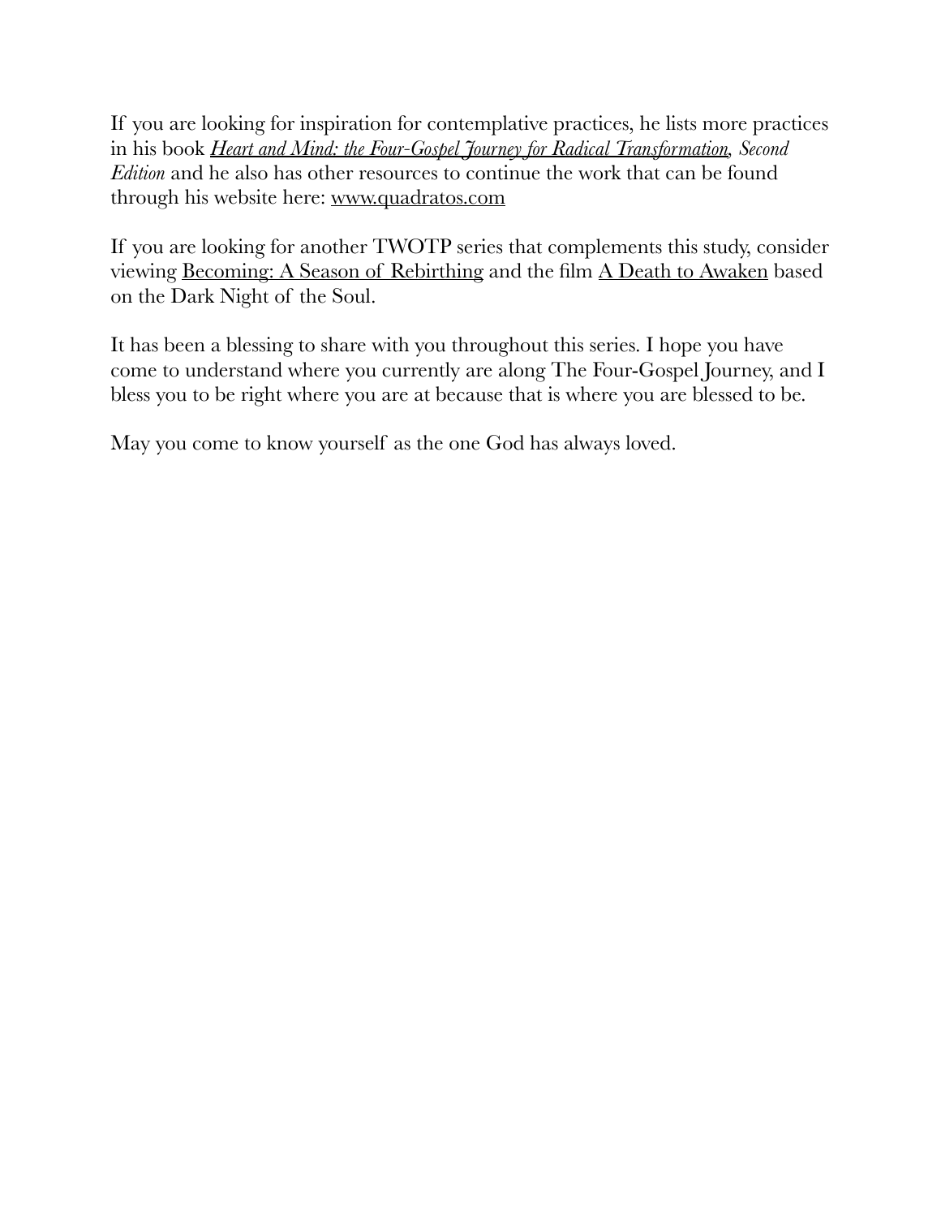If you are looking for inspiration for contemplative practices, he lists more practices in his book *Heart and Mind: the Four-Gospel Journey for Radical Transformation, Second Edition* and he also has other resources to continue the work that can be found through his website here: www.quadratos.com

If you are looking for another TWOTP series that complements this study, consider viewing Becoming: A Season of Rebirthing and the film A Death to Awaken based on the Dark Night of the Soul.

It has been a blessing to share with you throughout this series. I hope you have come to understand where you currently are along The Four-Gospel Journey, and I bless you to be right where you are at because that is where you are blessed to be.

May you come to know yourself as the one God has always loved.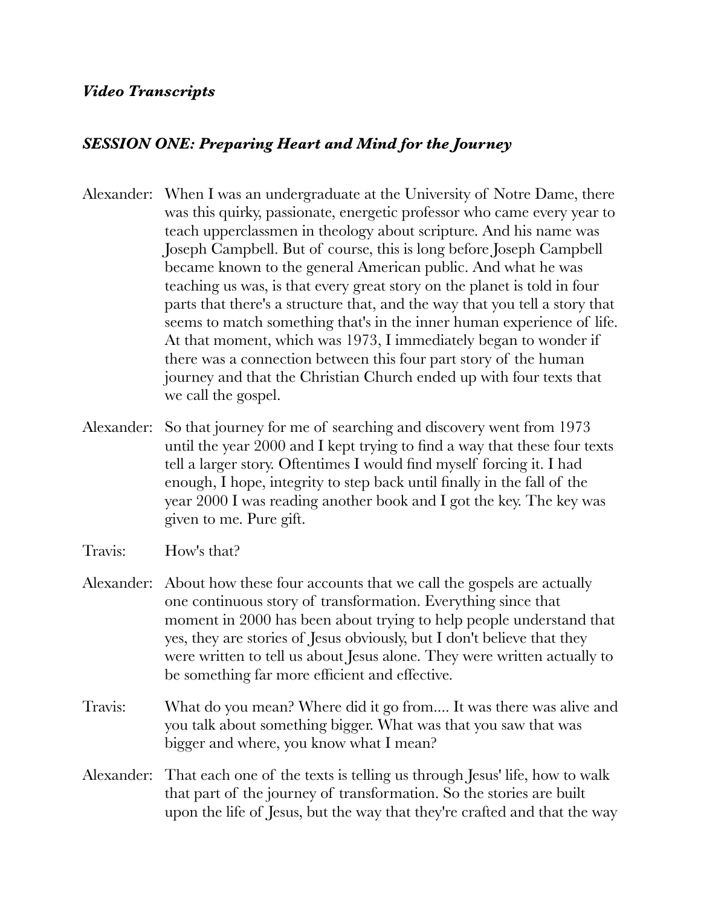## *Video Transcripts*

### *SESSION ONE: Preparing Heart and Mind for the Journey*

Alexander: When I was an undergraduate at the University of Notre Dame, there was this quirky, passionate, energetic professor who came every year to teach upperclassmen in theology about scripture. And his name was Joseph Campbell. But of course, this is long before Joseph Campbell became known to the general American public. And what he was teaching us was, is that every great story on the planet is told in four parts that there's a structure that, and the way that you tell a story that seems to match something that's in the inner human experience of life. At that moment, which was 1973, I immediately began to wonder if there was a connection between this four part story of the human journey and that the Christian Church ended up with four texts that we call the gospel.

Alexander: So that journey for me of searching and discovery went from 1973 until the year 2000 and I kept trying to find a way that these four texts tell a larger story. Oftentimes I would find myself forcing it. I had enough, I hope, integrity to step back until finally in the fall of the year 2000 I was reading another book and I got the key. The key was given to me. Pure gift.

Travis: How's that?

Alexander: About how these four accounts that we call the gospels are actually one continuous story of transformation. Everything since that moment in 2000 has been about trying to help people understand that yes, they are stories of Jesus obviously, but I don't believe that they were written to tell us about Jesus alone. They were written actually to be something far more efficient and effective.

Travis: What do you mean? Where did it go from.... It was there was alive and you talk about something bigger. What was that you saw that was bigger and where, you know what I mean?

Alexander: That each one of the texts is telling us through Jesus' life, how to walk that part of the journey of transformation. So the stories are built upon the life of Jesus, but the way that they're crafted and that the way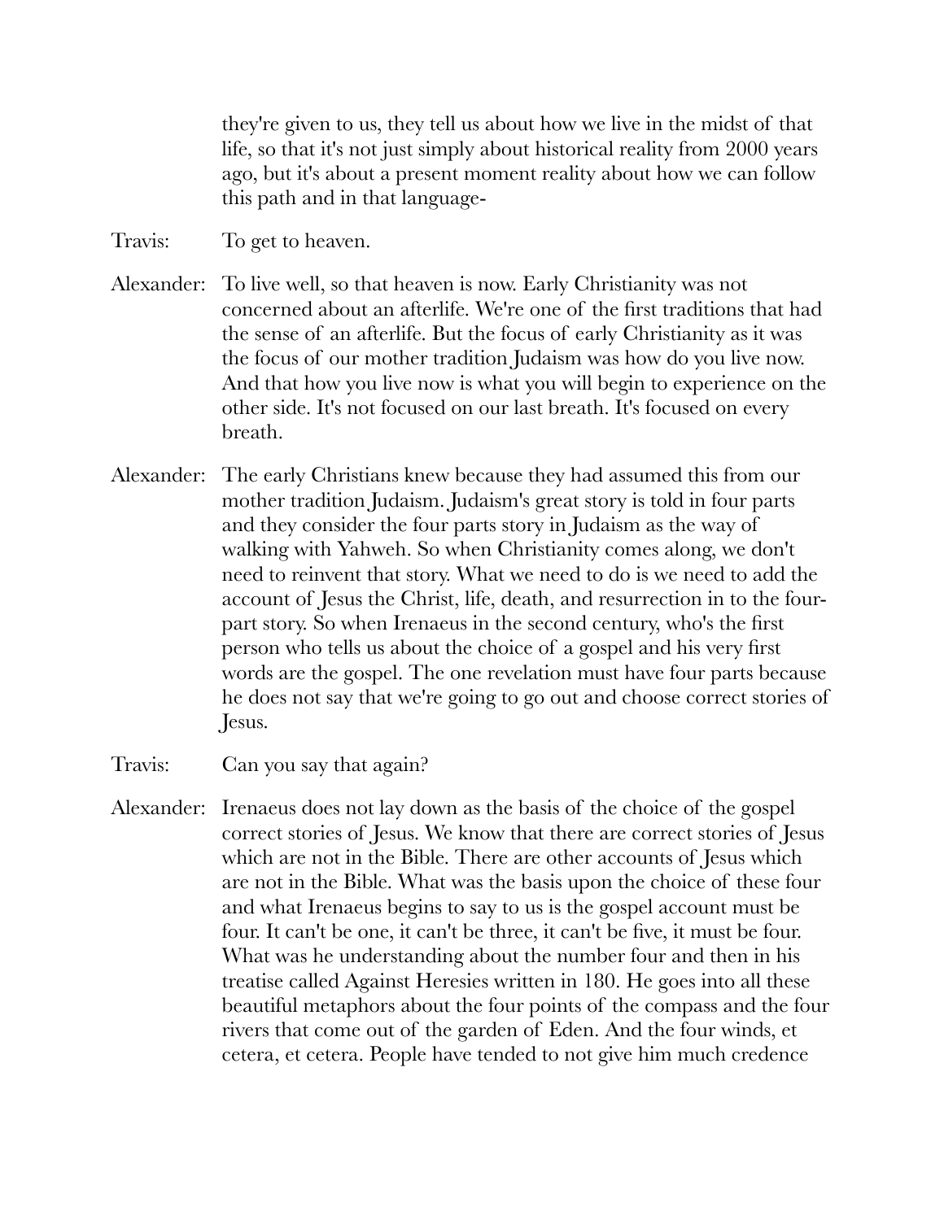they're given to us, they tell us about how we live in the midst of that life, so that it's not just simply about historical reality from 2000 years ago, but it's about a present moment reality about how we can follow this path and in that language-

Travis: To get to heaven.

Alexander: To live well, so that heaven is now. Early Christianity was not concerned about an afterlife. We're one of the first traditions that had the sense of an afterlife. But the focus of early Christianity as it was the focus of our mother tradition Judaism was how do you live now. And that how you live now is what you will begin to experience on the other side. It's not focused on our last breath. It's focused on every breath.

Alexander: The early Christians knew because they had assumed this from our mother tradition Judaism. Judaism's great story is told in four parts and they consider the four parts story in Judaism as the way of walking with Yahweh. So when Christianity comes along, we don't need to reinvent that story. What we need to do is we need to add the account of Jesus the Christ, life, death, and resurrection in to the four-part story. So when Irenaeus in the second century, who's the first person who tells us about the choice of a gospel and his very first words are the gospel. The one revelation must have four parts because he does not say that we're going to go out and choose correct stories of Jesus.

Travis: Can you say that again?

Alexander: Irenaeus does not lay down as the basis of the choice of the gospel correct stories of Jesus. We know that there are correct stories of Jesus which are not in the Bible. There are other accounts of Jesus which are not in the Bible. What was the basis upon the choice of these four and what Irenaeus begins to say to us is the gospel account must be four. It can't be one, it can't be three, it can't be five, it must be four. What was he understanding about the number four and then in his treatise called Against Heresies written in 180. He goes into all these beautiful metaphors about the four points of the compass and the four rivers that come out of the garden of Eden. And the four winds, et cetera, et cetera. People have tended to not give him much credence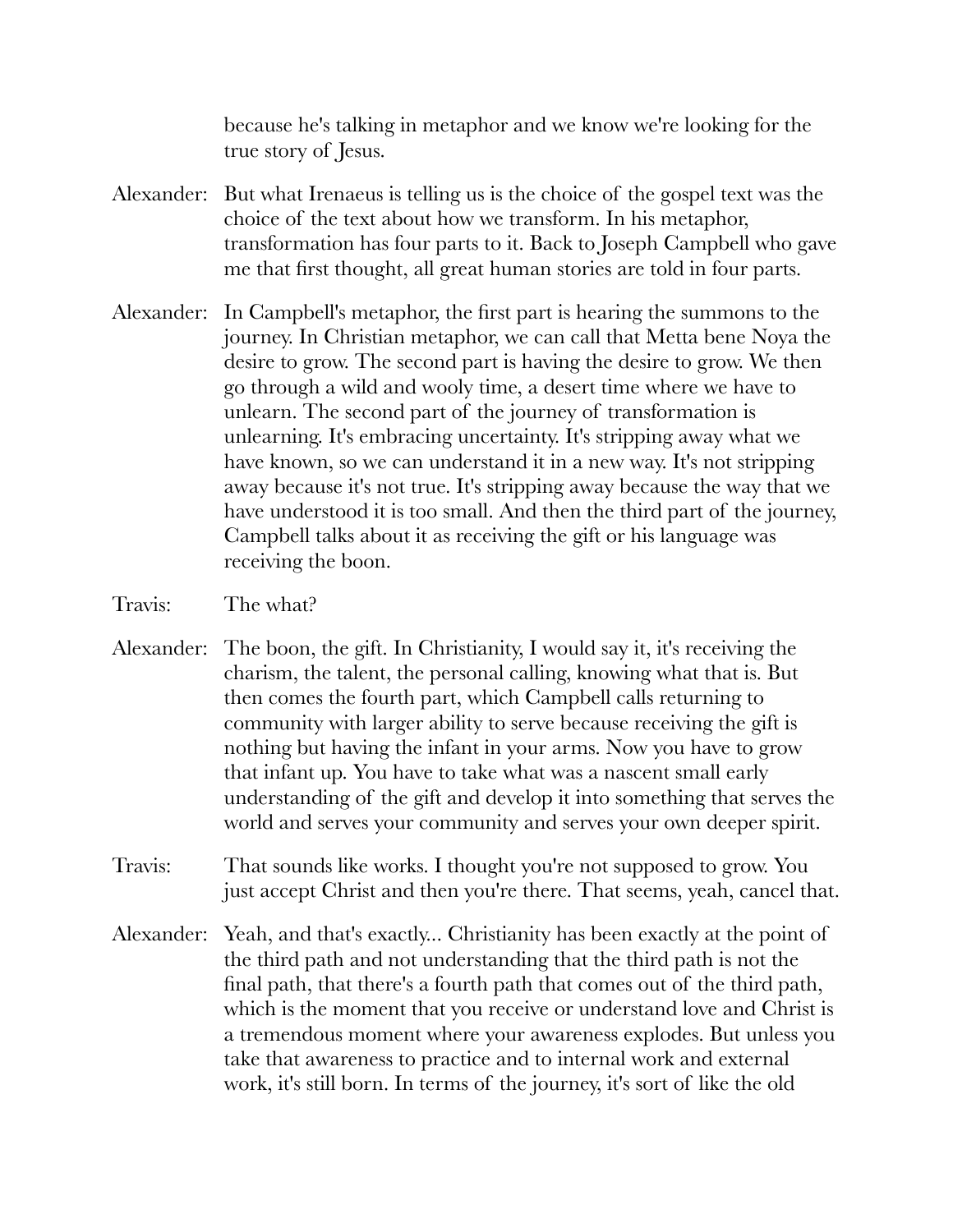because he's talking in metaphor and we know we're looking for the true story of Jesus.

Alexander: But what Irenaeus is telling us is the choice of the gospel text was the choice of the text about how we transform. In his metaphor, transformation has four parts to it. Back to Joseph Campbell who gave me that first thought, all great human stories are told in four parts.

Alexander: In Campbell's metaphor, the first part is hearing the summons to the journey. In Christian metaphor, we can call that Metta bene Noya the desire to grow. The second part is having the desire to grow. We then go through a wild and wooly time, a desert time where we have to unlearn. The second part of the journey of transformation is unlearning. It's embracing uncertainty. It's stripping away what we have known, so we can understand it in a new way. It's not stripping away because it's not true. It's stripping away because the way that we have understood it is too small. And then the third part of the journey, Campbell talks about it as receiving the gift or his language was receiving the boon.

Travis: The what?

Alexander: The boon, the gift. In Christianity, I would say it, it's receiving the charism, the talent, the personal calling, knowing what that is. But then comes the fourth part, which Campbell calls returning to community with larger ability to serve because receiving the gift is nothing but having the infant in your arms. Now you have to grow that infant up. You have to take what was a nascent small early understanding of the gift and develop it into something that serves the world and serves your community and serves your own deeper spirit.

Travis: That sounds like works. I thought you're not supposed to grow. You just accept Christ and then you're there. That seems, yeah, cancel that.

Alexander: Yeah, and that's exactly... Christianity has been exactly at the point of the third path and not understanding that the third path is not the final path, that there's a fourth path that comes out of the third path, which is the moment that you receive or understand love and Christ is a tremendous moment where your awareness explodes. But unless you take that awareness to practice and to internal work and external work, it's still born. In terms of the journey, it's sort of like the old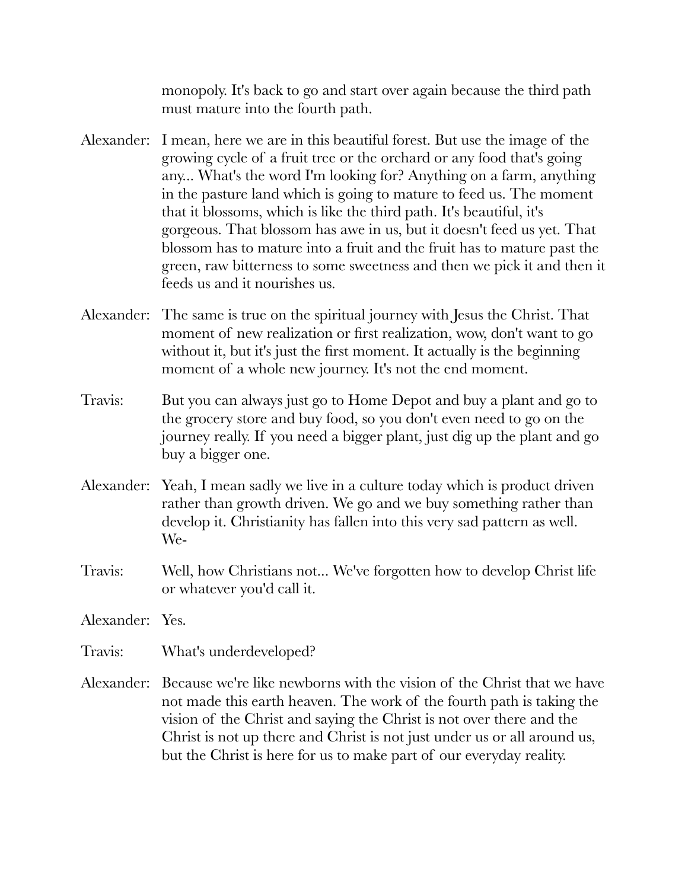monopoly. It's back to go and start over again because the third path must mature into the fourth path.

Alexander: I mean, here we are in this beautiful forest. But use the image of the growing cycle of a fruit tree or the orchard or any food that's going any... What's the word I'm looking for? Anything on a farm, anything in the pasture land which is going to mature to feed us. The moment that it blossoms, which is like the third path. It's beautiful, it's gorgeous. That blossom has awe in us, but it doesn't feed us yet. That blossom has to mature into a fruit and the fruit has to mature past the green, raw bitterness to some sweetness and then we pick it and then it feeds us and it nourishes us.

Alexander: The same is true on the spiritual journey with Jesus the Christ. That moment of new realization or first realization, wow, don't want to go without it, but it's just the first moment. It actually is the beginning moment of a whole new journey. It's not the end moment.

Travis: But you can always just go to Home Depot and buy a plant and go to the grocery store and buy food, so you don't even need to go on the journey really. If you need a bigger plant, just dig up the plant and go buy a bigger one.

Alexander: Yeah, I mean sadly we live in a culture today which is product driven rather than growth driven. We go and we buy something rather than develop it. Christianity has fallen into this very sad pattern as well. We-

Travis: Well, how Christians not... We've forgotten how to develop Christ life or whatever you'd call it.

Alexander: Yes.

Travis: What's underdeveloped?

Alexander: Because we're like newborns with the vision of the Christ that we have not made this earth heaven. The work of the fourth path is taking the vision of the Christ and saying the Christ is not over there and the Christ is not up there and Christ is not just under us or all around us, but the Christ is here for us to make part of our everyday reality.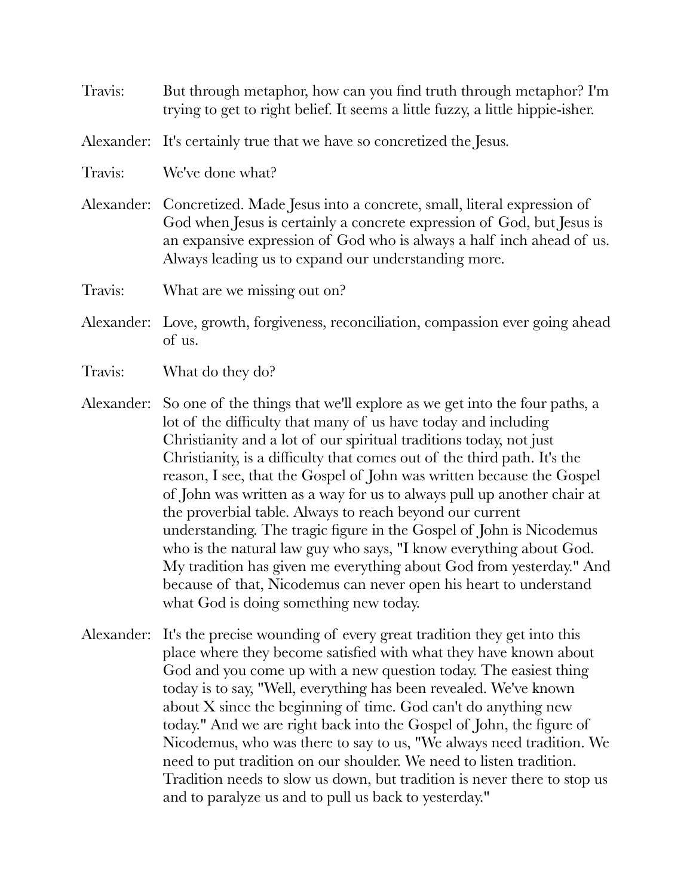Travis: But through metaphor, how can you find truth through metaphor? I'm trying to get to right belief. It seems a little fuzzy, a little hippie-isher.

Alexander: It's certainly true that we have so concretized the Jesus.

Travis: We've done what?

Alexander: Concretized. Made Jesus into a concrete, small, literal expression of God when Jesus is certainly a concrete expression of God, but Jesus is an expansive expression of God who is always a half inch ahead of us. Always leading us to expand our understanding more.

Travis: What are we missing out on?

Alexander: Love, growth, forgiveness, reconciliation, compassion ever going ahead of us.

Travis: What do they do?

Alexander: So one of the things that we'll explore as we get into the four paths, a lot of the difficulty that many of us have today and including Christianity and a lot of our spiritual traditions today, not just Christianity, is a difficulty that comes out of the third path. It's the reason, I see, that the Gospel of John was written because the Gospel of John was written as a way for us to always pull up another chair at the proverbial table. Always to reach beyond our current understanding. The tragic figure in the Gospel of John is Nicodemus who is the natural law guy who says, "I know everything about God. My tradition has given me everything about God from yesterday." And because of that, Nicodemus can never open his heart to understand what God is doing something new today.

Alexander: It's the precise wounding of every great tradition they get into this place where they become satisfied with what they have known about God and you come up with a new question today. The easiest thing today is to say, "Well, everything has been revealed. We've known about X since the beginning of time. God can't do anything new today." And we are right back into the Gospel of John, the figure of Nicodemus, who was there to say to us, "We always need tradition. We need to put tradition on our shoulder. We need to listen tradition. Tradition needs to slow us down, but tradition is never there to stop us and to paralyze us and to pull us back to yesterday."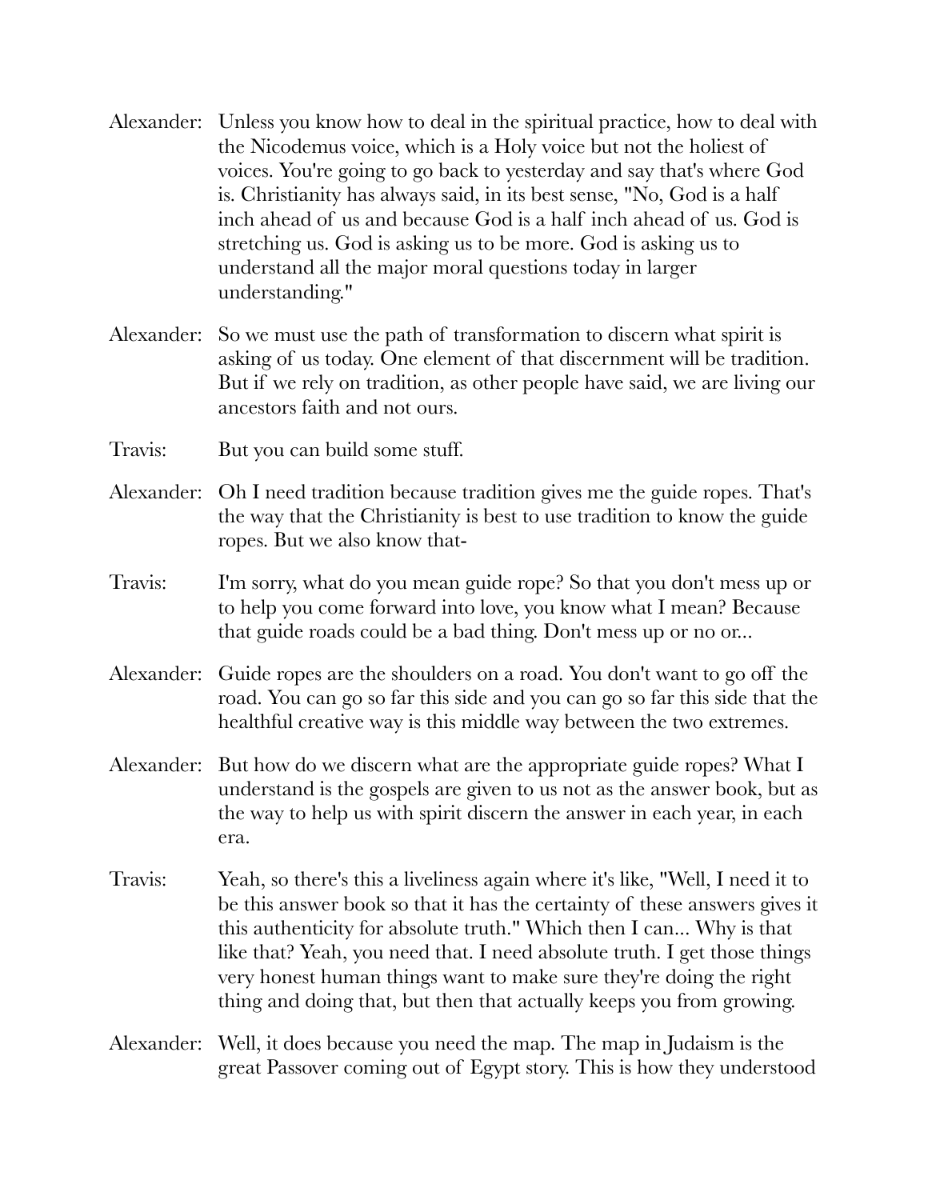Alexander: Unless you know how to deal in the spiritual practice, how to deal with the Nicodemus voice, which is a Holy voice but not the holiest of voices. You're going to go back to yesterday and say that's where God is. Christianity has always said, in its best sense, "No, God is a half inch ahead of us and because God is a half inch ahead of us. God is stretching us. God is asking us to be more. God is asking us to understand all the major moral questions today in larger understanding."

Alexander: So we must use the path of transformation to discern what spirit is asking of us today. One element of that discernment will be tradition. But if we rely on tradition, as other people have said, we are living our ancestors faith and not ours.

Travis: But you can build some stuff.

Alexander: Oh I need tradition because tradition gives me the guide ropes. That's the way that the Christianity is best to use tradition to know the guide ropes. But we also know that-

Travis: I'm sorry, what do you mean guide rope? So that you don't mess up or to help you come forward into love, you know what I mean? Because that guide roads could be a bad thing. Don't mess up or no or...

Alexander: Guide ropes are the shoulders on a road. You don't want to go off the road. You can go so far this side and you can go so far this side that the healthful creative way is this middle way between the two extremes.

Alexander: But how do we discern what are the appropriate guide ropes? What I understand is the gospels are given to us not as the answer book, but as the way to help us with spirit discern the answer in each year, in each era.

Travis: Yeah, so there's this a liveliness again where it's like, "Well, I need it to be this answer book so that it has the certainty of these answers gives it this authenticity for absolute truth." Which then I can... Why is that like that? Yeah, you need that. I need absolute truth. I get those things very honest human things want to make sure they're doing the right thing and doing that, but then that actually keeps you from growing.

Alexander: Well, it does because you need the map. The map in Judaism is the great Passover coming out of Egypt story. This is how they understood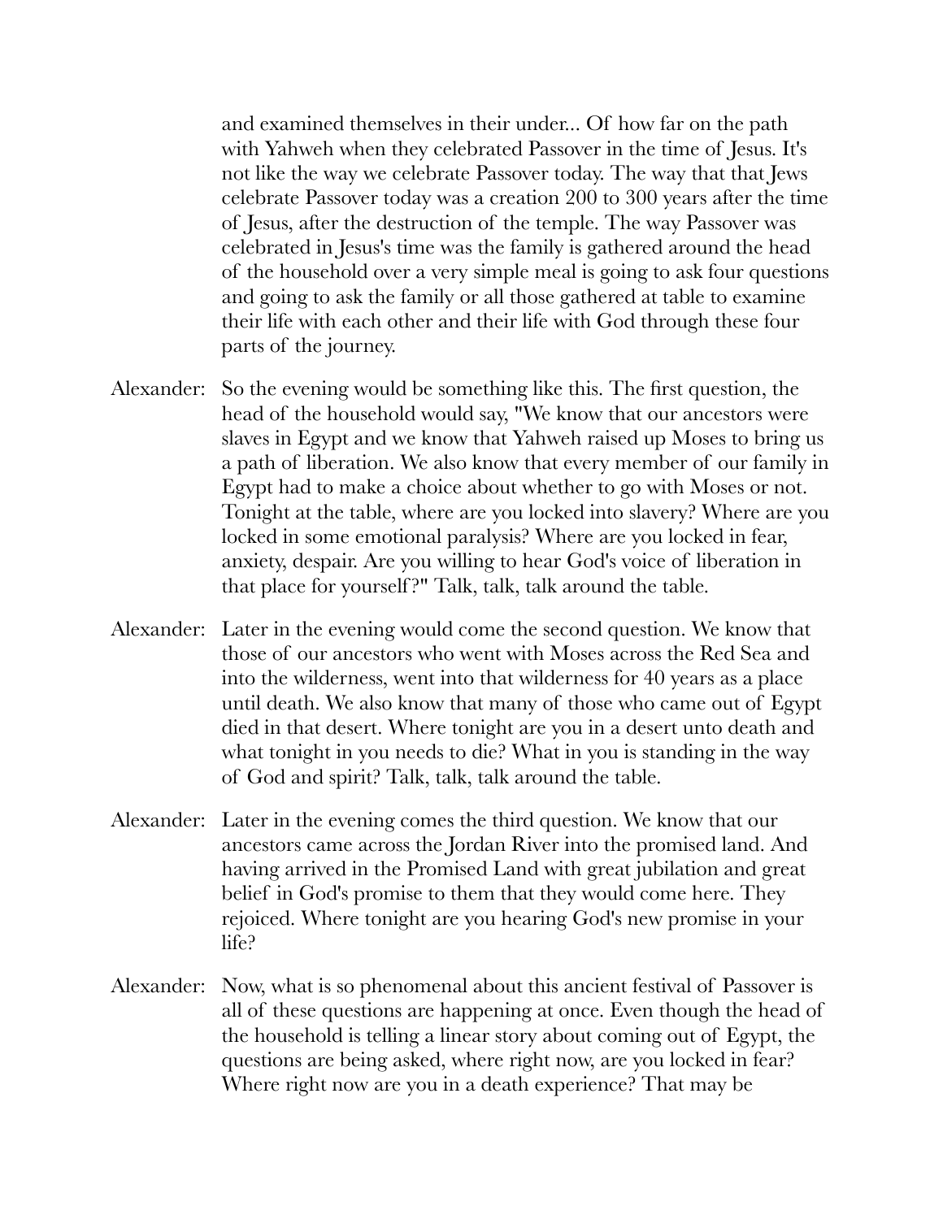and examined themselves in their under... Of how far on the path with Yahweh when they celebrated Passover in the time of Jesus. It's not like the way we celebrate Passover today. The way that that Jews celebrate Passover today was a creation 200 to 300 years after the time of Jesus, after the destruction of the temple. The way Passover was celebrated in Jesus's time was the family is gathered around the head of the household over a very simple meal is going to ask four questions and going to ask the family or all those gathered at table to examine their life with each other and their life with God through these four parts of the journey.

Alexander: So the evening would be something like this. The first question, the head of the household would say, "We know that our ancestors were slaves in Egypt and we know that Yahweh raised up Moses to bring us a path of liberation. We also know that every member of our family in Egypt had to make a choice about whether to go with Moses or not. Tonight at the table, where are you locked into slavery? Where are you locked in some emotional paralysis? Where are you locked in fear, anxiety, despair. Are you willing to hear God's voice of liberation in that place for yourself?" Talk, talk, talk around the table.

Alexander: Later in the evening would come the second question. We know that those of our ancestors who went with Moses across the Red Sea and into the wilderness, went into that wilderness for 40 years as a place until death. We also know that many of those who came out of Egypt died in that desert. Where tonight are you in a desert unto death and what tonight in you needs to die? What in you is standing in the way of God and spirit? Talk, talk, talk around the table.

Alexander: Later in the evening comes the third question. We know that our ancestors came across the Jordan River into the promised land. And having arrived in the Promised Land with great jubilation and great belief in God's promise to them that they would come here. They rejoiced. Where tonight are you hearing God's new promise in your life?

Alexander: Now, what is so phenomenal about this ancient festival of Passover is all of these questions are happening at once. Even though the head of the household is telling a linear story about coming out of Egypt, the questions are being asked, where right now, are you locked in fear? Where right now are you in a death experience? That may be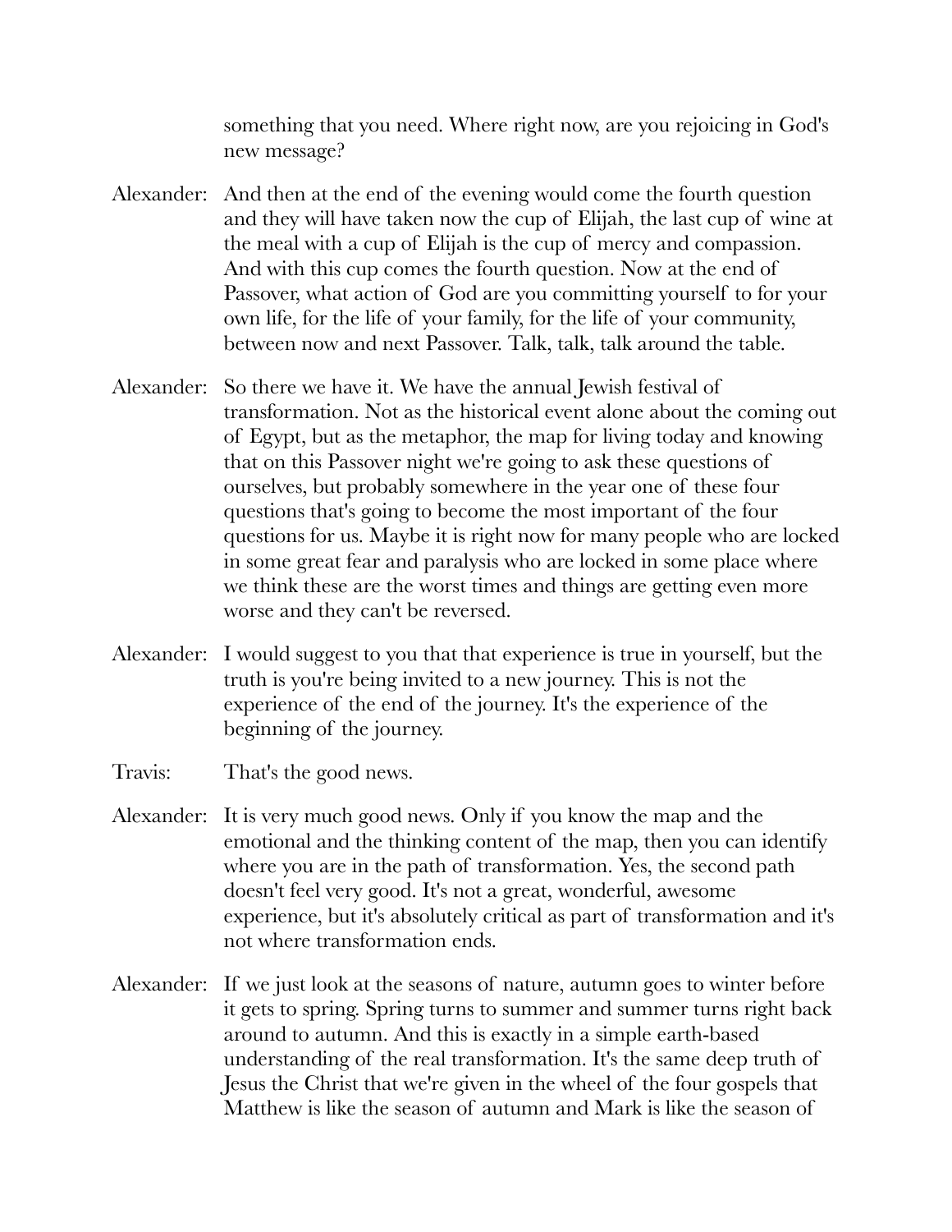something that you need. Where right now, are you rejoicing in God's new message?

Alexander: And then at the end of the evening would come the fourth question and they will have taken now the cup of Elijah, the last cup of wine at the meal with a cup of Elijah is the cup of mercy and compassion. And with this cup comes the fourth question. Now at the end of Passover, what action of God are you committing yourself to for your own life, for the life of your family, for the life of your community, between now and next Passover. Talk, talk, talk around the table.

Alexander: So there we have it. We have the annual Jewish festival of transformation. Not as the historical event alone about the coming out of Egypt, but as the metaphor, the map for living today and knowing that on this Passover night we're going to ask these questions of ourselves, but probably somewhere in the year one of these four questions that's going to become the most important of the four questions for us. Maybe it is right now for many people who are locked in some great fear and paralysis who are locked in some place where we think these are the worst times and things are getting even more worse and they can't be reversed.

Alexander: I would suggest to you that that experience is true in yourself, but the truth is you're being invited to a new journey. This is not the experience of the end of the journey. It's the experience of the beginning of the journey.

Travis: That's the good news.

Alexander: It is very much good news. Only if you know the map and the emotional and the thinking content of the map, then you can identify where you are in the path of transformation. Yes, the second path doesn't feel very good. It's not a great, wonderful, awesome experience, but it's absolutely critical as part of transformation and it's not where transformation ends.

Alexander: If we just look at the seasons of nature, autumn goes to winter before it gets to spring. Spring turns to summer and summer turns right back around to autumn. And this is exactly in a simple earth-based understanding of the real transformation. It's the same deep truth of Jesus the Christ that we're given in the wheel of the four gospels that Matthew is like the season of autumn and Mark is like the season of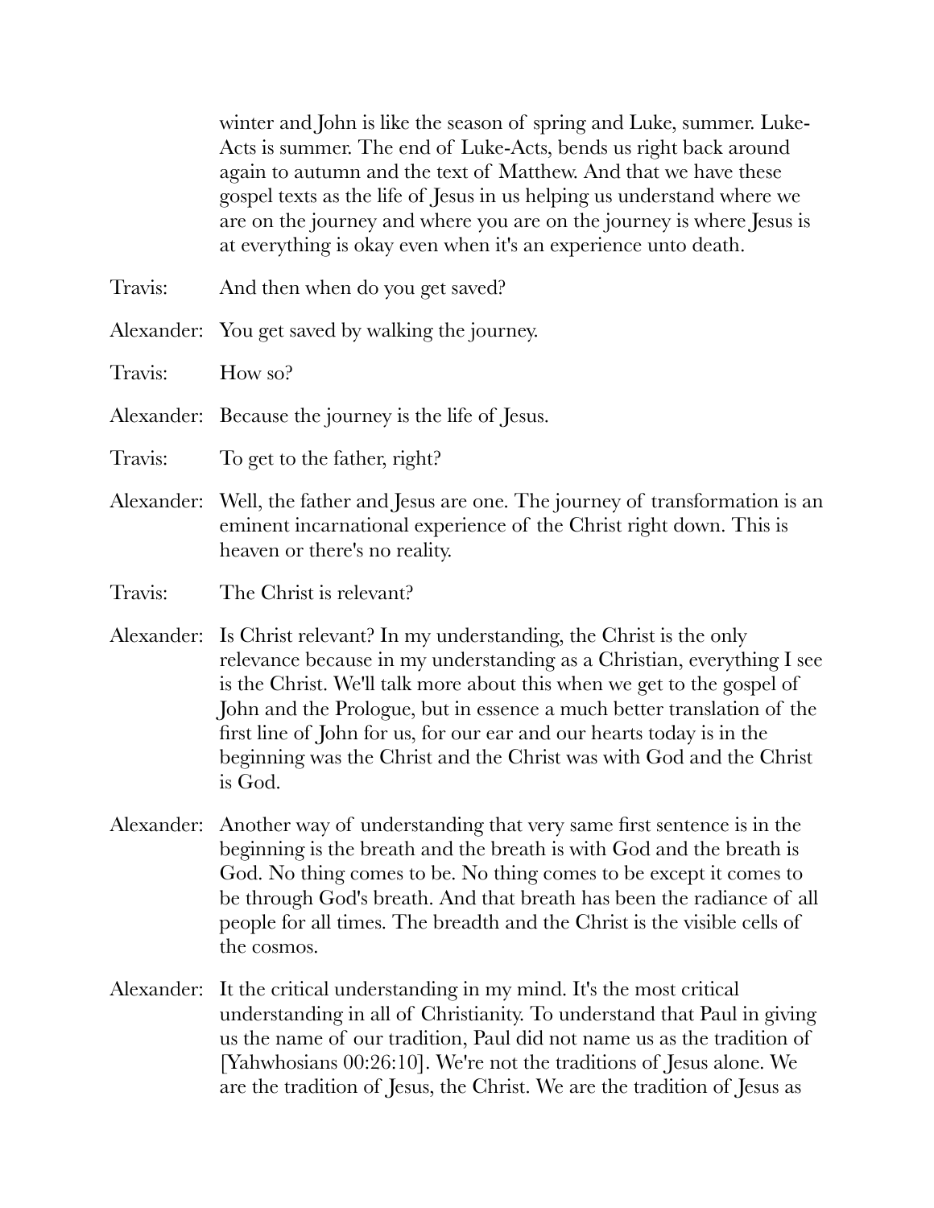winter and John is like the season of spring and Luke, summer. Luke-Acts is summer. The end of Luke-Acts, bends us right back around again to autumn and the text of Matthew. And that we have these gospel texts as the life of Jesus in us helping us understand where we are on the journey and where you are on the journey is where Jesus is at everything is okay even when it's an experience unto death.

Travis: And then when do you get saved?

Alexander: You get saved by walking the journey.

Travis: How so?

Alexander: Because the journey is the life of Jesus.

Travis: To get to the father, right?

Alexander: Well, the father and Jesus are one. The journey of transformation is an eminent incarnational experience of the Christ right down. This is heaven or there's no reality.

Travis: The Christ is relevant?

Alexander: Is Christ relevant? In my understanding, the Christ is the only relevance because in my understanding as a Christian, everything I see is the Christ. We'll talk more about this when we get to the gospel of John and the Prologue, but in essence a much better translation of the first line of John for us, for our ear and our hearts today is in the beginning was the Christ and the Christ was with God and the Christ is God.

Alexander: Another way of understanding that very same first sentence is in the beginning is the breath and the breath is with God and the breath is God. No thing comes to be. No thing comes to be except it comes to be through God's breath. And that breath has been the radiance of all people for all times. The breadth and the Christ is the visible cells of the cosmos.

Alexander: It the critical understanding in my mind. It's the most critical understanding in all of Christianity. To understand that Paul in giving us the name of our tradition, Paul did not name us as the tradition of [Yahwhosians 00:26:10]. We're not the traditions of Jesus alone. We are the tradition of Jesus, the Christ. We are the tradition of Jesus as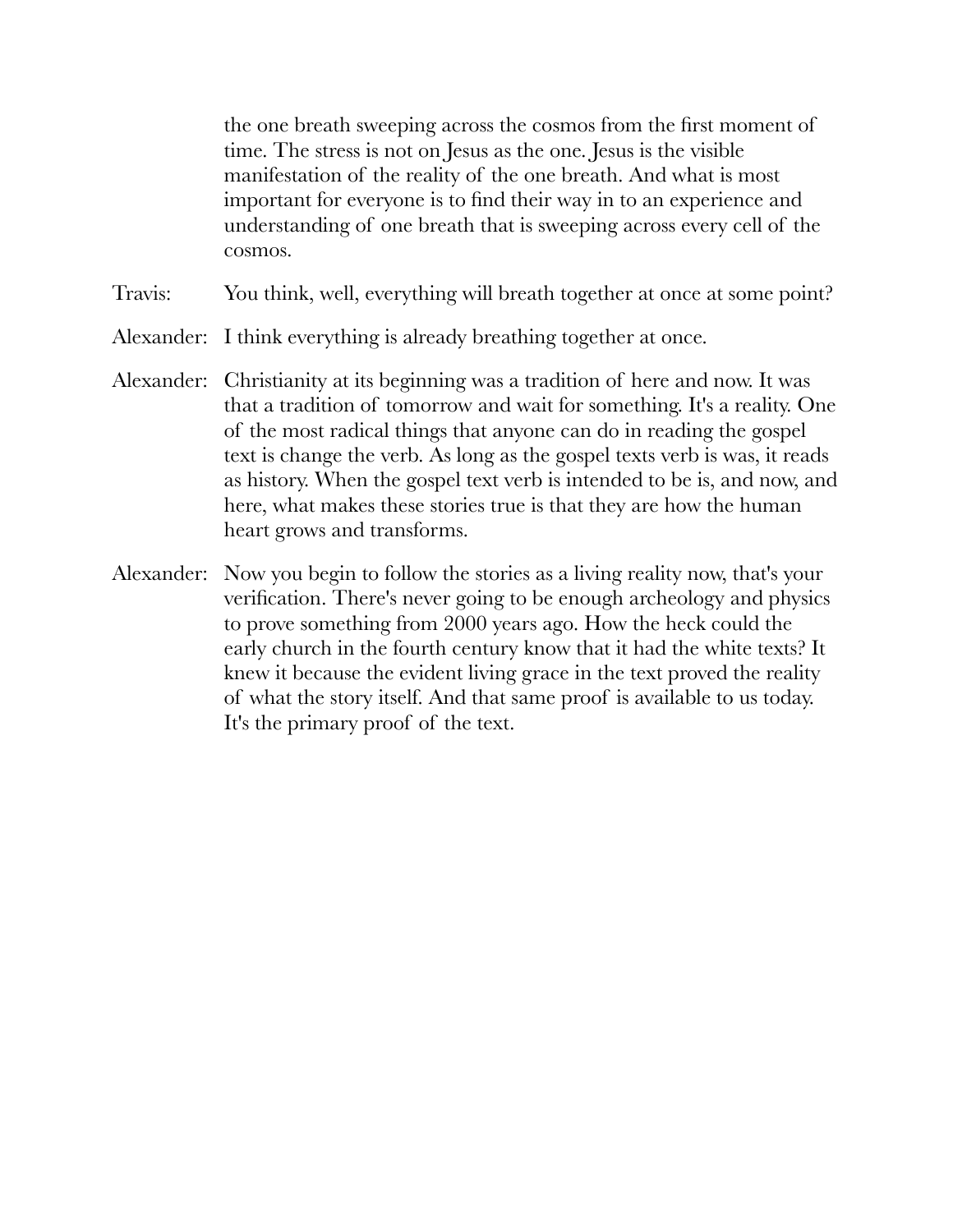the one breath sweeping across the cosmos from the first moment of time. The stress is not on Jesus as the one. Jesus is the visible manifestation of the reality of the one breath. And what is most important for everyone is to find their way in to an experience and understanding of one breath that is sweeping across every cell of the cosmos.

Travis: You think, well, everything will breath together at once at some point?

Alexander: I think everything is already breathing together at once.

Alexander: Christianity at its beginning was a tradition of here and now. It was that a tradition of tomorrow and wait for something. It's a reality. One of the most radical things that anyone can do in reading the gospel text is change the verb. As long as the gospel texts verb is was, it reads as history. When the gospel text verb is intended to be is, and now, and here, what makes these stories true is that they are how the human heart grows and transforms.

Alexander: Now you begin to follow the stories as a living reality now, that's your verification. There's never going to be enough archeology and physics to prove something from 2000 years ago. How the heck could the early church in the fourth century know that it had the white texts? It knew it because the evident living grace in the text proved the reality of what the story itself. And that same proof is available to us today. It's the primary proof of the text.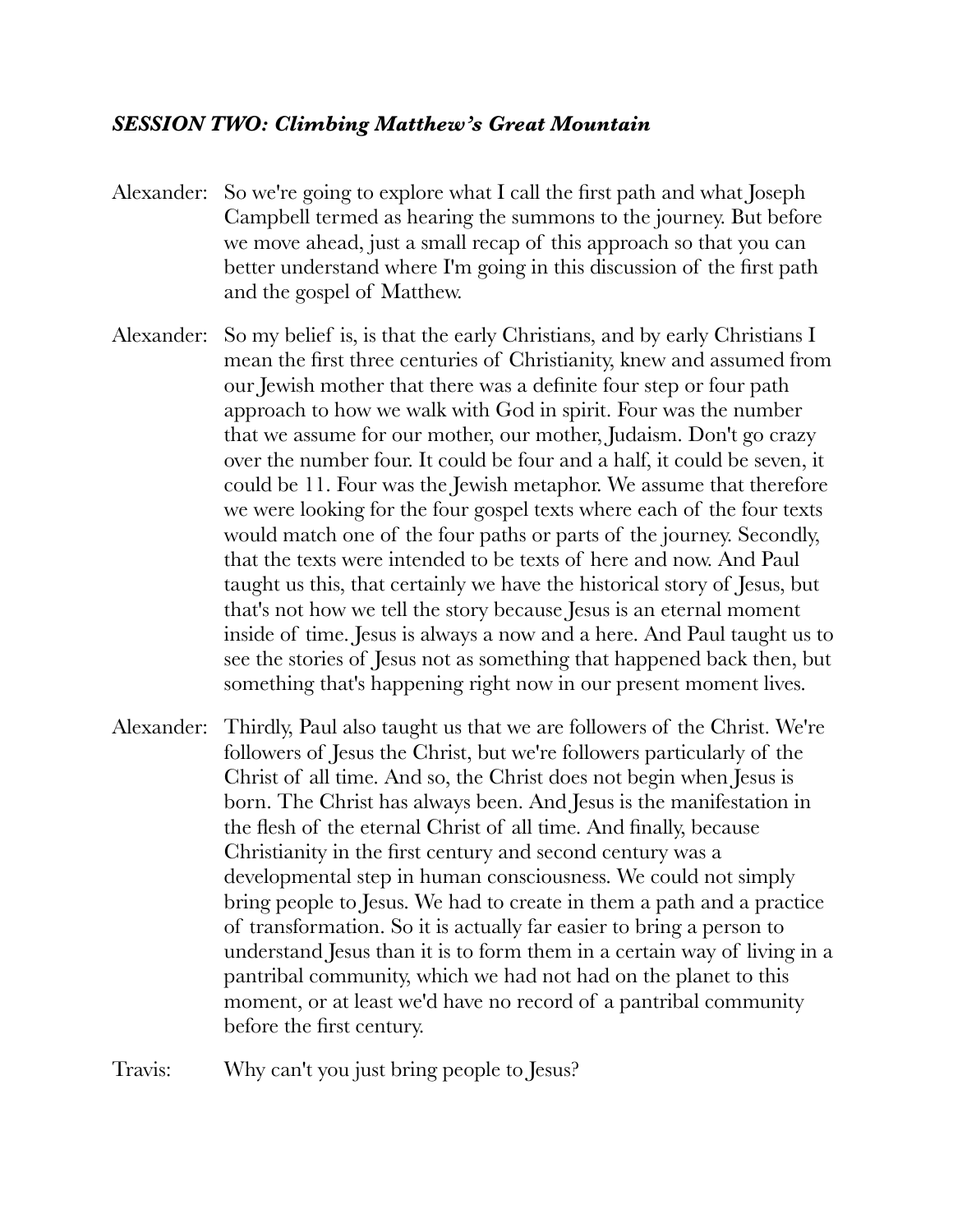### *SESSION TWO: Climbing Matthew's Great Mountain*

Alexander: So we're going to explore what I call the first path and what Joseph Campbell termed as hearing the summons to the journey. But before we move ahead, just a small recap of this approach so that you can better understand where I'm going in this discussion of the first path and the gospel of Matthew.

Alexander: So my belief is, is that the early Christians, and by early Christians I mean the first three centuries of Christianity, knew and assumed from our Jewish mother that there was a definite four step or four path approach to how we walk with God in spirit. Four was the number that we assume for our mother, our mother, Judaism. Don't go crazy over the number four. It could be four and a half, it could be seven, it could be 11. Four was the Jewish metaphor. We assume that therefore we were looking for the four gospel texts where each of the four texts would match one of the four paths or parts of the journey. Secondly, that the texts were intended to be texts of here and now. And Paul taught us this, that certainly we have the historical story of Jesus, but that's not how we tell the story because Jesus is an eternal moment inside of time. Jesus is always a now and a here. And Paul taught us to see the stories of Jesus not as something that happened back then, but something that's happening right now in our present moment lives.

Alexander: Thirdly, Paul also taught us that we are followers of the Christ. We're followers of Jesus the Christ, but we're followers particularly of the Christ of all time. And so, the Christ does not begin when Jesus is born. The Christ has always been. And Jesus is the manifestation in the flesh of the eternal Christ of all time. And finally, because Christianity in the first century and second century was a developmental step in human consciousness. We could not simply bring people to Jesus. We had to create in them a path and a practice of transformation. So it is actually far easier to bring a person to understand Jesus than it is to form them in a certain way of living in a pantribal community, which we had not had on the planet to this moment, or at least we'd have no record of a pantribal community before the first century.

Travis: Why can't you just bring people to Jesus?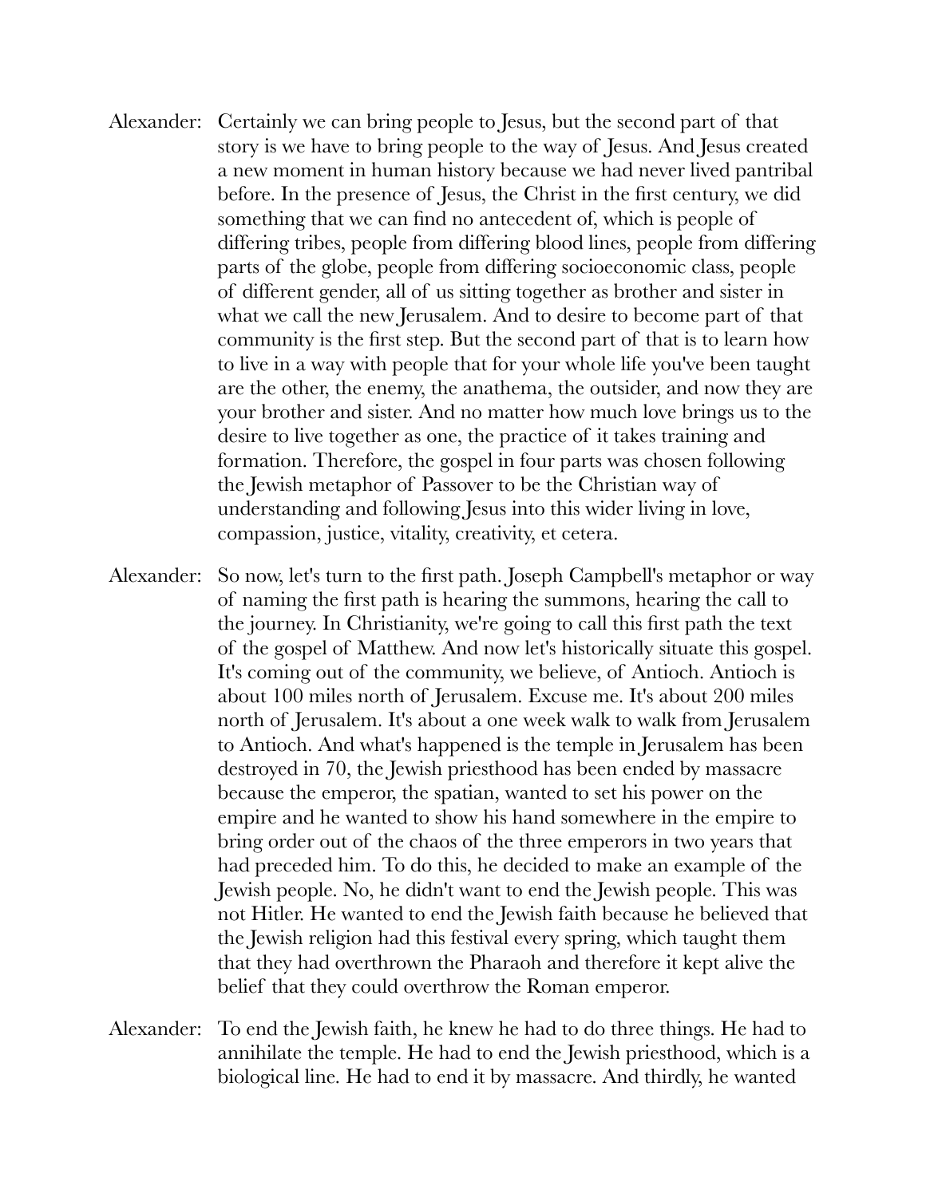Alexander: Certainly we can bring people to Jesus, but the second part of that story is we have to bring people to the way of Jesus. And Jesus created a new moment in human history because we had never lived pantribal before. In the presence of Jesus, the Christ in the first century, we did something that we can find no antecedent of, which is people of differing tribes, people from differing blood lines, people from differing parts of the globe, people from differing socioeconomic class, people of different gender, all of us sitting together as brother and sister in what we call the new Jerusalem. And to desire to become part of that community is the first step. But the second part of that is to learn how to live in a way with people that for your whole life you've been taught are the other, the enemy, the anathema, the outsider, and now they are your brother and sister. And no matter how much love brings us to the desire to live together as one, the practice of it takes training and formation. Therefore, the gospel in four parts was chosen following the Jewish metaphor of Passover to be the Christian way of understanding and following Jesus into this wider living in love, compassion, justice, vitality, creativity, et cetera.

Alexander: So now, let's turn to the first path. Joseph Campbell's metaphor or way of naming the first path is hearing the summons, hearing the call to the journey. In Christianity, we're going to call this first path the text of the gospel of Matthew. And now let's historically situate this gospel. It's coming out of the community, we believe, of Antioch. Antioch is about 100 miles north of Jerusalem. Excuse me. It's about 200 miles north of Jerusalem. It's about a one week walk to walk from Jerusalem to Antioch. And what's happened is the temple in Jerusalem has been destroyed in 70, the Jewish priesthood has been ended by massacre because the emperor, the spatian, wanted to set his power on the empire and he wanted to show his hand somewhere in the empire to bring order out of the chaos of the three emperors in two years that had preceded him. To do this, he decided to make an example of the Jewish people. No, he didn't want to end the Jewish people. This was not Hitler. He wanted to end the Jewish faith because he believed that the Jewish religion had this festival every spring, which taught them that they had overthrown the Pharaoh and therefore it kept alive the belief that they could overthrow the Roman emperor.

Alexander: To end the Jewish faith, he knew he had to do three things. He had to annihilate the temple. He had to end the Jewish priesthood, which is a biological line. He had to end it by massacre. And thirdly, he wanted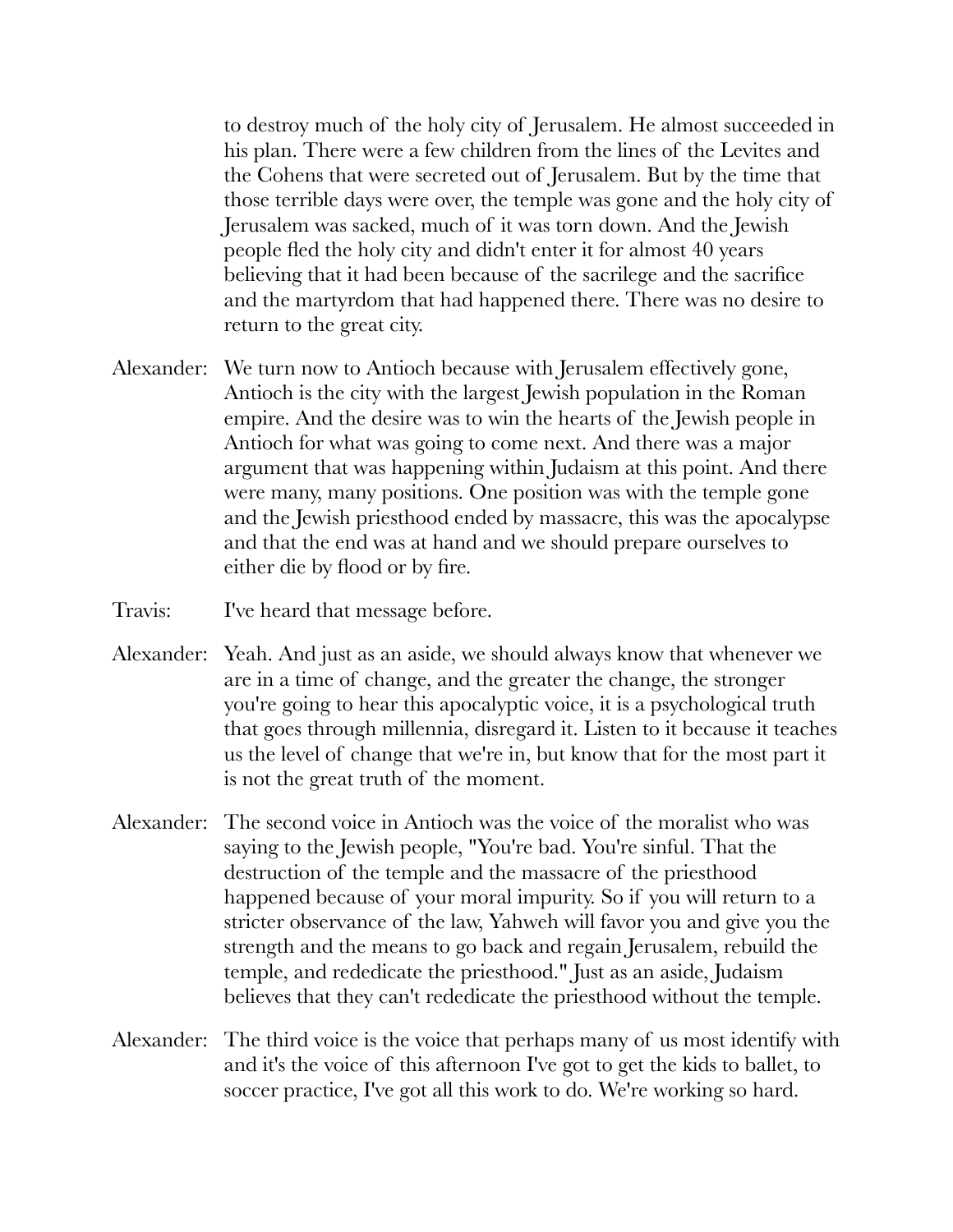to destroy much of the holy city of Jerusalem. He almost succeeded in his plan. There were a few children from the lines of the Levites and the Cohens that were secreted out of Jerusalem. But by the time that those terrible days were over, the temple was gone and the holy city of Jerusalem was sacked, much of it was torn down. And the Jewish people fled the holy city and didn't enter it for almost 40 years believing that it had been because of the sacrilege and the sacrifice and the martyrdom that had happened there. There was no desire to return to the great city.

Alexander: We turn now to Antioch because with Jerusalem effectively gone, Antioch is the city with the largest Jewish population in the Roman empire. And the desire was to win the hearts of the Jewish people in Antioch for what was going to come next. And there was a major argument that was happening within Judaism at this point. And there were many, many positions. One position was with the temple gone and the Jewish priesthood ended by massacre, this was the apocalypse and that the end was at hand and we should prepare ourselves to either die by flood or by fire.

Travis: I've heard that message before.

Alexander: Yeah. And just as an aside, we should always know that whenever we are in a time of change, and the greater the change, the stronger you're going to hear this apocalyptic voice, it is a psychological truth that goes through millennia, disregard it. Listen to it because it teaches us the level of change that we're in, but know that for the most part it is not the great truth of the moment.

Alexander: The second voice in Antioch was the voice of the moralist who was saying to the Jewish people, "You're bad. You're sinful. That the destruction of the temple and the massacre of the priesthood happened because of your moral impurity. So if you will return to a stricter observance of the law, Yahweh will favor you and give you the strength and the means to go back and regain Jerusalem, rebuild the temple, and rededicate the priesthood." Just as an aside, Judaism believes that they can't rededicate the priesthood without the temple.

Alexander: The third voice is the voice that perhaps many of us most identify with and it's the voice of this afternoon I've got to get the kids to ballet, to soccer practice, I've got all this work to do. We're working so hard.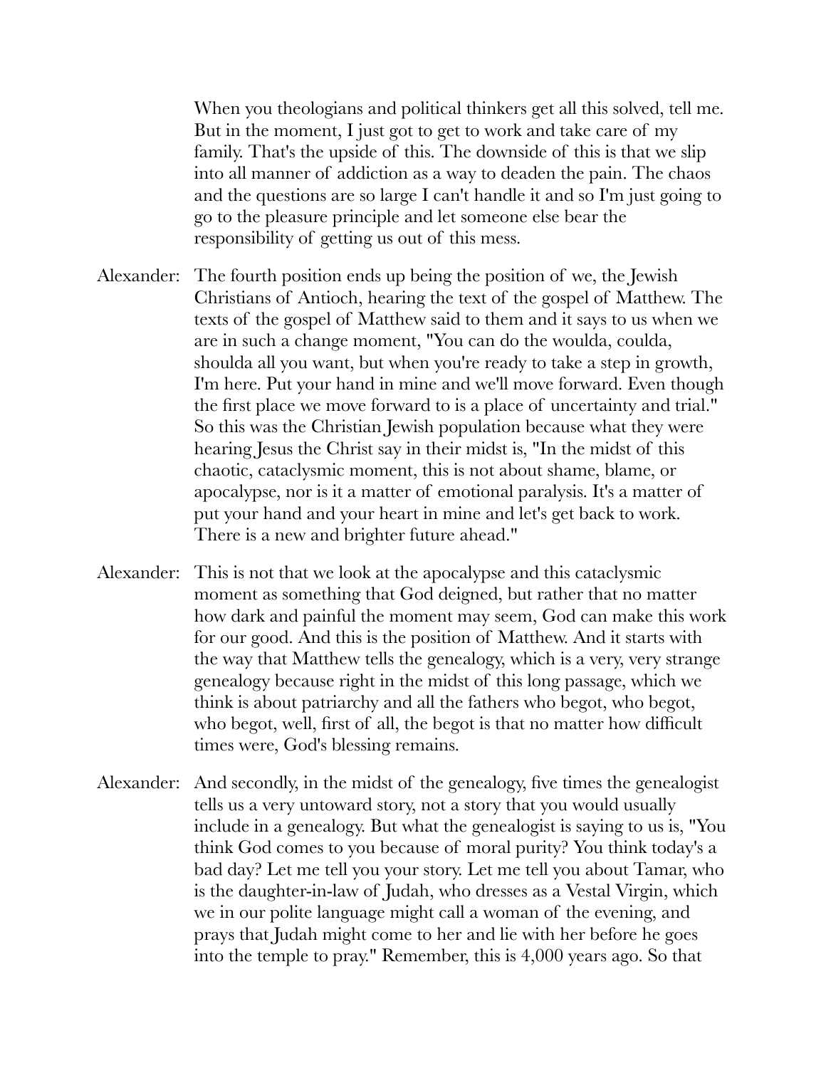When you theologians and political thinkers get all this solved, tell me. But in the moment, I just got to get to work and take care of my family. That's the upside of this. The downside of this is that we slip into all manner of addiction as a way to deaden the pain. The chaos and the questions are so large I can't handle it and so I'm just going to go to the pleasure principle and let someone else bear the responsibility of getting us out of this mess.

Alexander: The fourth position ends up being the position of we, the Jewish Christians of Antioch, hearing the text of the gospel of Matthew. The texts of the gospel of Matthew said to them and it says to us when we are in such a change moment, "You can do the woulda, coulda, shoulda all you want, but when you're ready to take a step in growth, I'm here. Put your hand in mine and we'll move forward. Even though the first place we move forward to is a place of uncertainty and trial." So this was the Christian Jewish population because what they were hearing Jesus the Christ say in their midst is, "In the midst of this chaotic, cataclysmic moment, this is not about shame, blame, or apocalypse, nor is it a matter of emotional paralysis. It's a matter of put your hand and your heart in mine and let's get back to work. There is a new and brighter future ahead."

Alexander: This is not that we look at the apocalypse and this cataclysmic moment as something that God deigned, but rather that no matter how dark and painful the moment may seem, God can make this work for our good. And this is the position of Matthew. And it starts with the way that Matthew tells the genealogy, which is a very, very strange genealogy because right in the midst of this long passage, which we think is about patriarchy and all the fathers who begot, who begot, who begot, well, first of all, the begot is that no matter how difficult times were, God's blessing remains.

Alexander: And secondly, in the midst of the genealogy, five times the genealogist tells us a very untoward story, not a story that you would usually include in a genealogy. But what the genealogist is saying to us is, "You think God comes to you because of moral purity? You think today's a bad day? Let me tell you your story. Let me tell you about Tamar, who is the daughter-in-law of Judah, who dresses as a Vestal Virgin, which we in our polite language might call a woman of the evening, and prays that Judah might come to her and lie with her before he goes into the temple to pray." Remember, this is 4,000 years ago. So that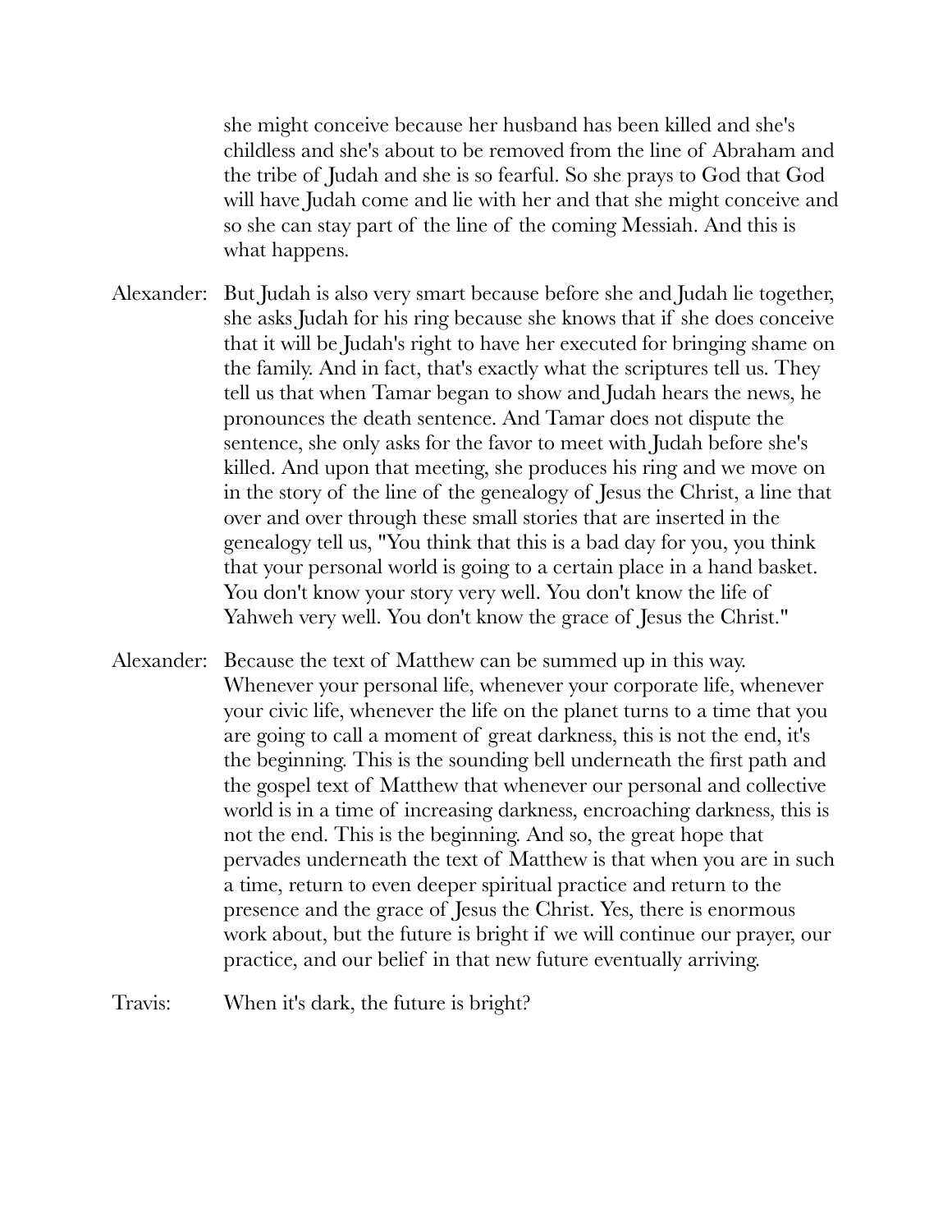she might conceive because her husband has been killed and she's childless and she's about to be removed from the line of Abraham and the tribe of Judah and she is so fearful. So she prays to God that God will have Judah come and lie with her and that she might conceive and so she can stay part of the line of the coming Messiah. And this is what happens.

Alexander: But Judah is also very smart because before she and Judah lie together, she asks Judah for his ring because she knows that if she does conceive that it will be Judah's right to have her executed for bringing shame on the family. And in fact, that's exactly what the scriptures tell us. They tell us that when Tamar began to show and Judah hears the news, he pronounces the death sentence. And Tamar does not dispute the sentence, she only asks for the favor to meet with Judah before she's killed. And upon that meeting, she produces his ring and we move on in the story of the line of the genealogy of Jesus the Christ, a line that over and over through these small stories that are inserted in the genealogy tell us, "You think that this is a bad day for you, you think that your personal world is going to a certain place in a hand basket. You don't know your story very well. You don't know the life of Yahweh very well. You don't know the grace of Jesus the Christ."

Alexander: Because the text of Matthew can be summed up in this way. Whenever your personal life, whenever your corporate life, whenever your civic life, whenever the life on the planet turns to a time that you are going to call a moment of great darkness, this is not the end, it's the beginning. This is the sounding bell underneath the first path and the gospel text of Matthew that whenever our personal and collective world is in a time of increasing darkness, encroaching darkness, this is not the end. This is the beginning. And so, the great hope that pervades underneath the text of Matthew is that when you are in such a time, return to even deeper spiritual practice and return to the presence and the grace of Jesus the Christ. Yes, there is enormous work about, but the future is bright if we will continue our prayer, our practice, and our belief in that new future eventually arriving.

Travis: When it's dark, the future is bright?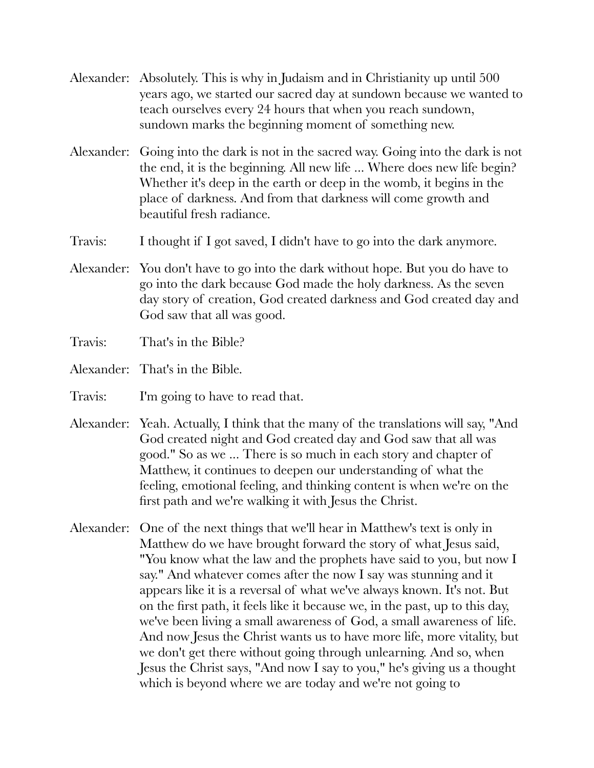Alexander: Absolutely. This is why in Judaism and in Christianity up until 500 years ago, we started our sacred day at sundown because we wanted to teach ourselves every 24 hours that when you reach sundown, sundown marks the beginning moment of something new.

Alexander: Going into the dark is not in the sacred way. Going into the dark is not the end, it is the beginning. All new life ... Where does new life begin? Whether it's deep in the earth or deep in the womb, it begins in the place of darkness. And from that darkness will come growth and beautiful fresh radiance.

Travis: I thought if I got saved, I didn't have to go into the dark anymore.

Alexander: You don't have to go into the dark without hope. But you do have to go into the dark because God made the holy darkness. As the seven day story of creation, God created darkness and God created day and God saw that all was good.

Travis: That's in the Bible?

Alexander: That's in the Bible.

Travis: I'm going to have to read that.

Alexander: Yeah. Actually, I think that the many of the translations will say, "And God created night and God created day and God saw that all was good." So as we ... There is so much in each story and chapter of Matthew, it continues to deepen our understanding of what the feeling, emotional feeling, and thinking content is when we're on the first path and we're walking it with Jesus the Christ.

Alexander: One of the next things that we'll hear in Matthew's text is only in Matthew do we have brought forward the story of what Jesus said, "You know what the law and the prophets have said to you, but now I say." And whatever comes after the now I say was stunning and it appears like it is a reversal of what we've always known. It's not. But on the first path, it feels like it because we, in the past, up to this day, we've been living a small awareness of God, a small awareness of life. And now Jesus the Christ wants us to have more life, more vitality, but we don't get there without going through unlearning. And so, when Jesus the Christ says, "And now I say to you," he's giving us a thought which is beyond where we are today and we're not going to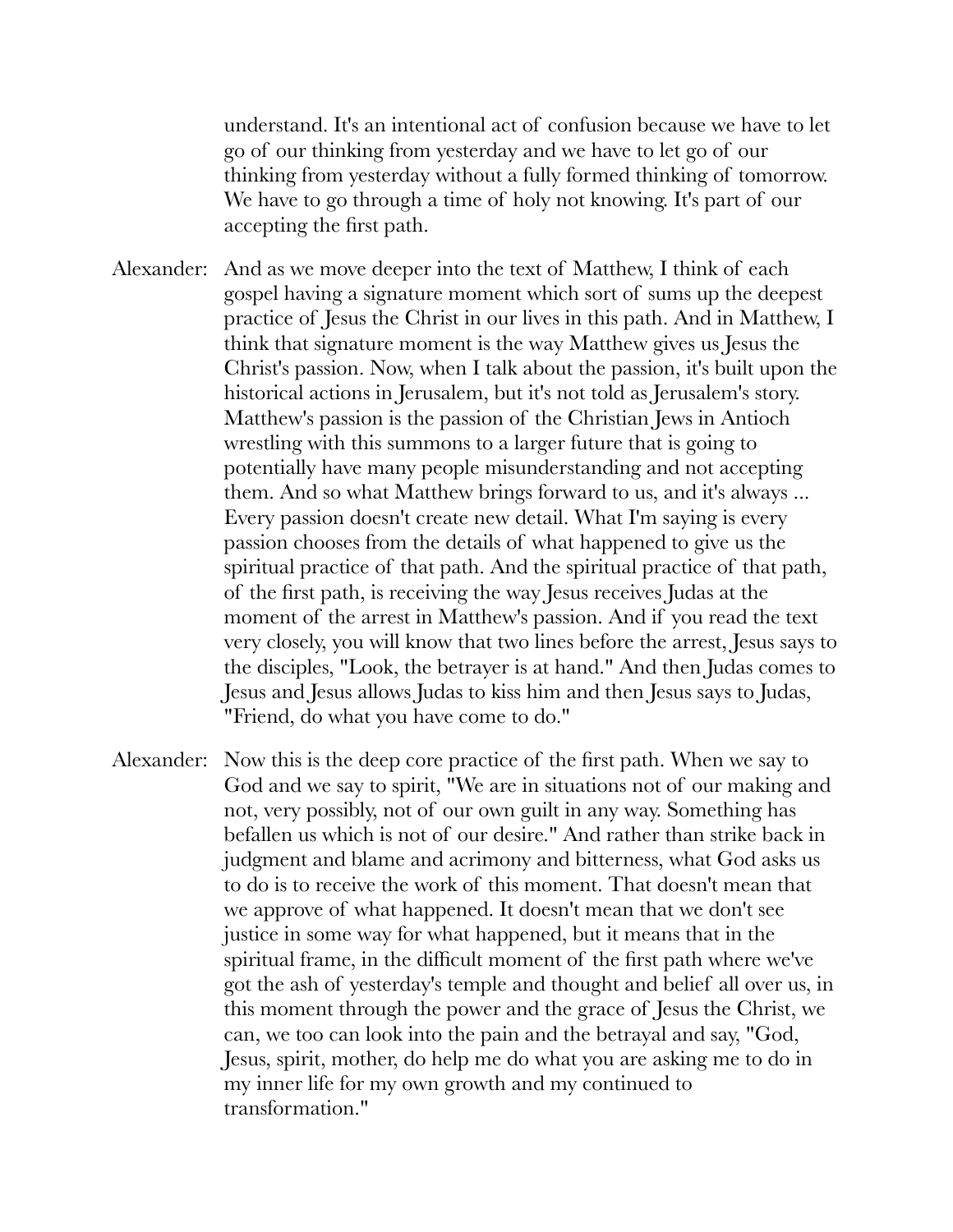understand. It's an intentional act of confusion because we have to let go of our thinking from yesterday and we have to let go of our thinking from yesterday without a fully formed thinking of tomorrow. We have to go through a time of holy not knowing. It's part of our accepting the first path.

Alexander: And as we move deeper into the text of Matthew, I think of each gospel having a signature moment which sort of sums up the deepest practice of Jesus the Christ in our lives in this path. And in Matthew, I think that signature moment is the way Matthew gives us Jesus the Christ's passion. Now, when I talk about the passion, it's built upon the historical actions in Jerusalem, but it's not told as Jerusalem's story. Matthew's passion is the passion of the Christian Jews in Antioch wrestling with this summons to a larger future that is going to potentially have many people misunderstanding and not accepting them. And so what Matthew brings forward to us, and it's always ... Every passion doesn't create new detail. What I'm saying is every passion chooses from the details of what happened to give us the spiritual practice of that path. And the spiritual practice of that path, of the first path, is receiving the way Jesus receives Judas at the moment of the arrest in Matthew's passion. And if you read the text very closely, you will know that two lines before the arrest, Jesus says to the disciples, "Look, the betrayer is at hand." And then Judas comes to Jesus and Jesus allows Judas to kiss him and then Jesus says to Judas, "Friend, do what you have come to do."

Alexander: Now this is the deep core practice of the first path. When we say to God and we say to spirit, "We are in situations not of our making and not, very possibly, not of our own guilt in any way. Something has befallen us which is not of our desire." And rather than strike back in judgment and blame and acrimony and bitterness, what God asks us to do is to receive the work of this moment. That doesn't mean that we approve of what happened. It doesn't mean that we don't see justice in some way for what happened, but it means that in the spiritual frame, in the difficult moment of the first path where we've got the ash of yesterday's temple and thought and belief all over us, in this moment through the power and the grace of Jesus the Christ, we can, we too can look into the pain and the betrayal and say, "God, Jesus, spirit, mother, do help me do what you are asking me to do in my inner life for my own growth and my continued to transformation."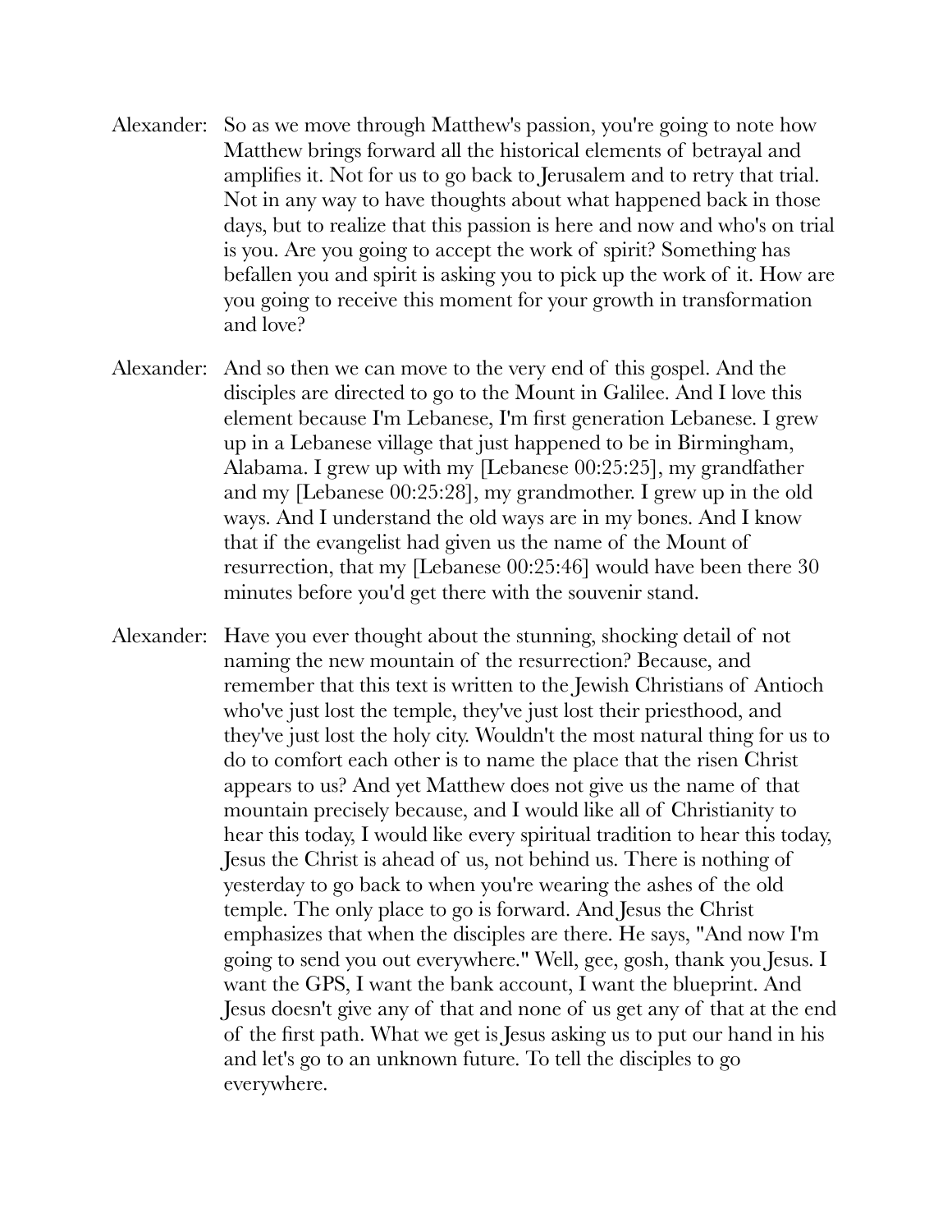Alexander: So as we move through Matthew's passion, you're going to note how Matthew brings forward all the historical elements of betrayal and amplifies it. Not for us to go back to Jerusalem and to retry that trial. Not in any way to have thoughts about what happened back in those days, but to realize that this passion is here and now and who's on trial is you. Are you going to accept the work of spirit? Something has befallen you and spirit is asking you to pick up the work of it. How are you going to receive this moment for your growth in transformation and love?

Alexander: And so then we can move to the very end of this gospel. And the disciples are directed to go to the Mount in Galilee. And I love this element because I'm Lebanese, I'm first generation Lebanese. I grew up in a Lebanese village that just happened to be in Birmingham, Alabama. I grew up with my [Lebanese 00:25:25], my grandfather and my [Lebanese 00:25:28], my grandmother. I grew up in the old ways. And I understand the old ways are in my bones. And I know that if the evangelist had given us the name of the Mount of resurrection, that my [Lebanese 00:25:46] would have been there 30 minutes before you'd get there with the souvenir stand.

Alexander: Have you ever thought about the stunning, shocking detail of not naming the new mountain of the resurrection? Because, and remember that this text is written to the Jewish Christians of Antioch who've just lost the temple, they've just lost their priesthood, and they've just lost the holy city. Wouldn't the most natural thing for us to do to comfort each other is to name the place that the risen Christ appears to us? And yet Matthew does not give us the name of that mountain precisely because, and I would like all of Christianity to hear this today, I would like every spiritual tradition to hear this today, Jesus the Christ is ahead of us, not behind us. There is nothing of yesterday to go back to when you're wearing the ashes of the old temple. The only place to go is forward. And Jesus the Christ emphasizes that when the disciples are there. He says, "And now I'm going to send you out everywhere." Well, gee, gosh, thank you Jesus. I want the GPS, I want the bank account, I want the blueprint. And Jesus doesn't give any of that and none of us get any of that at the end of the first path. What we get is Jesus asking us to put our hand in his and let's go to an unknown future. To tell the disciples to go everywhere.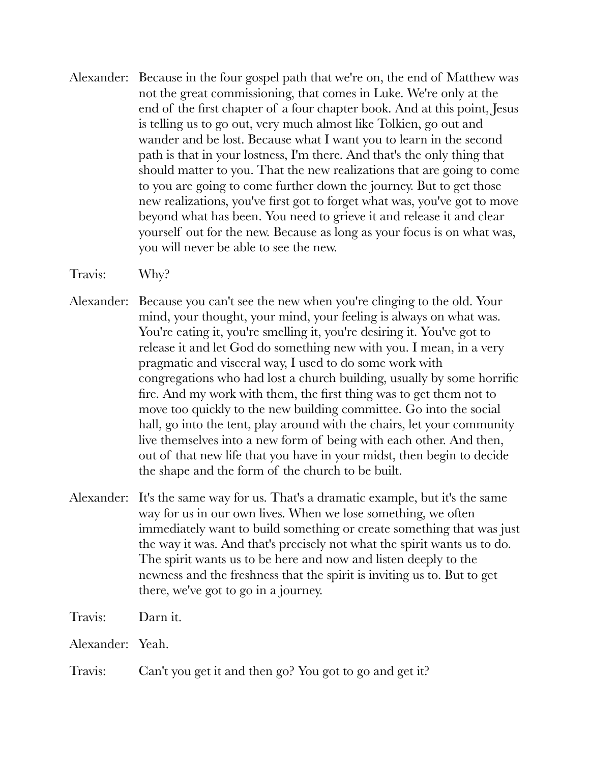Alexander: Because in the four gospel path that we're on, the end of Matthew was not the great commissioning, that comes in Luke. We're only at the end of the first chapter of a four chapter book. And at this point, Jesus is telling us to go out, very much almost like Tolkien, go out and wander and be lost. Because what I want you to learn in the second path is that in your lostness, I'm there. And that's the only thing that should matter to you. That the new realizations that are going to come to you are going to come further down the journey. But to get those new realizations, you've first got to forget what was, you've got to move beyond what has been. You need to grieve it and release it and clear yourself out for the new. Because as long as your focus is on what was, you will never be able to see the new.

Travis: Why?

Alexander: Because you can't see the new when you're clinging to the old. Your mind, your thought, your mind, your feeling is always on what was. You're eating it, you're smelling it, you're desiring it. You've got to release it and let God do something new with you. I mean, in a very pragmatic and visceral way, I used to do some work with congregations who had lost a church building, usually by some horrific fire. And my work with them, the first thing was to get them not to move too quickly to the new building committee. Go into the social hall, go into the tent, play around with the chairs, let your community live themselves into a new form of being with each other. And then, out of that new life that you have in your midst, then begin to decide the shape and the form of the church to be built.

Alexander: It's the same way for us. That's a dramatic example, but it's the same way for us in our own lives. When we lose something, we often immediately want to build something or create something that was just the way it was. And that's precisely not what the spirit wants us to do. The spirit wants us to be here and now and listen deeply to the newness and the freshness that the spirit is inviting us to. But to get there, we've got to go in a journey.

Travis: Darn it.

Alexander: Yeah.

Travis: Can't you get it and then go? You got to go and get it?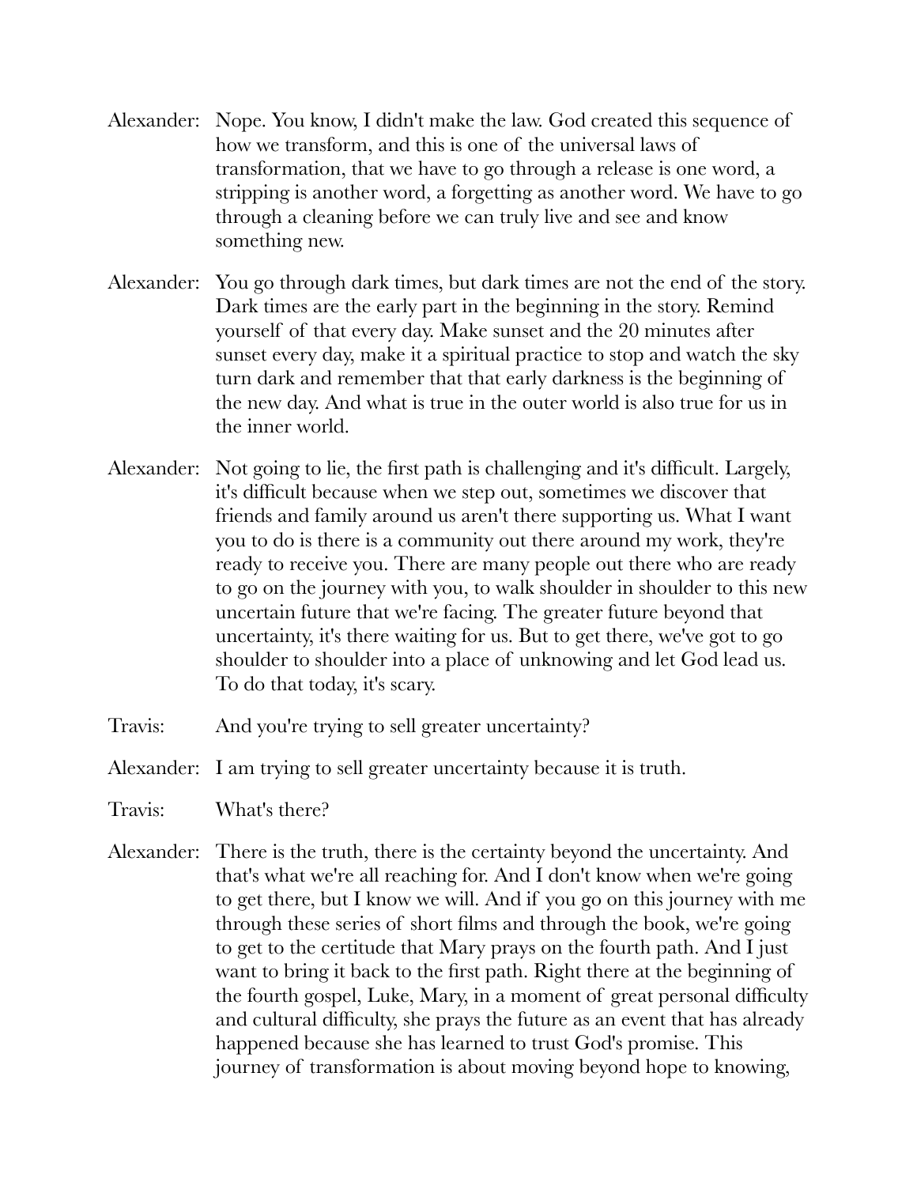Alexander: Nope. You know, I didn't make the law. God created this sequence of how we transform, and this is one of the universal laws of transformation, that we have to go through a release is one word, a stripping is another word, a forgetting as another word. We have to go through a cleaning before we can truly live and see and know something new.

Alexander: You go through dark times, but dark times are not the end of the story. Dark times are the early part in the beginning in the story. Remind yourself of that every day. Make sunset and the 20 minutes after sunset every day, make it a spiritual practice to stop and watch the sky turn dark and remember that that early darkness is the beginning of the new day. And what is true in the outer world is also true for us in the inner world.

Alexander: Not going to lie, the first path is challenging and it's difficult. Largely, it's difficult because when we step out, sometimes we discover that friends and family around us aren't there supporting us. What I want you to do is there is a community out there around my work, they're ready to receive you. There are many people out there who are ready to go on the journey with you, to walk shoulder in shoulder to this new uncertain future that we're facing. The greater future beyond that uncertainty, it's there waiting for us. But to get there, we've got to go shoulder to shoulder into a place of unknowing and let God lead us. To do that today, it's scary.

Travis: And you're trying to sell greater uncertainty?

Alexander: I am trying to sell greater uncertainty because it is truth.

Travis: What's there?

Alexander: There is the truth, there is the certainty beyond the uncertainty. And that's what we're all reaching for. And I don't know when we're going to get there, but I know we will. And if you go on this journey with me through these series of short films and through the book, we're going to get to the certitude that Mary prays on the fourth path. And I just want to bring it back to the first path. Right there at the beginning of the fourth gospel, Luke, Mary, in a moment of great personal difficulty and cultural difficulty, she prays the future as an event that has already happened because she has learned to trust God's promise. This journey of transformation is about moving beyond hope to knowing,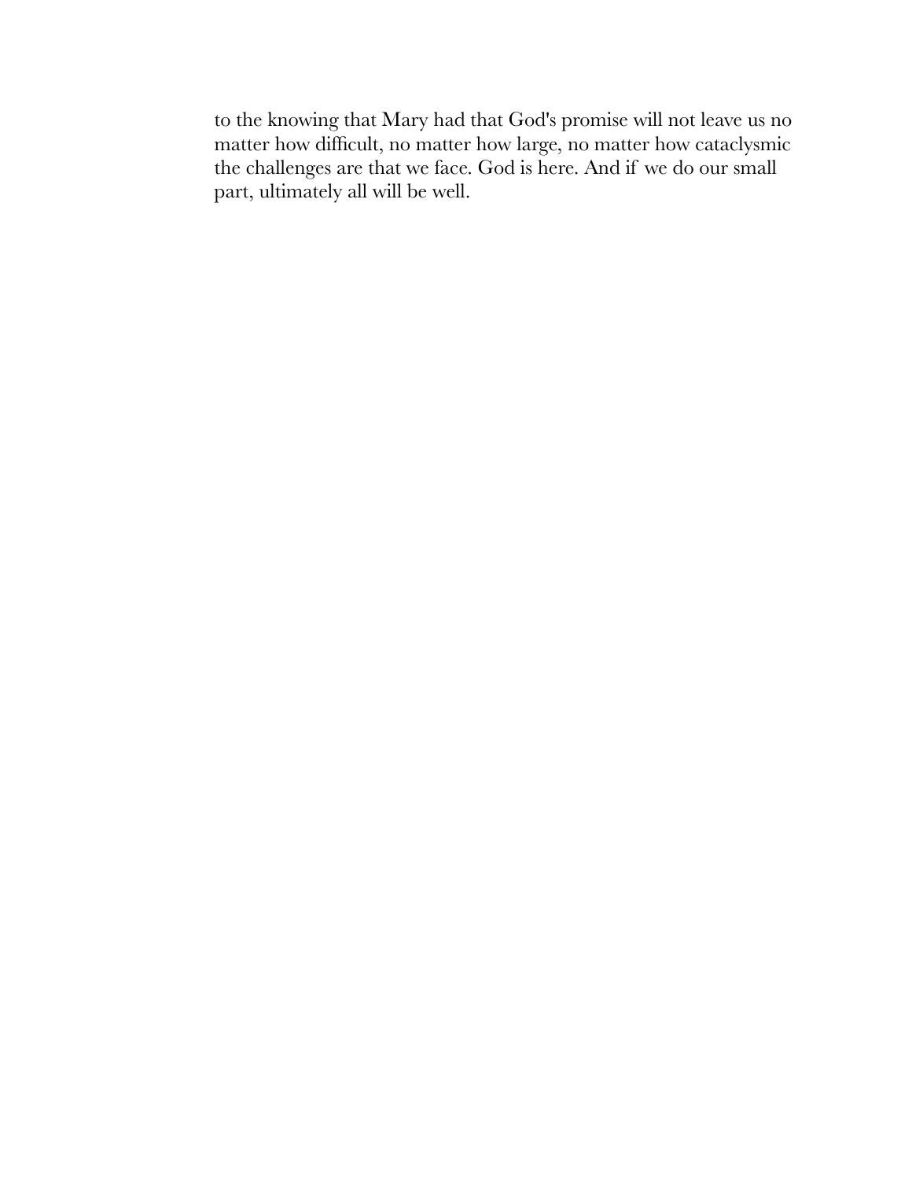to the knowing that Mary had that God's promise will not leave us no matter how difficult, no matter how large, no matter how cataclysmic the challenges are that we face. God is here. And if we do our small part, ultimately all will be well.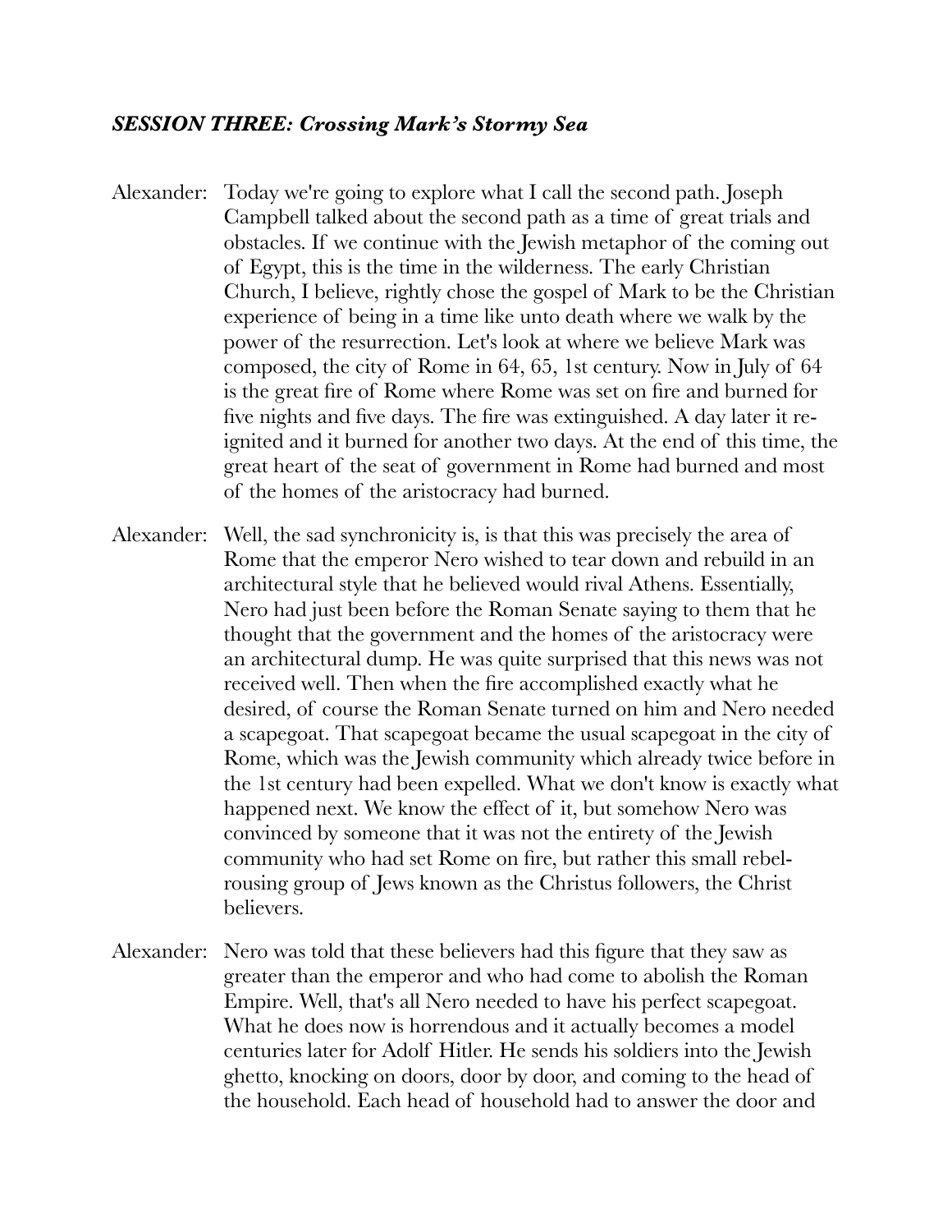### *SESSION THREE: Crossing Mark's Stormy Sea*

Alexander: Today we're going to explore what I call the second path. Joseph Campbell talked about the second path as a time of great trials and obstacles. If we continue with the Jewish metaphor of the coming out of Egypt, this is the time in the wilderness. The early Christian Church, I believe, rightly chose the gospel of Mark to be the Christian experience of being in a time like unto death where we walk by the power of the resurrection. Let's look at where we believe Mark was composed, the city of Rome in 64, 65, 1st century. Now in July of 64 is the great fire of Rome where Rome was set on fire and burned for five nights and five days. The fire was extinguished. A day later it re-ignited and it burned for another two days. At the end of this time, the great heart of the seat of government in Rome had burned and most of the homes of the aristocracy had burned.

Alexander: Well, the sad synchronicity is, is that this was precisely the area of Rome that the emperor Nero wished to tear down and rebuild in an architectural style that he believed would rival Athens. Essentially, Nero had just been before the Roman Senate saying to them that he thought that the government and the homes of the aristocracy were an architectural dump. He was quite surprised that this news was not received well. Then when the fire accomplished exactly what he desired, of course the Roman Senate turned on him and Nero needed a scapegoat. That scapegoat became the usual scapegoat in the city of Rome, which was the Jewish community which already twice before in the 1st century had been expelled. What we don't know is exactly what happened next. We know the effect of it, but somehow Nero was convinced by someone that it was not the entirety of the Jewish community who had set Rome on fire, but rather this small rebel-rousing group of Jews known as the Christus followers, the Christ believers.

Alexander: Nero was told that these believers had this figure that they saw as greater than the emperor and who had come to abolish the Roman Empire. Well, that's all Nero needed to have his perfect scapegoat. What he does now is horrendous and it actually becomes a model centuries later for Adolf Hitler. He sends his soldiers into the Jewish ghetto, knocking on doors, door by door, and coming to the head of the household. Each head of household had to answer the door and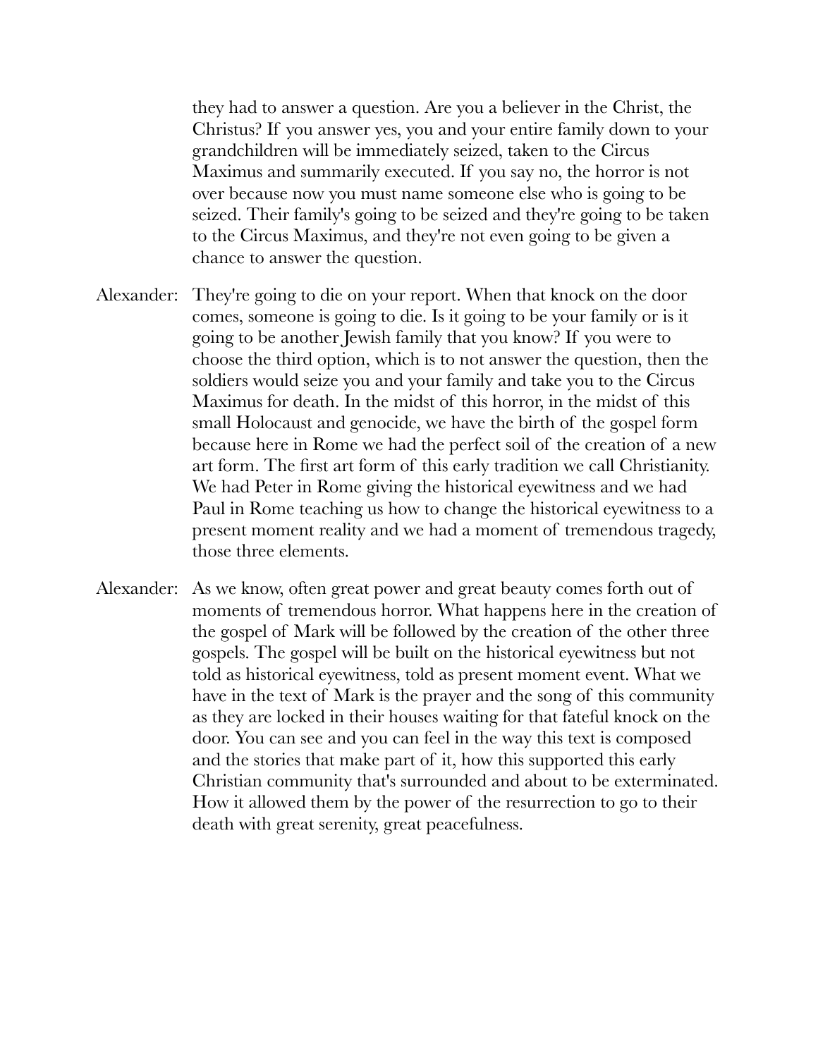they had to answer a question. Are you a believer in the Christ, the Christus? If you answer yes, you and your entire family down to your grandchildren will be immediately seized, taken to the Circus Maximus and summarily executed. If you say no, the horror is not over because now you must name someone else who is going to be seized. Their family's going to be seized and they're going to be taken to the Circus Maximus, and they're not even going to be given a chance to answer the question.

Alexander: They're going to die on your report. When that knock on the door comes, someone is going to die. Is it going to be your family or is it going to be another Jewish family that you know? If you were to choose the third option, which is to not answer the question, then the soldiers would seize you and your family and take you to the Circus Maximus for death. In the midst of this horror, in the midst of this small Holocaust and genocide, we have the birth of the gospel form because here in Rome we had the perfect soil of the creation of a new art form. The first art form of this early tradition we call Christianity. We had Peter in Rome giving the historical eyewitness and we had Paul in Rome teaching us how to change the historical eyewitness to a present moment reality and we had a moment of tremendous tragedy, those three elements.

Alexander: As we know, often great power and great beauty comes forth out of moments of tremendous horror. What happens here in the creation of the gospel of Mark will be followed by the creation of the other three gospels. The gospel will be built on the historical eyewitness but not told as historical eyewitness, told as present moment event. What we have in the text of Mark is the prayer and the song of this community as they are locked in their houses waiting for that fateful knock on the door. You can see and you can feel in the way this text is composed and the stories that make part of it, how this supported this early Christian community that's surrounded and about to be exterminated. How it allowed them by the power of the resurrection to go to their death with great serenity, great peacefulness.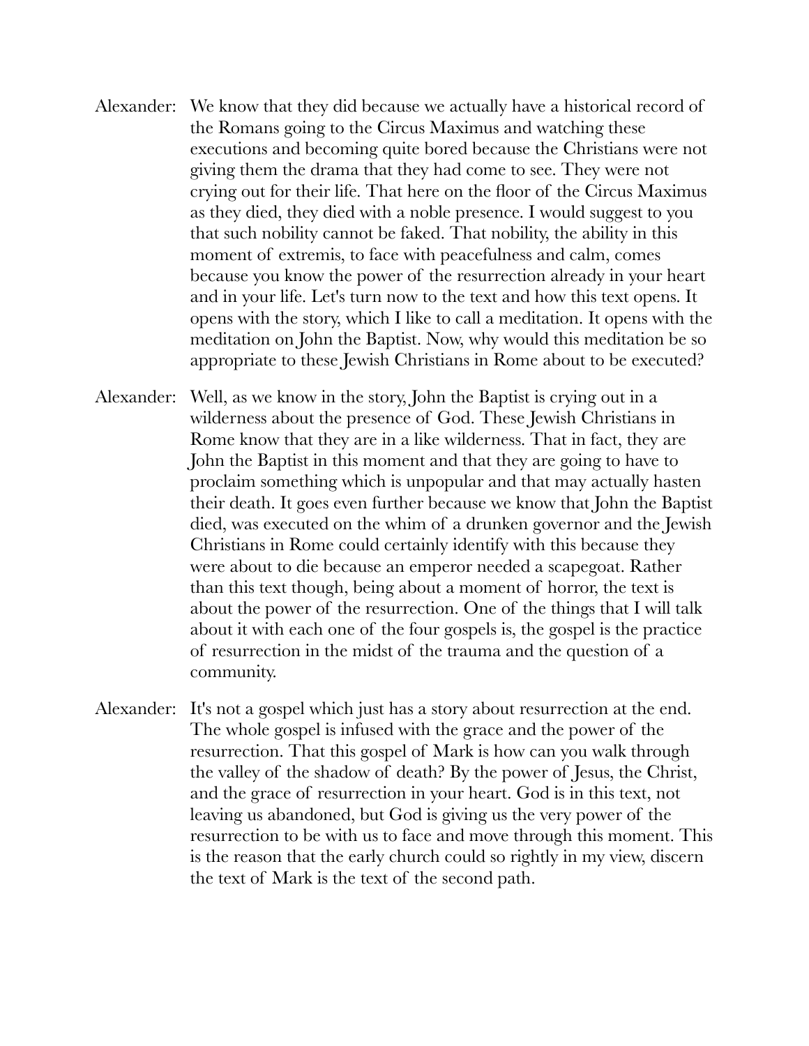Alexander: We know that they did because we actually have a historical record of the Romans going to the Circus Maximus and watching these executions and becoming quite bored because the Christians were not giving them the drama that they had come to see. They were not crying out for their life. That here on the floor of the Circus Maximus as they died, they died with a noble presence. I would suggest to you that such nobility cannot be faked. That nobility, the ability in this moment of extremis, to face with peacefulness and calm, comes because you know the power of the resurrection already in your heart and in your life. Let's turn now to the text and how this text opens. It opens with the story, which I like to call a meditation. It opens with the meditation on John the Baptist. Now, why would this meditation be so appropriate to these Jewish Christians in Rome about to be executed?

Alexander: Well, as we know in the story, John the Baptist is crying out in a wilderness about the presence of God. These Jewish Christians in Rome know that they are in a like wilderness. That in fact, they are John the Baptist in this moment and that they are going to have to proclaim something which is unpopular and that may actually hasten their death. It goes even further because we know that John the Baptist died, was executed on the whim of a drunken governor and the Jewish Christians in Rome could certainly identify with this because they were about to die because an emperor needed a scapegoat. Rather than this text though, being about a moment of horror, the text is about the power of the resurrection. One of the things that I will talk about it with each one of the four gospels is, the gospel is the practice of resurrection in the midst of the trauma and the question of a community.

Alexander: It's not a gospel which just has a story about resurrection at the end. The whole gospel is infused with the grace and the power of the resurrection. That this gospel of Mark is how can you walk through the valley of the shadow of death? By the power of Jesus, the Christ, and the grace of resurrection in your heart. God is in this text, not leaving us abandoned, but God is giving us the very power of the resurrection to be with us to face and move through this moment. This is the reason that the early church could so rightly in my view, discern the text of Mark is the text of the second path.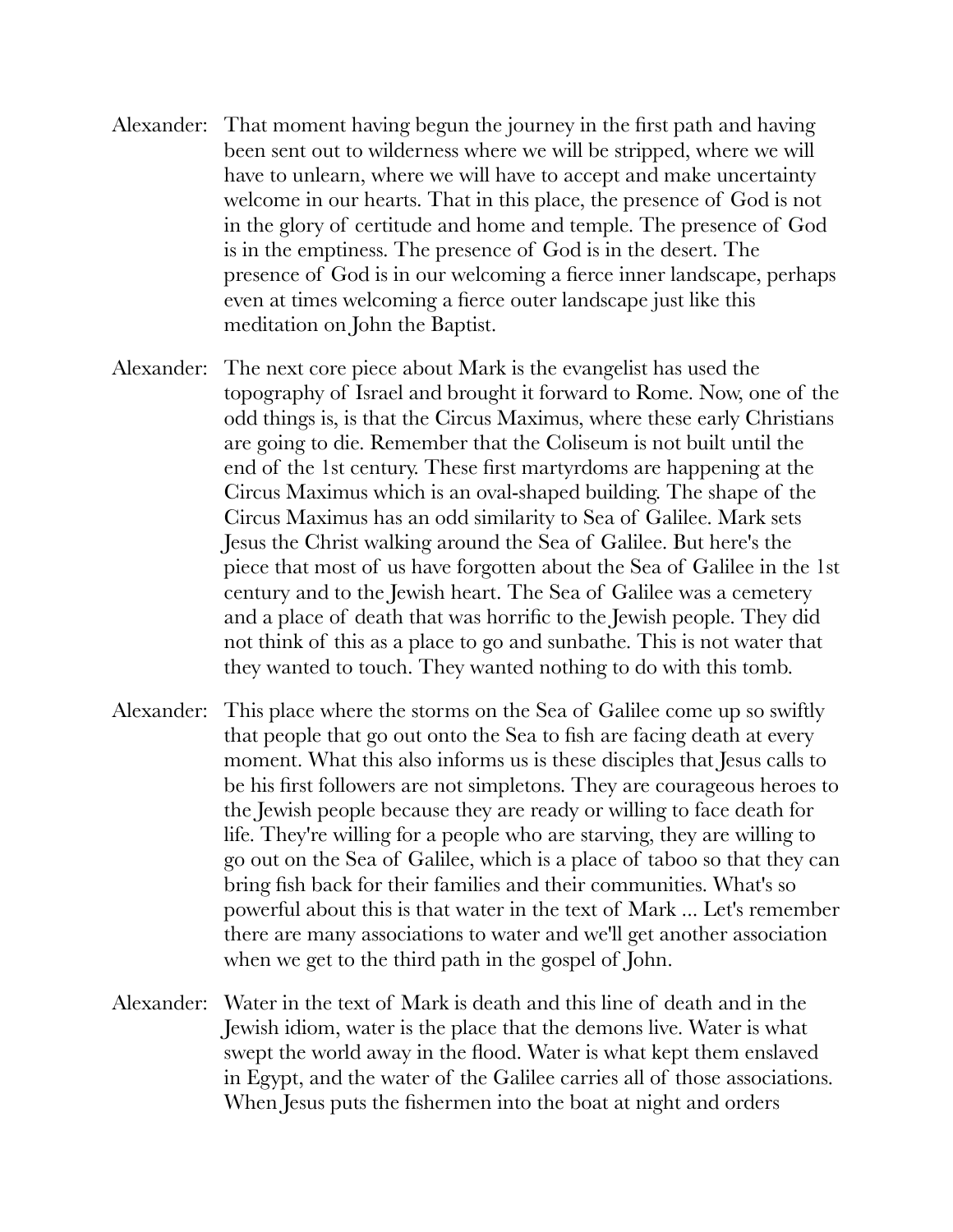Alexander: That moment having begun the journey in the first path and having been sent out to wilderness where we will be stripped, where we will have to unlearn, where we will have to accept and make uncertainty welcome in our hearts. That in this place, the presence of God is not in the glory of certitude and home and temple. The presence of God is in the emptiness. The presence of God is in the desert. The presence of God is in our welcoming a fierce inner landscape, perhaps even at times welcoming a fierce outer landscape just like this meditation on John the Baptist.

Alexander: The next core piece about Mark is the evangelist has used the topography of Israel and brought it forward to Rome. Now, one of the odd things is, is that the Circus Maximus, where these early Christians are going to die. Remember that the Coliseum is not built until the end of the 1st century. These first martyrdoms are happening at the Circus Maximus which is an oval-shaped building. The shape of the Circus Maximus has an odd similarity to Sea of Galilee. Mark sets Jesus the Christ walking around the Sea of Galilee. But here's the piece that most of us have forgotten about the Sea of Galilee in the 1st century and to the Jewish heart. The Sea of Galilee was a cemetery and a place of death that was horrific to the Jewish people. They did not think of this as a place to go and sunbathe. This is not water that they wanted to touch. They wanted nothing to do with this tomb.

Alexander: This place where the storms on the Sea of Galilee come up so swiftly that people that go out onto the Sea to fish are facing death at every moment. What this also informs us is these disciples that Jesus calls to be his first followers are not simpletons. They are courageous heroes to the Jewish people because they are ready or willing to face death for life. They're willing for a people who are starving, they are willing to go out on the Sea of Galilee, which is a place of taboo so that they can bring fish back for their families and their communities. What's so powerful about this is that water in the text of Mark ... Let's remember there are many associations to water and we'll get another association when we get to the third path in the gospel of John.

Alexander: Water in the text of Mark is death and this line of death and in the Jewish idiom, water is the place that the demons live. Water is what swept the world away in the flood. Water is what kept them enslaved in Egypt, and the water of the Galilee carries all of those associations. When Jesus puts the fishermen into the boat at night and orders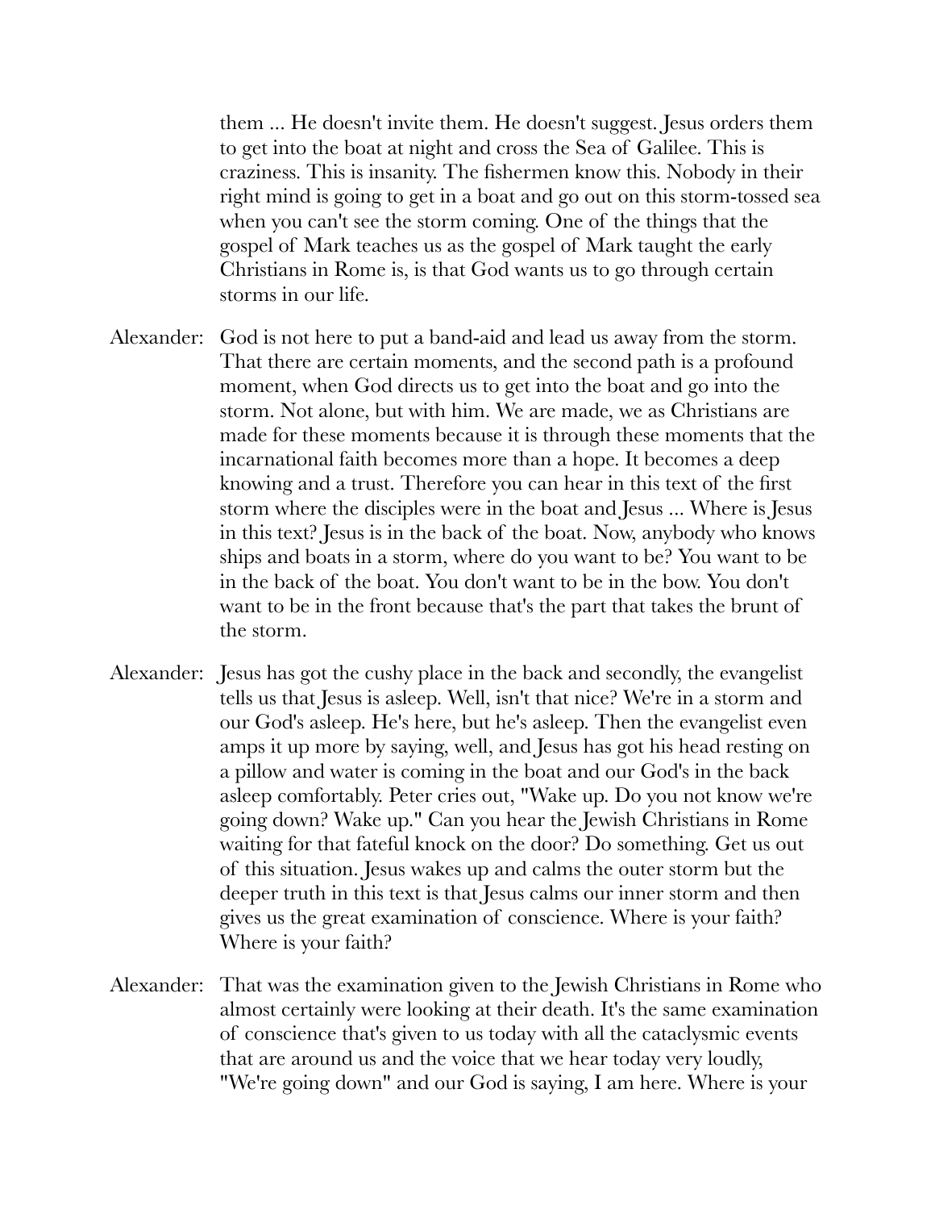them ... He doesn't invite them. He doesn't suggest. Jesus orders them to get into the boat at night and cross the Sea of Galilee. This is craziness. This is insanity. The fishermen know this. Nobody in their right mind is going to get in a boat and go out on this storm-tossed sea when you can't see the storm coming. One of the things that the gospel of Mark teaches us as the gospel of Mark taught the early Christians in Rome is, is that God wants us to go through certain storms in our life.

Alexander: God is not here to put a band-aid and lead us away from the storm. That there are certain moments, and the second path is a profound moment, when God directs us to get into the boat and go into the storm. Not alone, but with him. We are made, we as Christians are made for these moments because it is through these moments that the incarnational faith becomes more than a hope. It becomes a deep knowing and a trust. Therefore you can hear in this text of the first storm where the disciples were in the boat and Jesus ... Where is Jesus in this text? Jesus is in the back of the boat. Now, anybody who knows ships and boats in a storm, where do you want to be? You want to be in the back of the boat. You don't want to be in the bow. You don't want to be in the front because that's the part that takes the brunt of the storm.

Alexander: Jesus has got the cushy place in the back and secondly, the evangelist tells us that Jesus is asleep. Well, isn't that nice? We're in a storm and our God's asleep. He's here, but he's asleep. Then the evangelist even amps it up more by saying, well, and Jesus has got his head resting on a pillow and water is coming in the boat and our God's in the back asleep comfortably. Peter cries out, "Wake up. Do you not know we're going down? Wake up." Can you hear the Jewish Christians in Rome waiting for that fateful knock on the door? Do something. Get us out of this situation. Jesus wakes up and calms the outer storm but the deeper truth in this text is that Jesus calms our inner storm and then gives us the great examination of conscience. Where is your faith? Where is your faith?

Alexander: That was the examination given to the Jewish Christians in Rome who almost certainly were looking at their death. It's the same examination of conscience that's given to us today with all the cataclysmic events that are around us and the voice that we hear today very loudly, "We're going down" and our God is saying, I am here. Where is your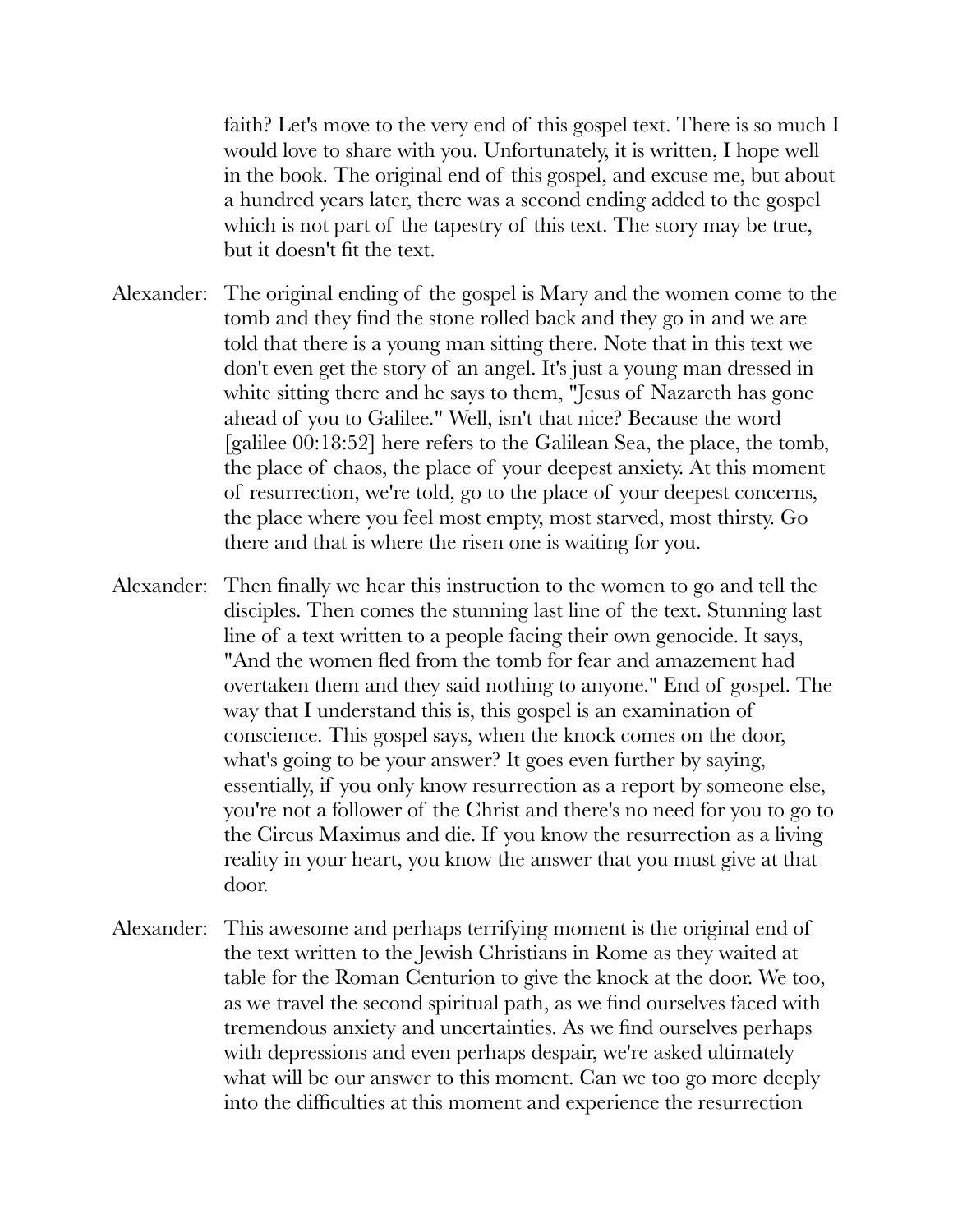faith? Let's move to the very end of this gospel text. There is so much I would love to share with you. Unfortunately, it is written, I hope well in the book. The original end of this gospel, and excuse me, but about a hundred years later, there was a second ending added to the gospel which is not part of the tapestry of this text. The story may be true, but it doesn't fit the text.

Alexander: The original ending of the gospel is Mary and the women come to the tomb and they find the stone rolled back and they go in and we are told that there is a young man sitting there. Note that in this text we don't even get the story of an angel. It's just a young man dressed in white sitting there and he says to them, "Jesus of Nazareth has gone ahead of you to Galilee." Well, isn't that nice? Because the word [galilee 00:18:52] here refers to the Galilean Sea, the place, the tomb, the place of chaos, the place of your deepest anxiety. At this moment of resurrection, we're told, go to the place of your deepest concerns, the place where you feel most empty, most starved, most thirsty. Go there and that is where the risen one is waiting for you.

Alexander: Then finally we hear this instruction to the women to go and tell the disciples. Then comes the stunning last line of the text. Stunning last line of a text written to a people facing their own genocide. It says, "And the women fled from the tomb for fear and amazement had overtaken them and they said nothing to anyone." End of gospel. The way that I understand this is, this gospel is an examination of conscience. This gospel says, when the knock comes on the door, what's going to be your answer? It goes even further by saying, essentially, if you only know resurrection as a report by someone else, you're not a follower of the Christ and there's no need for you to go to the Circus Maximus and die. If you know the resurrection as a living reality in your heart, you know the answer that you must give at that door.

Alexander: This awesome and perhaps terrifying moment is the original end of the text written to the Jewish Christians in Rome as they waited at table for the Roman Centurion to give the knock at the door. We too, as we travel the second spiritual path, as we find ourselves faced with tremendous anxiety and uncertainties. As we find ourselves perhaps with depressions and even perhaps despair, we're asked ultimately what will be our answer to this moment. Can we too go more deeply into the difficulties at this moment and experience the resurrection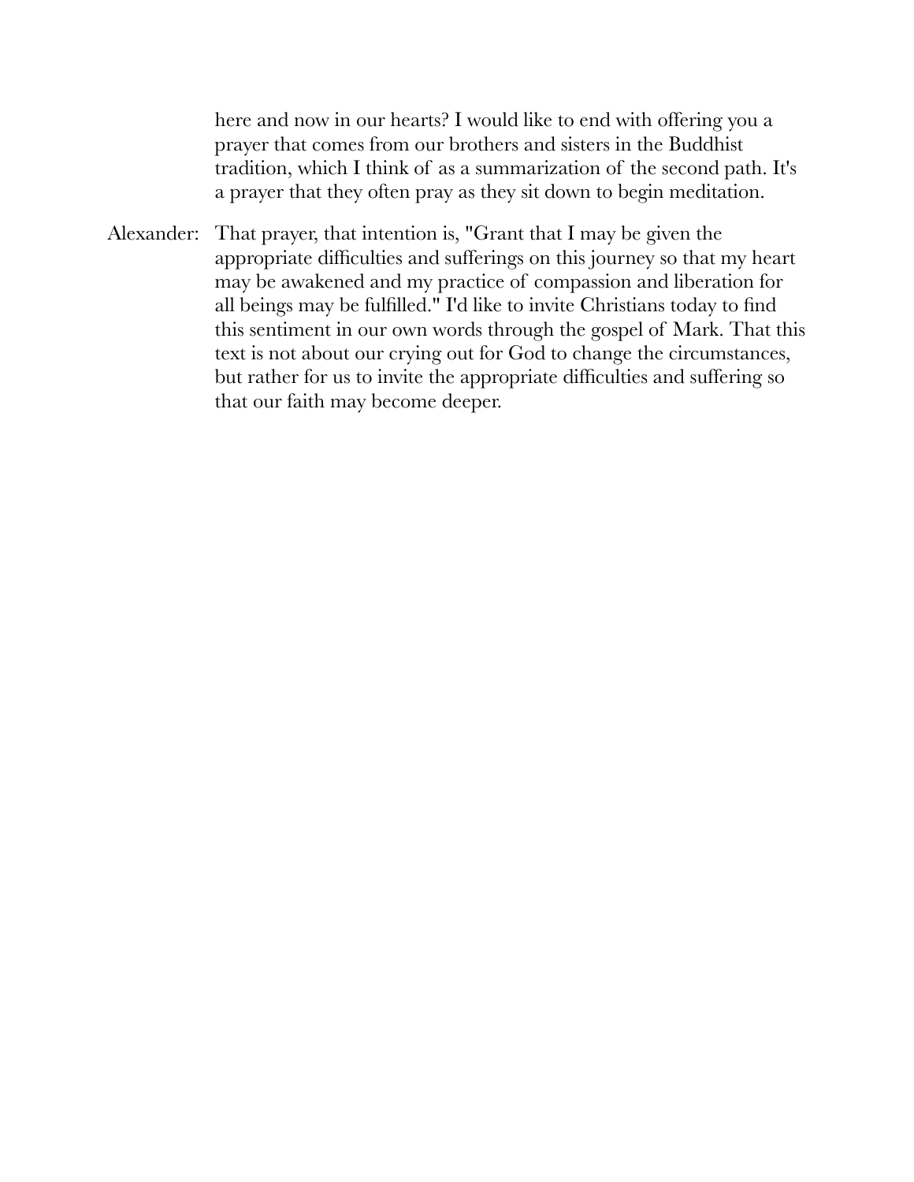here and now in our hearts? I would like to end with offering you a prayer that comes from our brothers and sisters in the Buddhist tradition, which I think of as a summarization of the second path. It's a prayer that they often pray as they sit down to begin meditation.

Alexander: That prayer, that intention is, "Grant that I may be given the appropriate difficulties and sufferings on this journey so that my heart may be awakened and my practice of compassion and liberation for all beings may be fulfilled." I'd like to invite Christians today to find this sentiment in our own words through the gospel of Mark. That this text is not about our crying out for God to change the circumstances, but rather for us to invite the appropriate difficulties and suffering so that our faith may become deeper.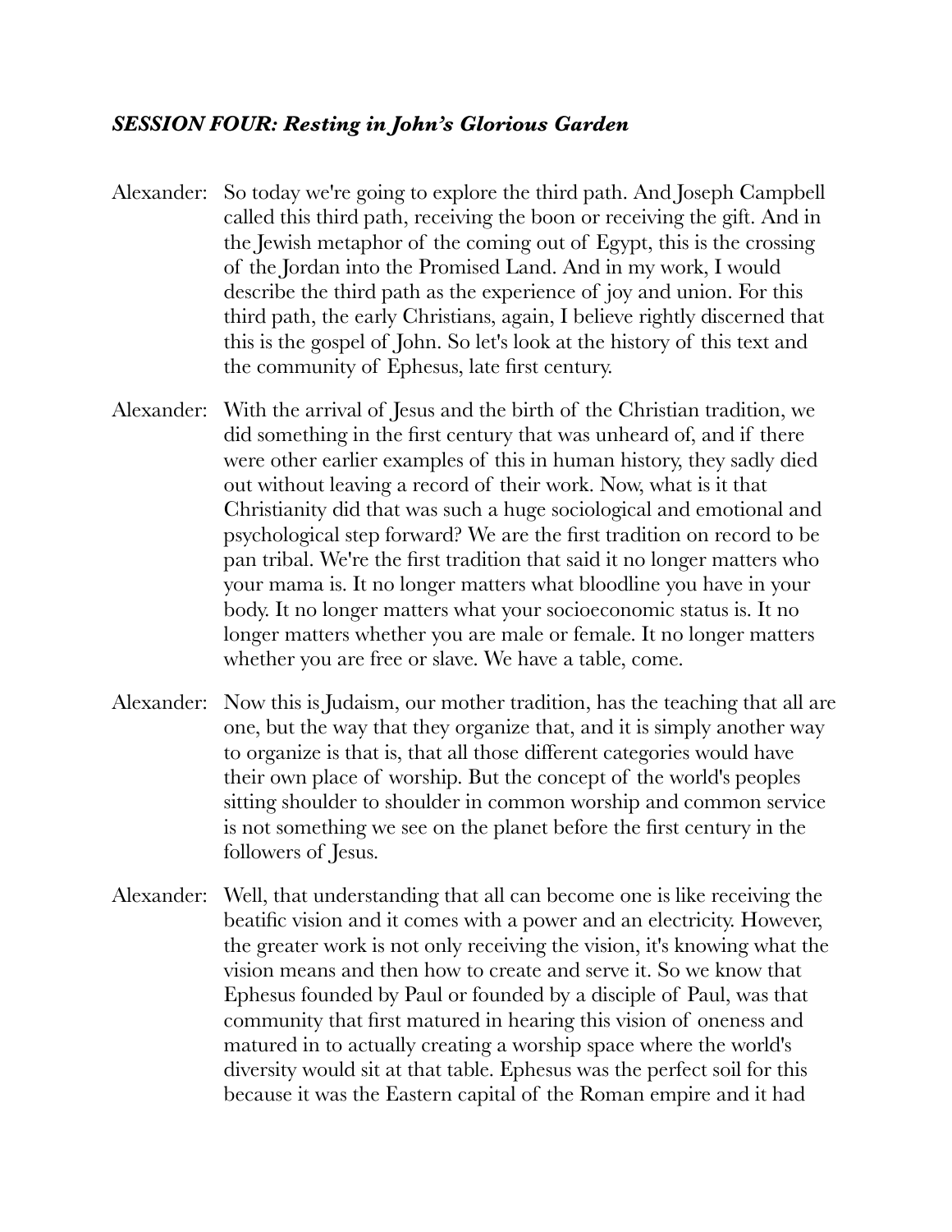### *SESSION FOUR: Resting in John's Glorious Garden*

Alexander: So today we're going to explore the third path. And Joseph Campbell called this third path, receiving the boon or receiving the gift. And in the Jewish metaphor of the coming out of Egypt, this is the crossing of the Jordan into the Promised Land. And in my work, I would describe the third path as the experience of joy and union. For this third path, the early Christians, again, I believe rightly discerned that this is the gospel of John. So let's look at the history of this text and the community of Ephesus, late first century.

Alexander: With the arrival of Jesus and the birth of the Christian tradition, we did something in the first century that was unheard of, and if there were other earlier examples of this in human history, they sadly died out without leaving a record of their work. Now, what is it that Christianity did that was such a huge sociological and emotional and psychological step forward? We are the first tradition on record to be pan tribal. We're the first tradition that said it no longer matters who your mama is. It no longer matters what bloodline you have in your body. It no longer matters what your socioeconomic status is. It no longer matters whether you are male or female. It no longer matters whether you are free or slave. We have a table, come.

Alexander: Now this is Judaism, our mother tradition, has the teaching that all are one, but the way that they organize that, and it is simply another way to organize is that is, that all those different categories would have their own place of worship. But the concept of the world's peoples sitting shoulder to shoulder in common worship and common service is not something we see on the planet before the first century in the followers of Jesus.

Alexander: Well, that understanding that all can become one is like receiving the beatific vision and it comes with a power and an electricity. However, the greater work is not only receiving the vision, it's knowing what the vision means and then how to create and serve it. So we know that Ephesus founded by Paul or founded by a disciple of Paul, was that community that first matured in hearing this vision of oneness and matured in to actually creating a worship space where the world's diversity would sit at that table. Ephesus was the perfect soil for this because it was the Eastern capital of the Roman empire and it had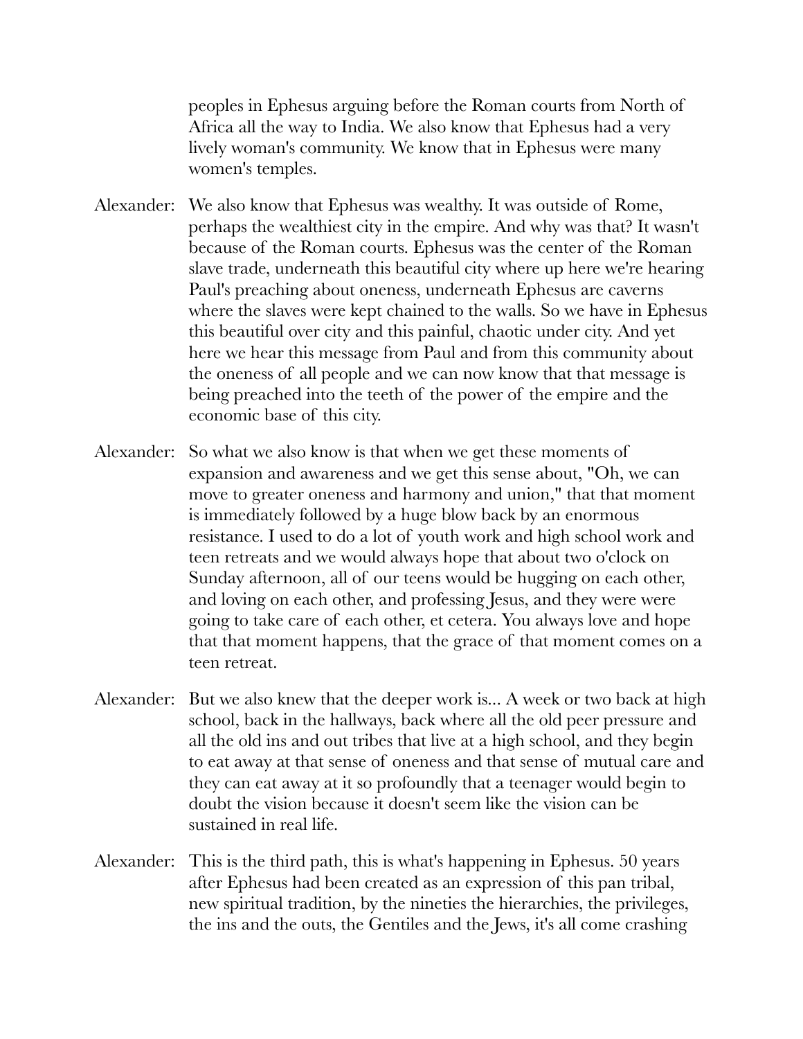peoples in Ephesus arguing before the Roman courts from North of Africa all the way to India. We also know that Ephesus had a very lively woman's community. We know that in Ephesus were many women's temples.

Alexander: We also know that Ephesus was wealthy. It was outside of Rome, perhaps the wealthiest city in the empire. And why was that? It wasn't because of the Roman courts. Ephesus was the center of the Roman slave trade, underneath this beautiful city where up here we're hearing Paul's preaching about oneness, underneath Ephesus are caverns where the slaves were kept chained to the walls. So we have in Ephesus this beautiful over city and this painful, chaotic under city. And yet here we hear this message from Paul and from this community about the oneness of all people and we can now know that that message is being preached into the teeth of the power of the empire and the economic base of this city.

Alexander: So what we also know is that when we get these moments of expansion and awareness and we get this sense about, "Oh, we can move to greater oneness and harmony and union," that that moment is immediately followed by a huge blow back by an enormous resistance. I used to do a lot of youth work and high school work and teen retreats and we would always hope that about two o'clock on Sunday afternoon, all of our teens would be hugging on each other, and loving on each other, and professing Jesus, and they were were going to take care of each other, et cetera. You always love and hope that that moment happens, that the grace of that moment comes on a teen retreat.

Alexander: But we also knew that the deeper work is... A week or two back at high school, back in the hallways, back where all the old peer pressure and all the old ins and out tribes that live at a high school, and they begin to eat away at that sense of oneness and that sense of mutual care and they can eat away at it so profoundly that a teenager would begin to doubt the vision because it doesn't seem like the vision can be sustained in real life.

Alexander: This is the third path, this is what's happening in Ephesus. 50 years after Ephesus had been created as an expression of this pan tribal, new spiritual tradition, by the nineties the hierarchies, the privileges, the ins and the outs, the Gentiles and the Jews, it's all come crashing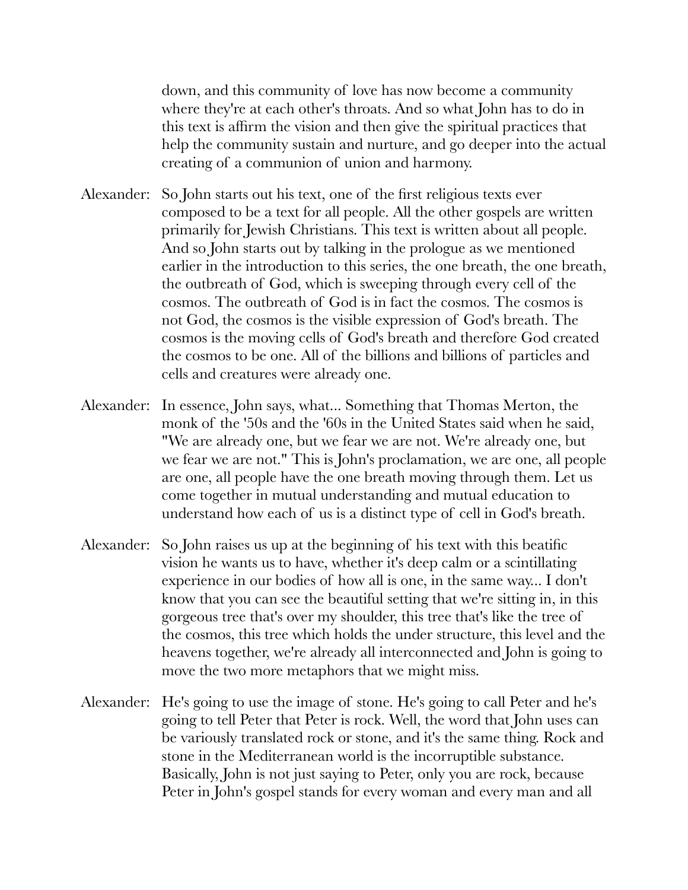down, and this community of love has now become a community where they're at each other's throats. And so what John has to do in this text is affirm the vision and then give the spiritual practices that help the community sustain and nurture, and go deeper into the actual creating of a communion of union and harmony.

Alexander: So John starts out his text, one of the first religious texts ever composed to be a text for all people. All the other gospels are written primarily for Jewish Christians. This text is written about all people. And so John starts out by talking in the prologue as we mentioned earlier in the introduction to this series, the one breath, the one breath, the outbreath of God, which is sweeping through every cell of the cosmos. The outbreath of God is in fact the cosmos. The cosmos is not God, the cosmos is the visible expression of God's breath. The cosmos is the moving cells of God's breath and therefore God created the cosmos to be one. All of the billions and billions of particles and cells and creatures were already one.

Alexander: In essence, John says, what... Something that Thomas Merton, the monk of the '50s and the '60s in the United States said when he said, "We are already one, but we fear we are not. We're already one, but we fear we are not." This is John's proclamation, we are one, all people are one, all people have the one breath moving through them. Let us come together in mutual understanding and mutual education to understand how each of us is a distinct type of cell in God's breath.

Alexander: So John raises us up at the beginning of his text with this beatific vision he wants us to have, whether it's deep calm or a scintillating experience in our bodies of how all is one, in the same way... I don't know that you can see the beautiful setting that we're sitting in, in this gorgeous tree that's over my shoulder, this tree that's like the tree of the cosmos, this tree which holds the under structure, this level and the heavens together, we're already all interconnected and John is going to move the two more metaphors that we might miss.

Alexander: He's going to use the image of stone. He's going to call Peter and he's going to tell Peter that Peter is rock. Well, the word that John uses can be variously translated rock or stone, and it's the same thing. Rock and stone in the Mediterranean world is the incorruptible substance. Basically, John is not just saying to Peter, only you are rock, because Peter in John's gospel stands for every woman and every man and all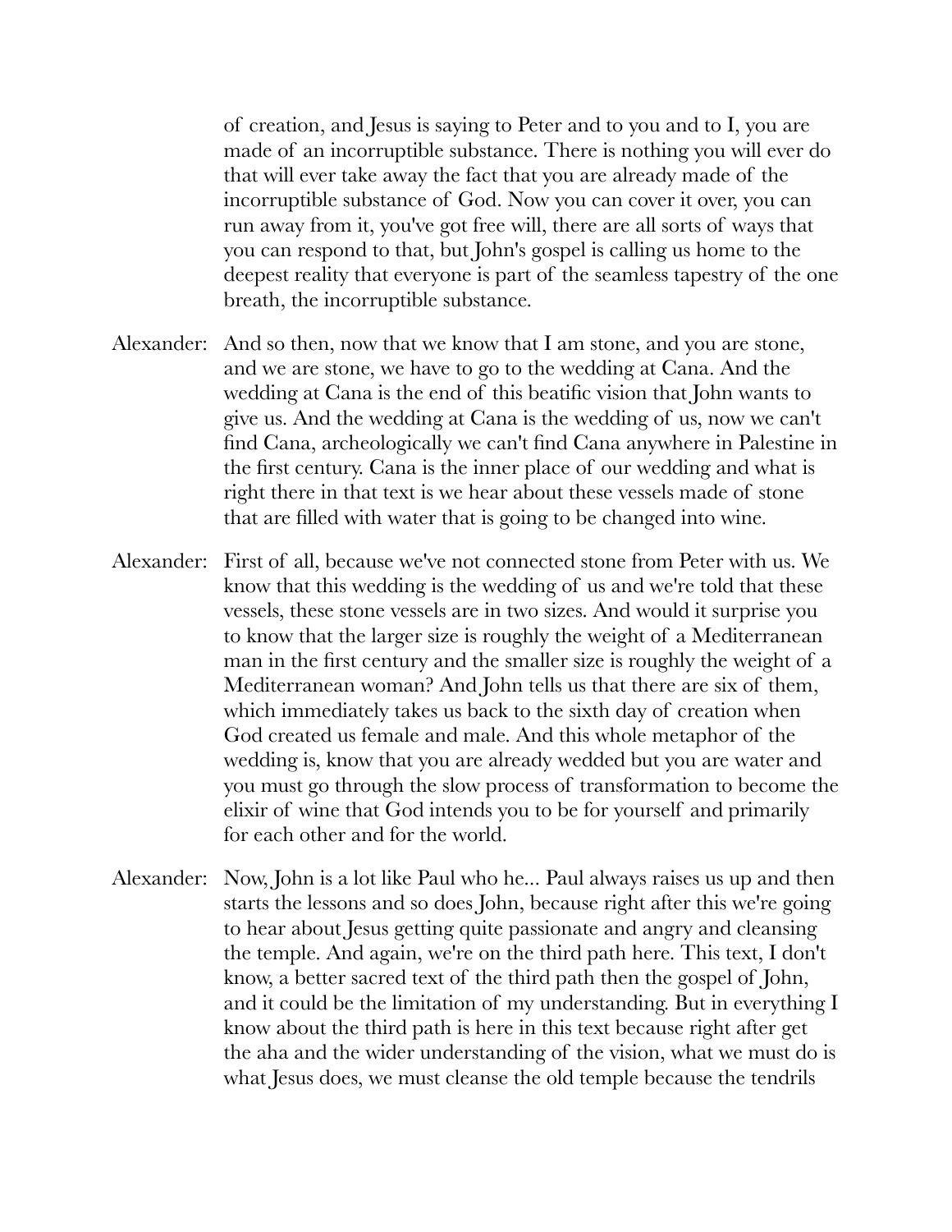of creation, and Jesus is saying to Peter and to you and to I, you are made of an incorruptible substance. There is nothing you will ever do that will ever take away the fact that you are already made of the incorruptible substance of God. Now you can cover it over, you can run away from it, you've got free will, there are all sorts of ways that you can respond to that, but John's gospel is calling us home to the deepest reality that everyone is part of the seamless tapestry of the one breath, the incorruptible substance.

Alexander: And so then, now that we know that I am stone, and you are stone, and we are stone, we have to go to the wedding at Cana. And the wedding at Cana is the end of this beatific vision that John wants to give us. And the wedding at Cana is the wedding of us, now we can't find Cana, archeologically we can't find Cana anywhere in Palestine in the first century. Cana is the inner place of our wedding and what is right there in that text is we hear about these vessels made of stone that are filled with water that is going to be changed into wine.

Alexander: First of all, because we've not connected stone from Peter with us. We know that this wedding is the wedding of us and we're told that these vessels, these stone vessels are in two sizes. And would it surprise you to know that the larger size is roughly the weight of a Mediterranean man in the first century and the smaller size is roughly the weight of a Mediterranean woman? And John tells us that there are six of them, which immediately takes us back to the sixth day of creation when God created us female and male. And this whole metaphor of the wedding is, know that you are already wedded but you are water and you must go through the slow process of transformation to become the elixir of wine that God intends you to be for yourself and primarily for each other and for the world.

Alexander: Now, John is a lot like Paul who he... Paul always raises us up and then starts the lessons and so does John, because right after this we're going to hear about Jesus getting quite passionate and angry and cleansing the temple. And again, we're on the third path here. This text, I don't know, a better sacred text of the third path then the gospel of John, and it could be the limitation of my understanding. But in everything I know about the third path is here in this text because right after get the aha and the wider understanding of the vision, what we must do is what Jesus does, we must cleanse the old temple because the tendrils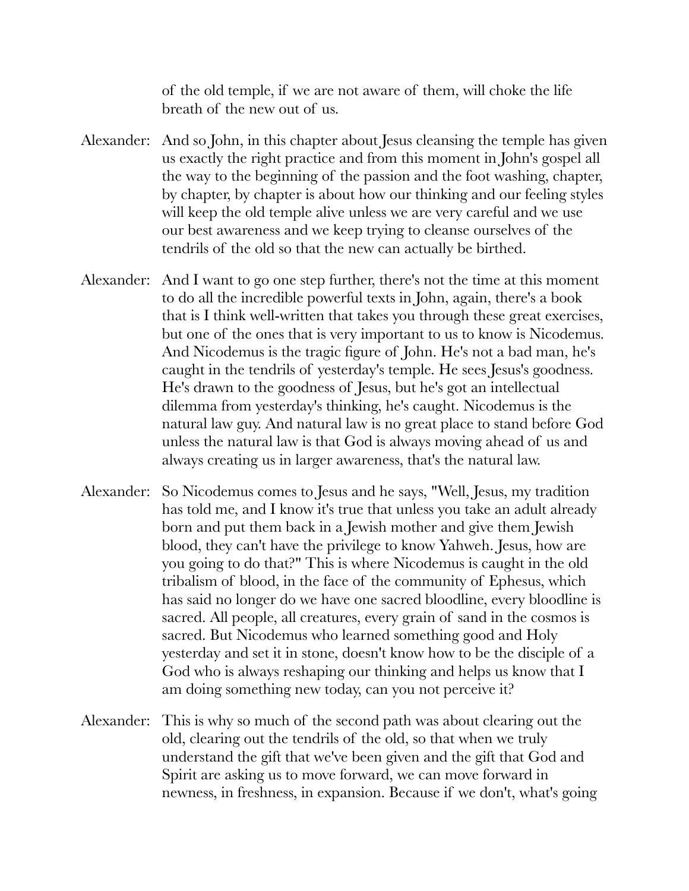of the old temple, if we are not aware of them, will choke the life breath of the new out of us.

Alexander: And so John, in this chapter about Jesus cleansing the temple has given us exactly the right practice and from this moment in John's gospel all the way to the beginning of the passion and the foot washing, chapter, by chapter, by chapter is about how our thinking and our feeling styles will keep the old temple alive unless we are very careful and we use our best awareness and we keep trying to cleanse ourselves of the tendrils of the old so that the new can actually be birthed.

Alexander: And I want to go one step further, there's not the time at this moment to do all the incredible powerful texts in John, again, there's a book that is I think well-written that takes you through these great exercises, but one of the ones that is very important to us to know is Nicodemus. And Nicodemus is the tragic figure of John. He's not a bad man, he's caught in the tendrils of yesterday's temple. He sees Jesus's goodness. He's drawn to the goodness of Jesus, but he's got an intellectual dilemma from yesterday's thinking, he's caught. Nicodemus is the natural law guy. And natural law is no great place to stand before God unless the natural law is that God is always moving ahead of us and always creating us in larger awareness, that's the natural law.

Alexander: So Nicodemus comes to Jesus and he says, "Well, Jesus, my tradition has told me, and I know it's true that unless you take an adult already born and put them back in a Jewish mother and give them Jewish blood, they can't have the privilege to know Yahweh. Jesus, how are you going to do that?" This is where Nicodemus is caught in the old tribalism of blood, in the face of the community of Ephesus, which has said no longer do we have one sacred bloodline, every bloodline is sacred. All people, all creatures, every grain of sand in the cosmos is sacred. But Nicodemus who learned something good and Holy yesterday and set it in stone, doesn't know how to be the disciple of a God who is always reshaping our thinking and helps us know that I am doing something new today, can you not perceive it?

Alexander: This is why so much of the second path was about clearing out the old, clearing out the tendrils of the old, so that when we truly understand the gift that we've been given and the gift that God and Spirit are asking us to move forward, we can move forward in newness, in freshness, in expansion. Because if we don't, what's going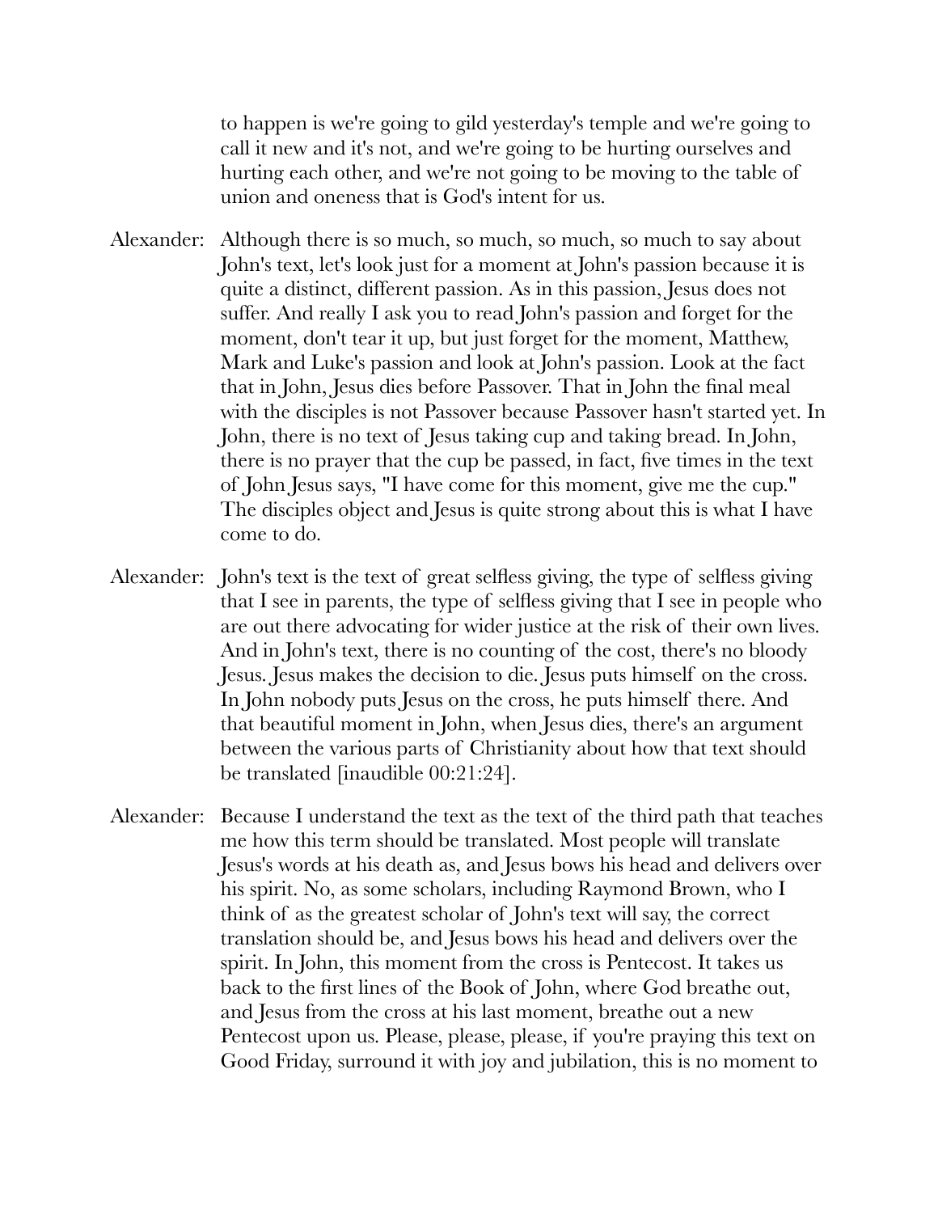to happen is we're going to gild yesterday's temple and we're going to call it new and it's not, and we're going to be hurting ourselves and hurting each other, and we're not going to be moving to the table of union and oneness that is God's intent for us.

Alexander: Although there is so much, so much, so much, so much to say about John's text, let's look just for a moment at John's passion because it is quite a distinct, different passion. As in this passion, Jesus does not suffer. And really I ask you to read John's passion and forget for the moment, don't tear it up, but just forget for the moment, Matthew, Mark and Luke's passion and look at John's passion. Look at the fact that in John, Jesus dies before Passover. That in John the final meal with the disciples is not Passover because Passover hasn't started yet. In John, there is no text of Jesus taking cup and taking bread. In John, there is no prayer that the cup be passed, in fact, five times in the text of John Jesus says, "I have come for this moment, give me the cup." The disciples object and Jesus is quite strong about this is what I have come to do.

Alexander: John's text is the text of great selfless giving, the type of selfless giving that I see in parents, the type of selfless giving that I see in people who are out there advocating for wider justice at the risk of their own lives. And in John's text, there is no counting of the cost, there's no bloody Jesus. Jesus makes the decision to die. Jesus puts himself on the cross. In John nobody puts Jesus on the cross, he puts himself there. And that beautiful moment in John, when Jesus dies, there's an argument between the various parts of Christianity about how that text should be translated [inaudible 00:21:24].

Alexander: Because I understand the text as the text of the third path that teaches me how this term should be translated. Most people will translate Jesus's words at his death as, and Jesus bows his head and delivers over his spirit. No, as some scholars, including Raymond Brown, who I think of as the greatest scholar of John's text will say, the correct translation should be, and Jesus bows his head and delivers over the spirit. In John, this moment from the cross is Pentecost. It takes us back to the first lines of the Book of John, where God breathe out, and Jesus from the cross at his last moment, breathe out a new Pentecost upon us. Please, please, please, if you're praying this text on Good Friday, surround it with joy and jubilation, this is no moment to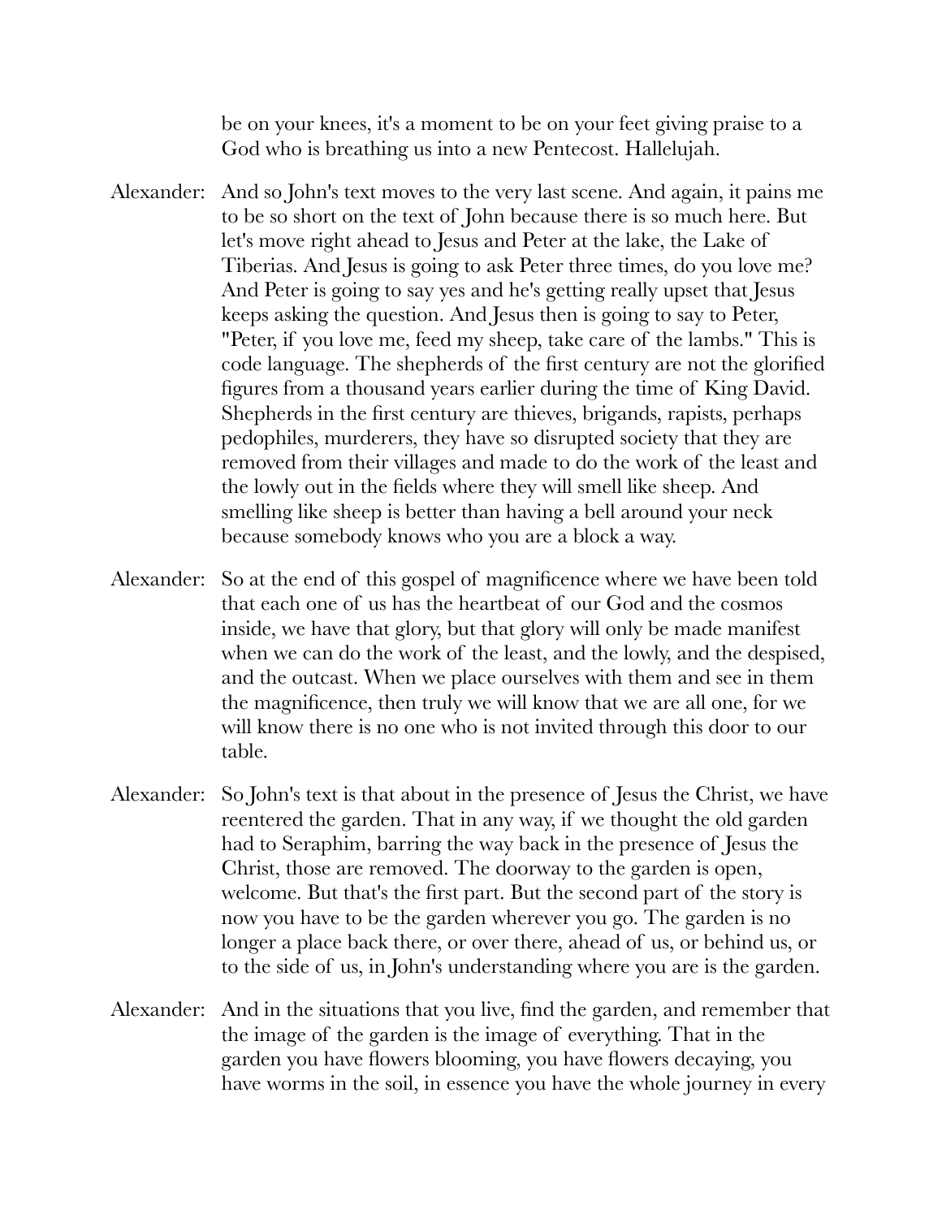be on your knees, it's a moment to be on your feet giving praise to a God who is breathing us into a new Pentecost. Hallelujah.

Alexander: And so John's text moves to the very last scene. And again, it pains me to be so short on the text of John because there is so much here. But let's move right ahead to Jesus and Peter at the lake, the Lake of Tiberias. And Jesus is going to ask Peter three times, do you love me? And Peter is going to say yes and he's getting really upset that Jesus keeps asking the question. And Jesus then is going to say to Peter, "Peter, if you love me, feed my sheep, take care of the lambs." This is code language. The shepherds of the first century are not the glorified figures from a thousand years earlier during the time of King David. Shepherds in the first century are thieves, brigands, rapists, perhaps pedophiles, murderers, they have so disrupted society that they are removed from their villages and made to do the work of the least and the lowly out in the fields where they will smell like sheep. And smelling like sheep is better than having a bell around your neck because somebody knows who you are a block a way.

Alexander: So at the end of this gospel of magnificence where we have been told that each one of us has the heartbeat of our God and the cosmos inside, we have that glory, but that glory will only be made manifest when we can do the work of the least, and the lowly, and the despised, and the outcast. When we place ourselves with them and see in them the magnificence, then truly we will know that we are all one, for we will know there is no one who is not invited through this door to our table.

Alexander: So John's text is that about in the presence of Jesus the Christ, we have reentered the garden. That in any way, if we thought the old garden had to Seraphim, barring the way back in the presence of Jesus the Christ, those are removed. The doorway to the garden is open, welcome. But that's the first part. But the second part of the story is now you have to be the garden wherever you go. The garden is no longer a place back there, or over there, ahead of us, or behind us, or to the side of us, in John's understanding where you are is the garden.

Alexander: And in the situations that you live, find the garden, and remember that the image of the garden is the image of everything. That in the garden you have flowers blooming, you have flowers decaying, you have worms in the soil, in essence you have the whole journey in every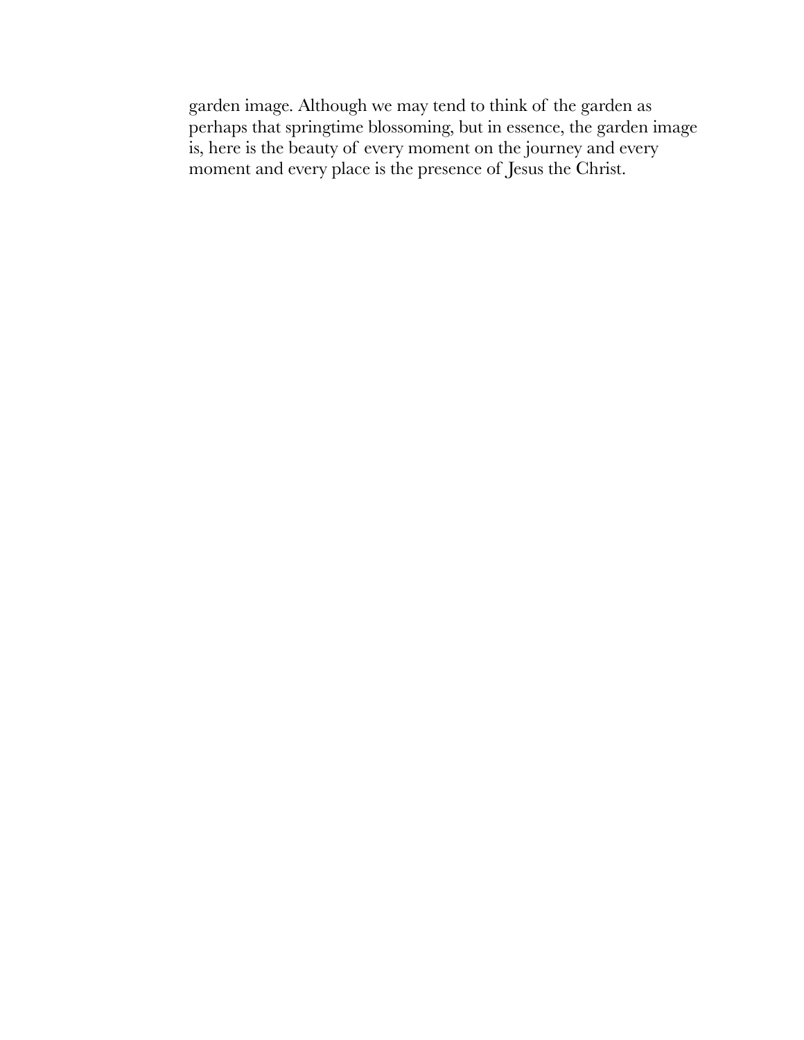garden image. Although we may tend to think of the garden as perhaps that springtime blossoming, but in essence, the garden image is, here is the beauty of every moment on the journey and every moment and every place is the presence of Jesus the Christ.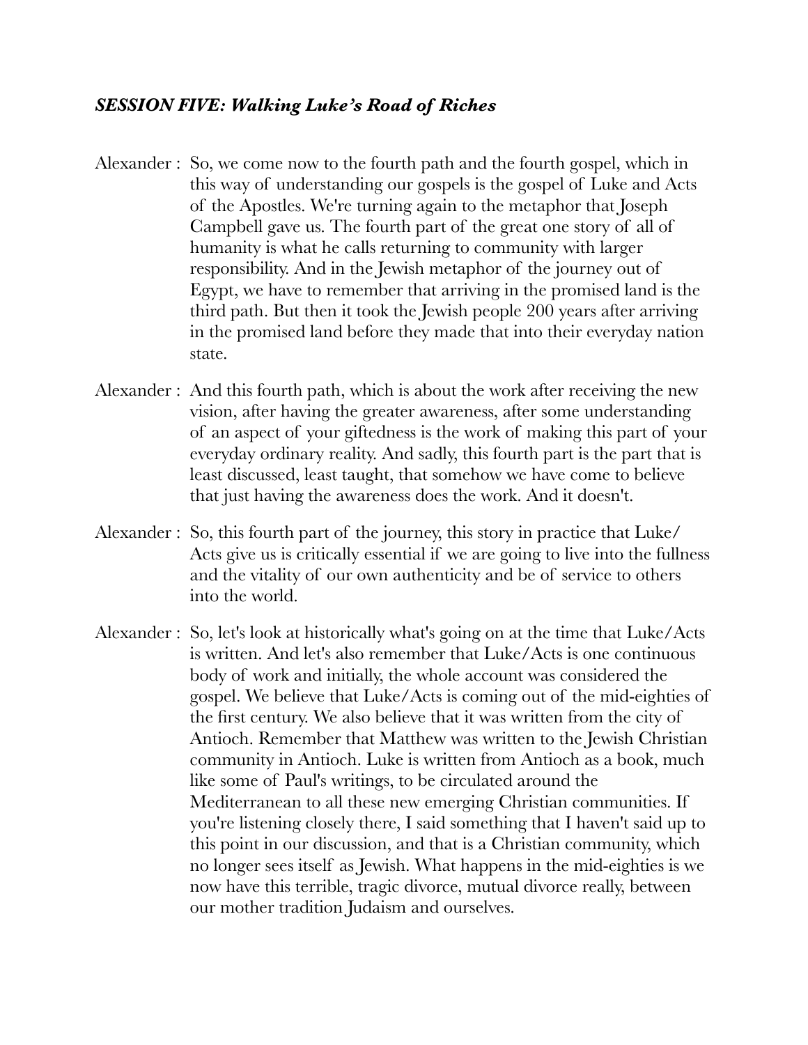***SESSION FIVE: Walking Luke's Road of Riches***

Alexander : So, we come now to the fourth path and the fourth gospel, which in this way of understanding our gospels is the gospel of Luke and Acts of the Apostles. We're turning again to the metaphor that Joseph Campbell gave us. The fourth part of the great one story of all of humanity is what he calls returning to community with larger responsibility. And in the Jewish metaphor of the journey out of Egypt, we have to remember that arriving in the promised land is the third path. But then it took the Jewish people 200 years after arriving in the promised land before they made that into their everyday nation state.

Alexander : And this fourth path, which is about the work after receiving the new vision, after having the greater awareness, after some understanding of an aspect of your giftedness is the work of making this part of your everyday ordinary reality. And sadly, this fourth part is the part that is least discussed, least taught, that somehow we have come to believe that just having the awareness does the work. And it doesn't.

Alexander : So, this fourth part of the journey, this story in practice that Luke/Acts give us is critically essential if we are going to live into the fullness and the vitality of our own authenticity and be of service to others into the world.

Alexander : So, let's look at historically what's going on at the time that Luke/Acts is written. And let's also remember that Luke/Acts is one continuous body of work and initially, the whole account was considered the gospel. We believe that Luke/Acts is coming out of the mid-eighties of the first century. We also believe that it was written from the city of Antioch. Remember that Matthew was written to the Jewish Christian community in Antioch. Luke is written from Antioch as a book, much like some of Paul's writings, to be circulated around the Mediterranean to all these new emerging Christian communities. If you're listening closely there, I said something that I haven't said up to this point in our discussion, and that is a Christian community, which no longer sees itself as Jewish. What happens in the mid-eighties is we now have this terrible, tragic divorce, mutual divorce really, between our mother tradition Judaism and ourselves.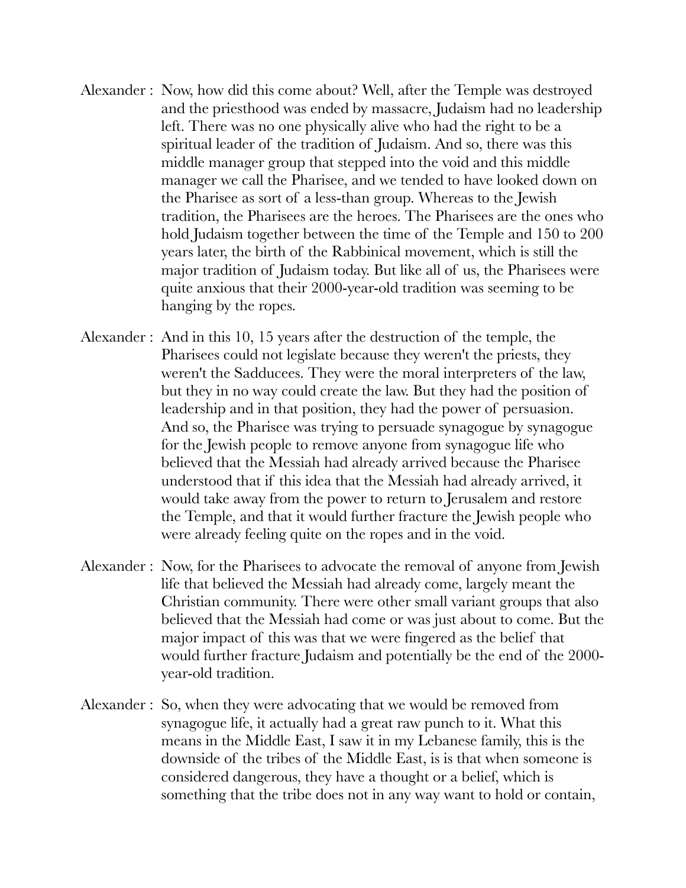Alexander : Now, how did this come about? Well, after the Temple was destroyed and the priesthood was ended by massacre, Judaism had no leadership left. There was no one physically alive who had the right to be a spiritual leader of the tradition of Judaism. And so, there was this middle manager group that stepped into the void and this middle manager we call the Pharisee, and we tended to have looked down on the Pharisee as sort of a less-than group. Whereas to the Jewish tradition, the Pharisees are the heroes. The Pharisees are the ones who hold Judaism together between the time of the Temple and 150 to 200 years later, the birth of the Rabbinical movement, which is still the major tradition of Judaism today. But like all of us, the Pharisees were quite anxious that their 2000-year-old tradition was seeming to be hanging by the ropes.

Alexander : And in this 10, 15 years after the destruction of the temple, the Pharisees could not legislate because they weren't the priests, they weren't the Sadducees. They were the moral interpreters of the law, but they in no way could create the law. But they had the position of leadership and in that position, they had the power of persuasion. And so, the Pharisee was trying to persuade synagogue by synagogue for the Jewish people to remove anyone from synagogue life who believed that the Messiah had already arrived because the Pharisee understood that if this idea that the Messiah had already arrived, it would take away from the power to return to Jerusalem and restore the Temple, and that it would further fracture the Jewish people who were already feeling quite on the ropes and in the void.

Alexander : Now, for the Pharisees to advocate the removal of anyone from Jewish life that believed the Messiah had already come, largely meant the Christian community. There were other small variant groups that also believed that the Messiah had come or was just about to come. But the major impact of this was that we were fingered as the belief that would further fracture Judaism and potentially be the end of the 2000-year-old tradition.

Alexander : So, when they were advocating that we would be removed from synagogue life, it actually had a great raw punch to it. What this means in the Middle East, I saw it in my Lebanese family, this is the downside of the tribes of the Middle East, is is that when someone is considered dangerous, they have a thought or a belief, which is something that the tribe does not in any way want to hold or contain,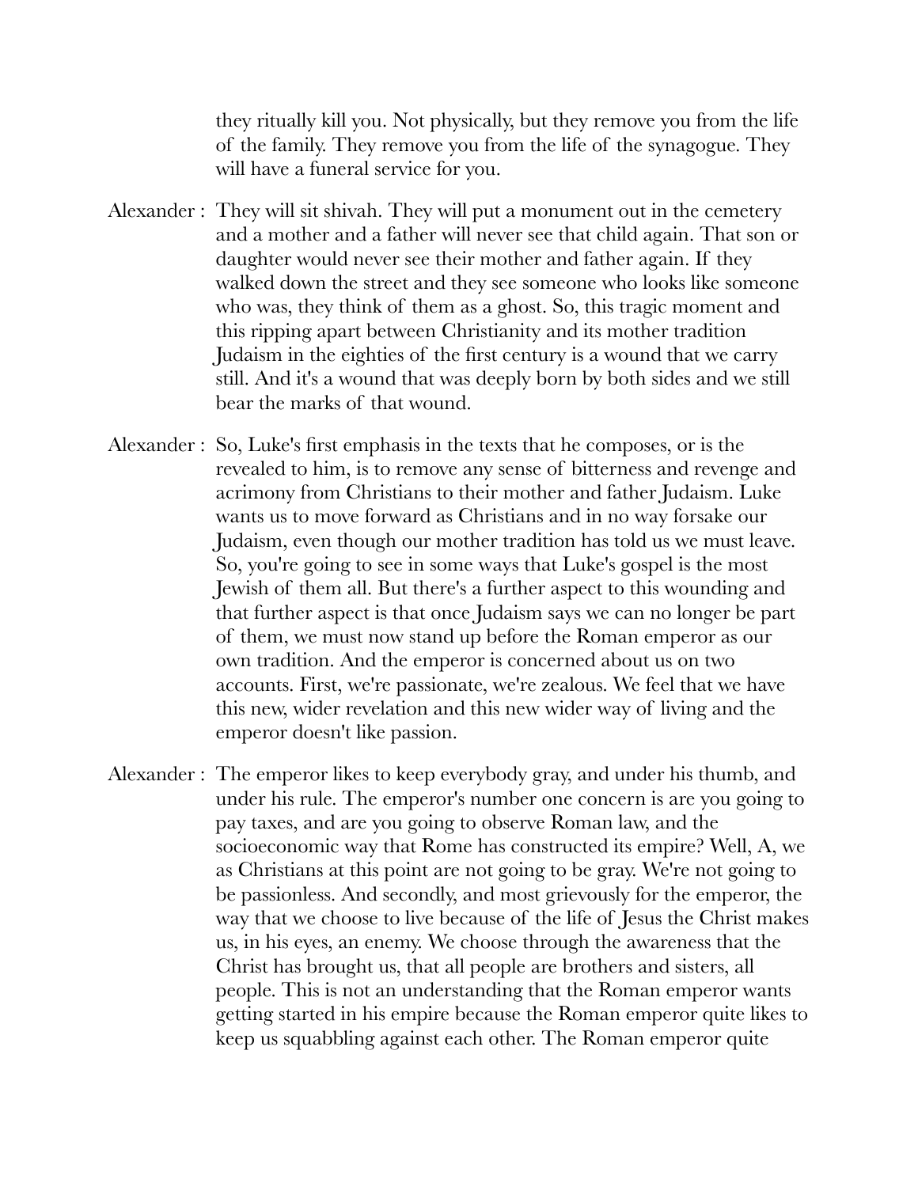they ritually kill you. Not physically, but they remove you from the life of the family. They remove you from the life of the synagogue. They will have a funeral service for you.

Alexander : They will sit shivah. They will put a monument out in the cemetery and a mother and a father will never see that child again. That son or daughter would never see their mother and father again. If they walked down the street and they see someone who looks like someone who was, they think of them as a ghost. So, this tragic moment and this ripping apart between Christianity and its mother tradition Judaism in the eighties of the first century is a wound that we carry still. And it's a wound that was deeply born by both sides and we still bear the marks of that wound.

Alexander : So, Luke's first emphasis in the texts that he composes, or is the revealed to him, is to remove any sense of bitterness and revenge and acrimony from Christians to their mother and father Judaism. Luke wants us to move forward as Christians and in no way forsake our Judaism, even though our mother tradition has told us we must leave. So, you're going to see in some ways that Luke's gospel is the most Jewish of them all. But there's a further aspect to this wounding and that further aspect is that once Judaism says we can no longer be part of them, we must now stand up before the Roman emperor as our own tradition. And the emperor is concerned about us on two accounts. First, we're passionate, we're zealous. We feel that we have this new, wider revelation and this new wider way of living and the emperor doesn't like passion.

Alexander : The emperor likes to keep everybody gray, and under his thumb, and under his rule. The emperor's number one concern is are you going to pay taxes, and are you going to observe Roman law, and the socioeconomic way that Rome has constructed its empire? Well, A, we as Christians at this point are not going to be gray. We're not going to be passionless. And secondly, and most grievously for the emperor, the way that we choose to live because of the life of Jesus the Christ makes us, in his eyes, an enemy. We choose through the awareness that the Christ has brought us, that all people are brothers and sisters, all people. This is not an understanding that the Roman emperor wants getting started in his empire because the Roman emperor quite likes to keep us squabbling against each other. The Roman emperor quite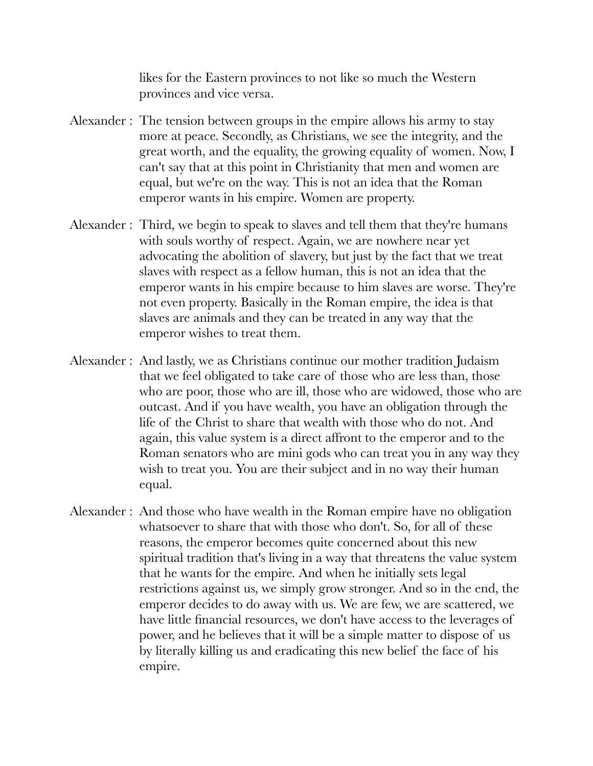likes for the Eastern provinces to not like so much the Western provinces and vice versa.

Alexander : The tension between groups in the empire allows his army to stay more at peace. Secondly, as Christians, we see the integrity, and the great worth, and the equality, the growing equality of women. Now, I can't say that at this point in Christianity that men and women are equal, but we're on the way. This is not an idea that the Roman emperor wants in his empire. Women are property.

Alexander : Third, we begin to speak to slaves and tell them that they're humans with souls worthy of respect. Again, we are nowhere near yet advocating the abolition of slavery, but just by the fact that we treat slaves with respect as a fellow human, this is not an idea that the emperor wants in his empire because to him slaves are worse. They're not even property. Basically in the Roman empire, the idea is that slaves are animals and they can be treated in any way that the emperor wishes to treat them.

Alexander : And lastly, we as Christians continue our mother tradition Judaism that we feel obligated to take care of those who are less than, those who are poor, those who are ill, those who are widowed, those who are outcast. And if you have wealth, you have an obligation through the life of the Christ to share that wealth with those who do not. And again, this value system is a direct affront to the emperor and to the Roman senators who are mini gods who can treat you in any way they wish to treat you. You are their subject and in no way their human equal.

Alexander : And those who have wealth in the Roman empire have no obligation whatsoever to share that with those who don't. So, for all of these reasons, the emperor becomes quite concerned about this new spiritual tradition that's living in a way that threatens the value system that he wants for the empire. And when he initially sets legal restrictions against us, we simply grow stronger. And so in the end, the emperor decides to do away with us. We are few, we are scattered, we have little financial resources, we don't have access to the leverages of power, and he believes that it will be a simple matter to dispose of us by literally killing us and eradicating this new belief the face of his empire.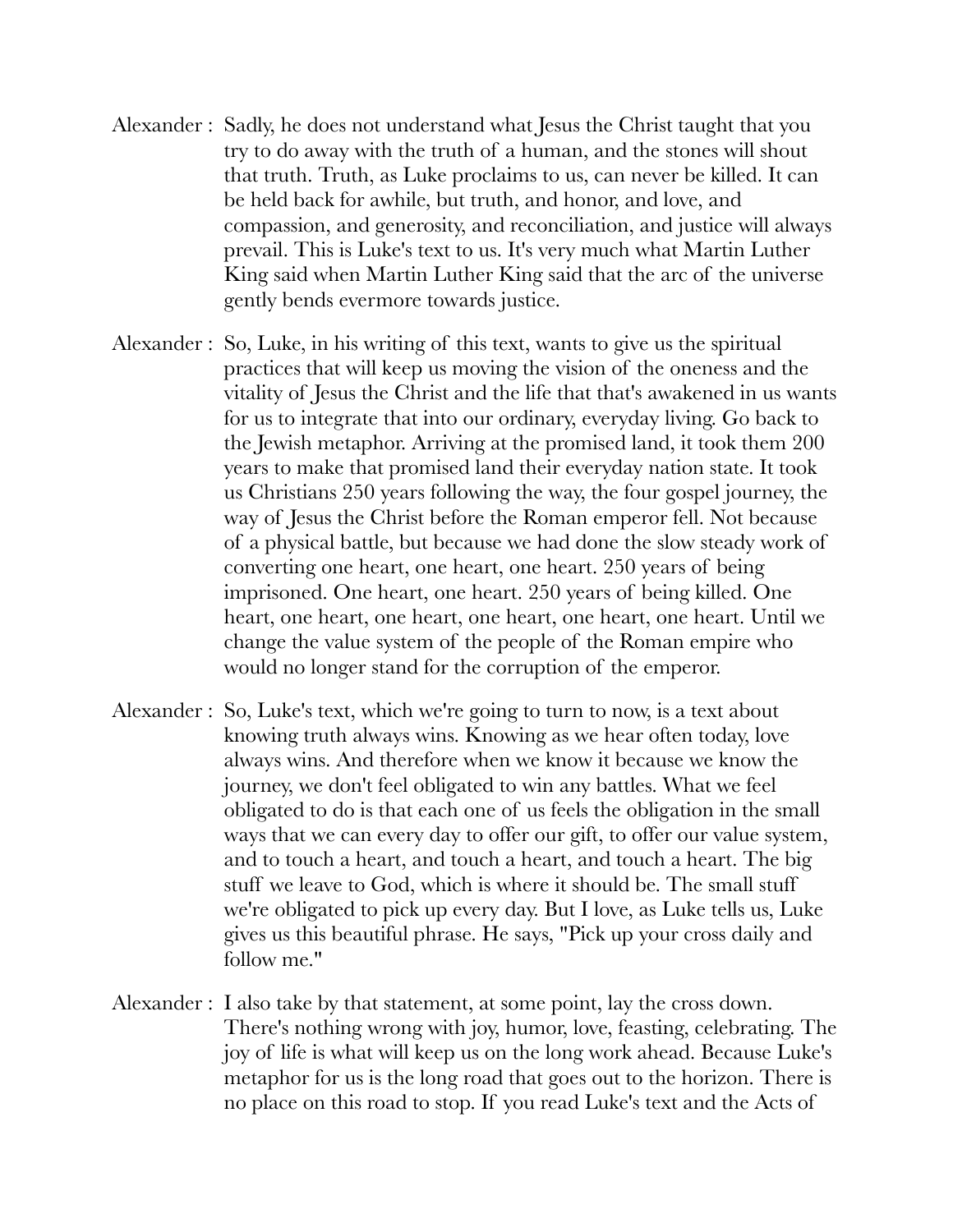Alexander : Sadly, he does not understand what Jesus the Christ taught that you try to do away with the truth of a human, and the stones will shout that truth. Truth, as Luke proclaims to us, can never be killed. It can be held back for awhile, but truth, and honor, and love, and compassion, and generosity, and reconciliation, and justice will always prevail. This is Luke's text to us. It's very much what Martin Luther King said when Martin Luther King said that the arc of the universe gently bends evermore towards justice.

Alexander : So, Luke, in his writing of this text, wants to give us the spiritual practices that will keep us moving the vision of the oneness and the vitality of Jesus the Christ and the life that that's awakened in us wants for us to integrate that into our ordinary, everyday living. Go back to the Jewish metaphor. Arriving at the promised land, it took them 200 years to make that promised land their everyday nation state. It took us Christians 250 years following the way, the four gospel journey, the way of Jesus the Christ before the Roman emperor fell. Not because of a physical battle, but because we had done the slow steady work of converting one heart, one heart, one heart. 250 years of being imprisoned. One heart, one heart. 250 years of being killed. One heart, one heart, one heart, one heart, one heart, one heart. Until we change the value system of the people of the Roman empire who would no longer stand for the corruption of the emperor.

Alexander : So, Luke's text, which we're going to turn to now, is a text about knowing truth always wins. Knowing as we hear often today, love always wins. And therefore when we know it because we know the journey, we don't feel obligated to win any battles. What we feel obligated to do is that each one of us feels the obligation in the small ways that we can every day to offer our gift, to offer our value system, and to touch a heart, and touch a heart, and touch a heart. The big stuff we leave to God, which is where it should be. The small stuff we're obligated to pick up every day. But I love, as Luke tells us, Luke gives us this beautiful phrase. He says, "Pick up your cross daily and follow me."

Alexander : I also take by that statement, at some point, lay the cross down. There's nothing wrong with joy, humor, love, feasting, celebrating. The joy of life is what will keep us on the long work ahead. Because Luke's metaphor for us is the long road that goes out to the horizon. There is no place on this road to stop. If you read Luke's text and the Acts of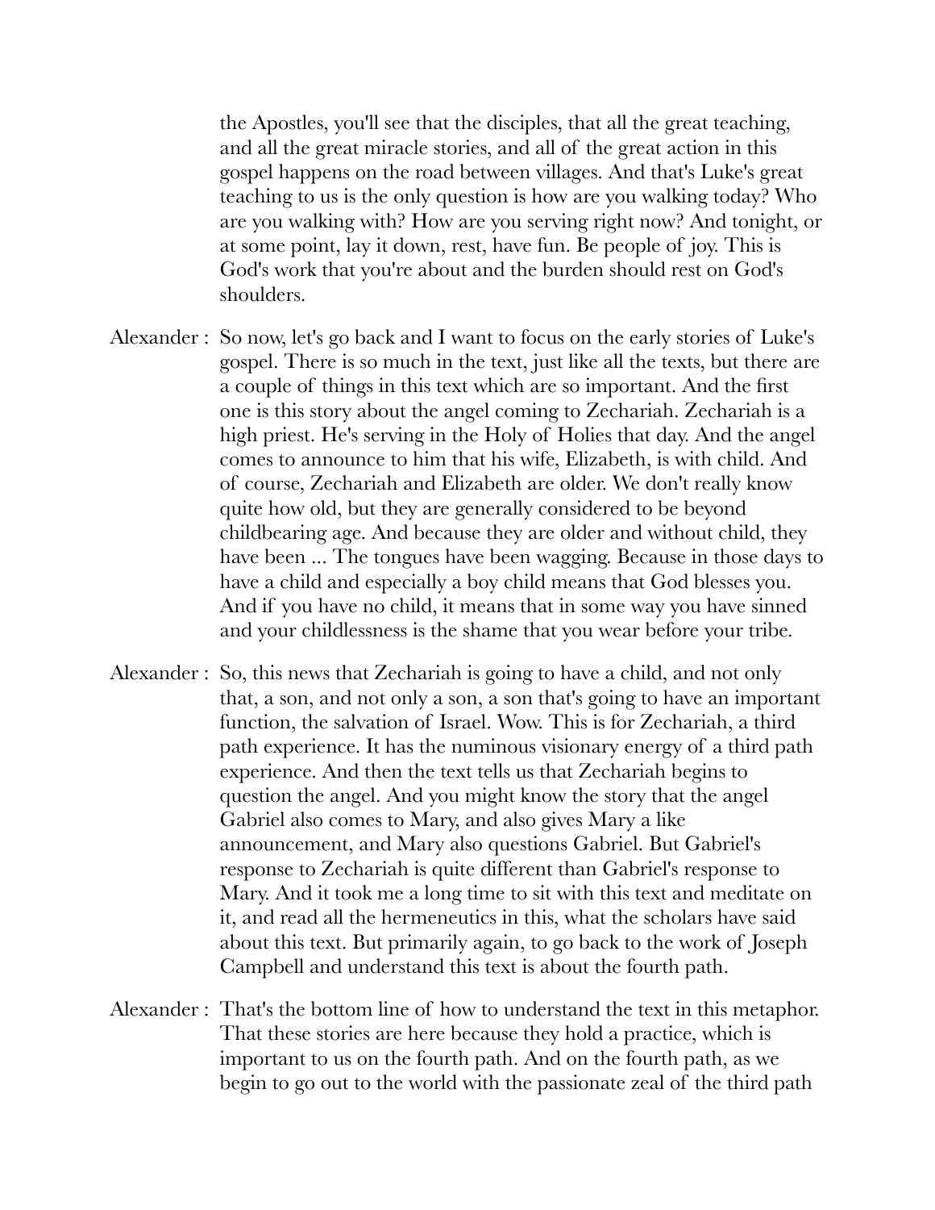the Apostles, you'll see that the disciples, that all the great teaching, and all the great miracle stories, and all of the great action in this gospel happens on the road between villages. And that's Luke's great teaching to us is the only question is how are you walking today? Who are you walking with? How are you serving right now? And tonight, or at some point, lay it down, rest, have fun. Be people of joy. This is God's work that you're about and the burden should rest on God's shoulders.

Alexander : So now, let's go back and I want to focus on the early stories of Luke's gospel. There is so much in the text, just like all the texts, but there are a couple of things in this text which are so important. And the first one is this story about the angel coming to Zechariah. Zechariah is a high priest. He's serving in the Holy of Holies that day. And the angel comes to announce to him that his wife, Elizabeth, is with child. And of course, Zechariah and Elizabeth are older. We don't really know quite how old, but they are generally considered to be beyond childbearing age. And because they are older and without child, they have been ... The tongues have been wagging. Because in those days to have a child and especially a boy child means that God blesses you. And if you have no child, it means that in some way you have sinned and your childlessness is the shame that you wear before your tribe.

Alexander : So, this news that Zechariah is going to have a child, and not only that, a son, and not only a son, a son that's going to have an important function, the salvation of Israel. Wow. This is for Zechariah, a third path experience. It has the numinous visionary energy of a third path experience. And then the text tells us that Zechariah begins to question the angel. And you might know the story that the angel Gabriel also comes to Mary, and also gives Mary a like announcement, and Mary also questions Gabriel. But Gabriel's response to Zechariah is quite different than Gabriel's response to Mary. And it took me a long time to sit with this text and meditate on it, and read all the hermeneutics in this, what the scholars have said about this text. But primarily again, to go back to the work of Joseph Campbell and understand this text is about the fourth path.

Alexander : That's the bottom line of how to understand the text in this metaphor. That these stories are here because they hold a practice, which is important to us on the fourth path. And on the fourth path, as we begin to go out to the world with the passionate zeal of the third path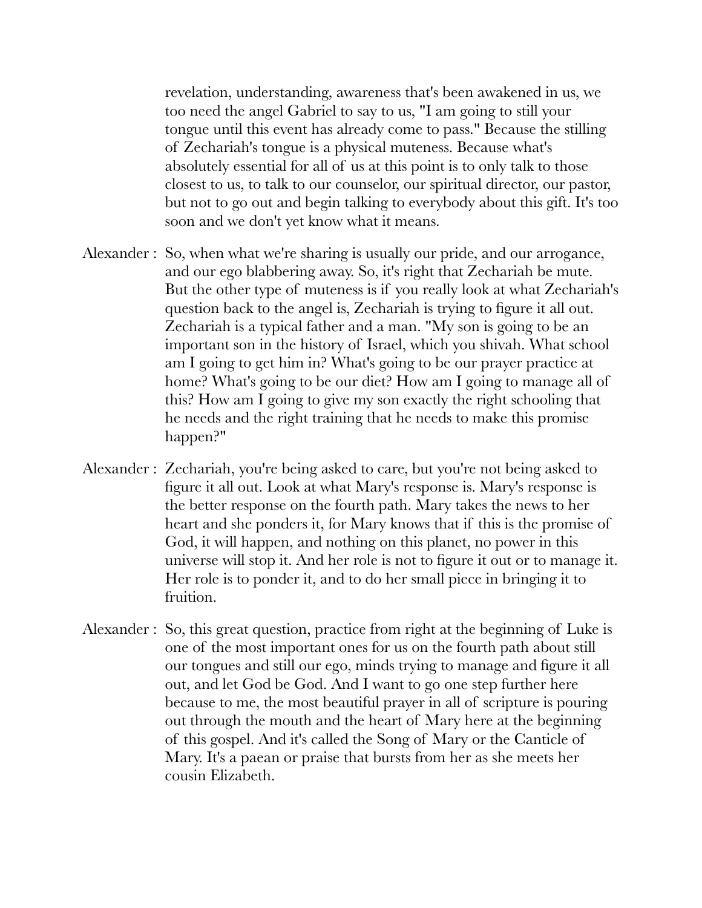revelation, understanding, awareness that's been awakened in us, we too need the angel Gabriel to say to us, "I am going to still your tongue until this event has already come to pass." Because the stilling of Zechariah's tongue is a physical muteness. Because what's absolutely essential for all of us at this point is to only talk to those closest to us, to talk to our counselor, our spiritual director, our pastor, but not to go out and begin talking to everybody about this gift. It's too soon and we don't yet know what it means.

Alexander : So, when what we're sharing is usually our pride, and our arrogance, and our ego blabbering away. So, it's right that Zechariah be mute. But the other type of muteness is if you really look at what Zechariah's question back to the angel is, Zechariah is trying to figure it all out. Zechariah is a typical father and a man. "My son is going to be an important son in the history of Israel, which you shivah. What school am I going to get him in? What's going to be our prayer practice at home? What's going to be our diet? How am I going to manage all of this? How am I going to give my son exactly the right schooling that he needs and the right training that he needs to make this promise happen?"

Alexander : Zechariah, you're being asked to care, but you're not being asked to figure it all out. Look at what Mary's response is. Mary's response is the better response on the fourth path. Mary takes the news to her heart and she ponders it, for Mary knows that if this is the promise of God, it will happen, and nothing on this planet, no power in this universe will stop it. And her role is not to figure it out or to manage it. Her role is to ponder it, and to do her small piece in bringing it to fruition.

Alexander : So, this great question, practice from right at the beginning of Luke is one of the most important ones for us on the fourth path about still our tongues and still our ego, minds trying to manage and figure it all out, and let God be God. And I want to go one step further here because to me, the most beautiful prayer in all of scripture is pouring out through the mouth and the heart of Mary here at the beginning of this gospel. And it's called the Song of Mary or the Canticle of Mary. It's a paean or praise that bursts from her as she meets her cousin Elizabeth.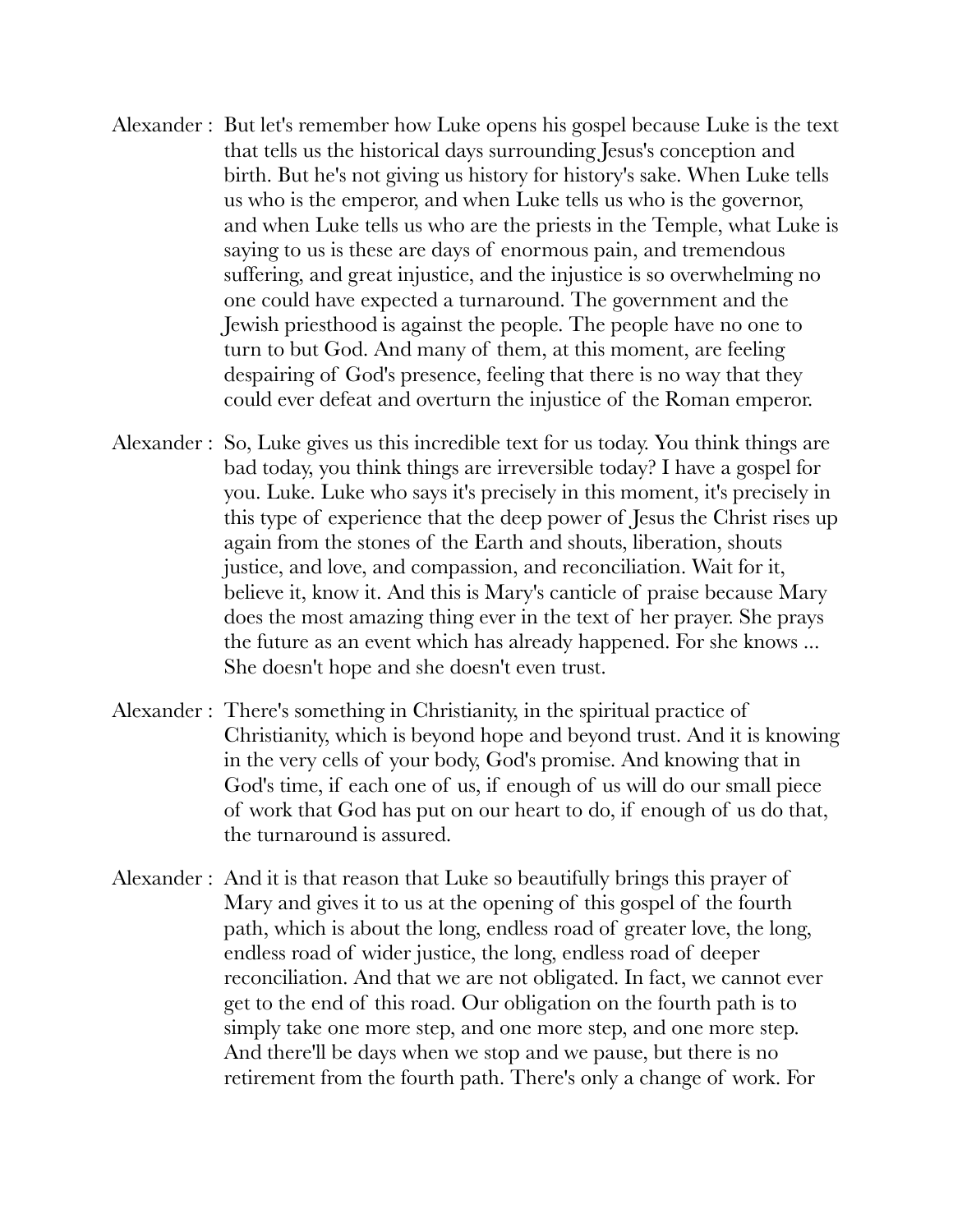Alexander : But let's remember how Luke opens his gospel because Luke is the text that tells us the historical days surrounding Jesus's conception and birth. But he's not giving us history for history's sake. When Luke tells us who is the emperor, and when Luke tells us who is the governor, and when Luke tells us who are the priests in the Temple, what Luke is saying to us is these are days of enormous pain, and tremendous suffering, and great injustice, and the injustice is so overwhelming no one could have expected a turnaround. The government and the Jewish priesthood is against the people. The people have no one to turn to but God. And many of them, at this moment, are feeling despairing of God's presence, feeling that there is no way that they could ever defeat and overturn the injustice of the Roman emperor.

Alexander : So, Luke gives us this incredible text for us today. You think things are bad today, you think things are irreversible today? I have a gospel for you. Luke. Luke who says it's precisely in this moment, it's precisely in this type of experience that the deep power of Jesus the Christ rises up again from the stones of the Earth and shouts, liberation, shouts justice, and love, and compassion, and reconciliation. Wait for it, believe it, know it. And this is Mary's canticle of praise because Mary does the most amazing thing ever in the text of her prayer. She prays the future as an event which has already happened. For she knows ... She doesn't hope and she doesn't even trust.

Alexander : There's something in Christianity, in the spiritual practice of Christianity, which is beyond hope and beyond trust. And it is knowing in the very cells of your body, God's promise. And knowing that in God's time, if each one of us, if enough of us will do our small piece of work that God has put on our heart to do, if enough of us do that, the turnaround is assured.

Alexander : And it is that reason that Luke so beautifully brings this prayer of Mary and gives it to us at the opening of this gospel of the fourth path, which is about the long, endless road of greater love, the long, endless road of wider justice, the long, endless road of deeper reconciliation. And that we are not obligated. In fact, we cannot ever get to the end of this road. Our obligation on the fourth path is to simply take one more step, and one more step, and one more step. And there'll be days when we stop and we pause, but there is no retirement from the fourth path. There's only a change of work. For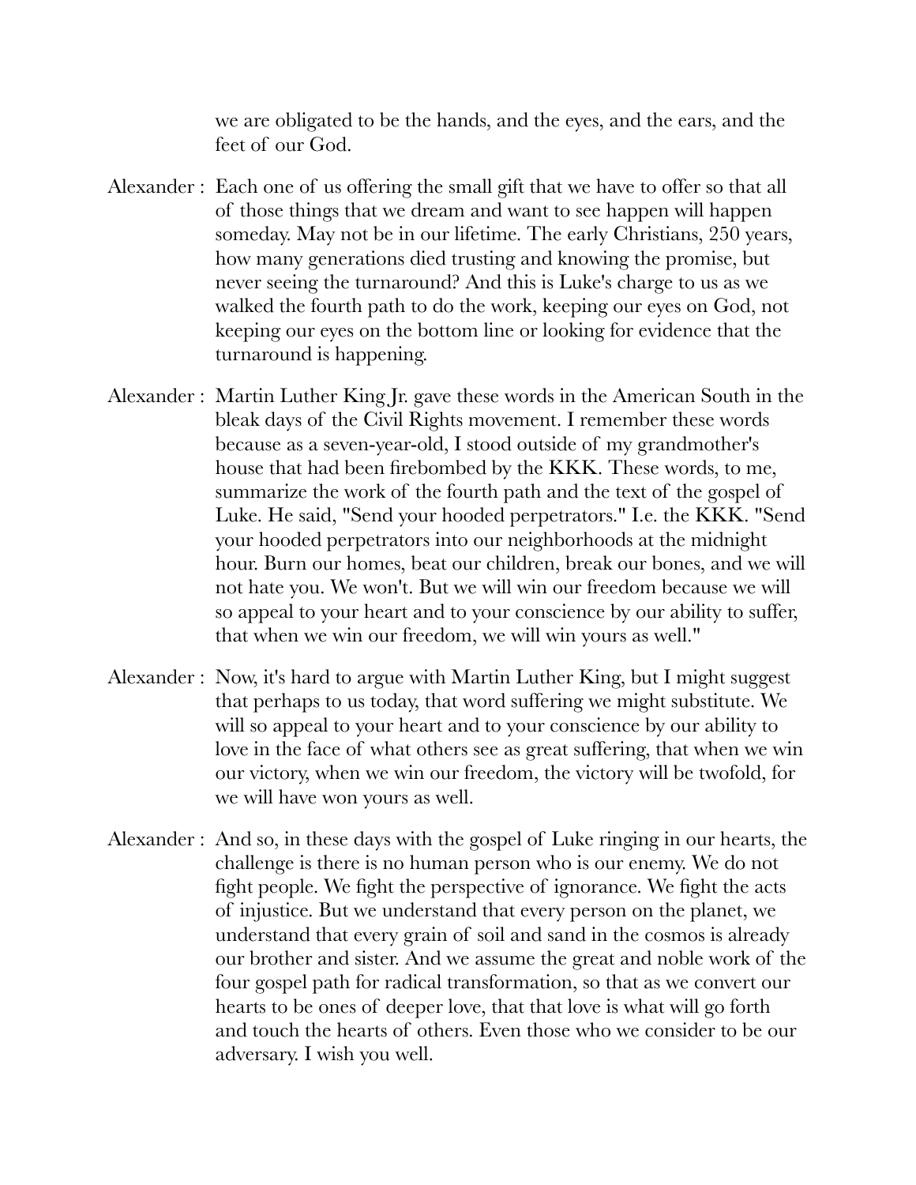we are obligated to be the hands, and the eyes, and the ears, and the feet of our God.

Alexander : Each one of us offering the small gift that we have to offer so that all of those things that we dream and want to see happen will happen someday. May not be in our lifetime. The early Christians, 250 years, how many generations died trusting and knowing the promise, but never seeing the turnaround? And this is Luke's charge to us as we walked the fourth path to do the work, keeping our eyes on God, not keeping our eyes on the bottom line or looking for evidence that the turnaround is happening.

Alexander : Martin Luther King Jr. gave these words in the American South in the bleak days of the Civil Rights movement. I remember these words because as a seven-year-old, I stood outside of my grandmother's house that had been firebombed by the KKK. These words, to me, summarize the work of the fourth path and the text of the gospel of Luke. He said, "Send your hooded perpetrators." I.e. the KKK. "Send your hooded perpetrators into our neighborhoods at the midnight hour. Burn our homes, beat our children, break our bones, and we will not hate you. We won't. But we will win our freedom because we will so appeal to your heart and to your conscience by our ability to suffer, that when we win our freedom, we will win yours as well."

Alexander : Now, it's hard to argue with Martin Luther King, but I might suggest that perhaps to us today, that word suffering we might substitute. We will so appeal to your heart and to your conscience by our ability to love in the face of what others see as great suffering, that when we win our victory, when we win our freedom, the victory will be twofold, for we will have won yours as well.

Alexander : And so, in these days with the gospel of Luke ringing in our hearts, the challenge is there is no human person who is our enemy. We do not fight people. We fight the perspective of ignorance. We fight the acts of injustice. But we understand that every person on the planet, we understand that every grain of soil and sand in the cosmos is already our brother and sister. And we assume the great and noble work of the four gospel path for radical transformation, so that as we convert our hearts to be ones of deeper love, that that love is what will go forth and touch the hearts of others. Even those who we consider to be our adversary. I wish you well.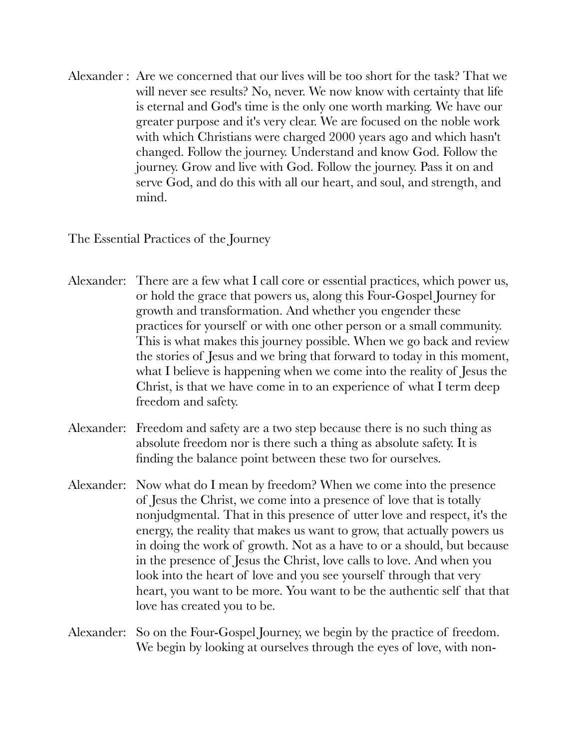Alexander : Are we concerned that our lives will be too short for the task? That we will never see results? No, never. We now know with certainty that life is eternal and God's time is the only one worth marking. We have our greater purpose and it's very clear. We are focused on the noble work with which Christians were charged 2000 years ago and which hasn't changed. Follow the journey. Understand and know God. Follow the journey. Grow and live with God. Follow the journey. Pass it on and serve God, and do this with all our heart, and soul, and strength, and mind.

## The Essential Practices of the Journey

Alexander: There are a few what I call core or essential practices, which power us, or hold the grace that powers us, along this Four-Gospel Journey for growth and transformation. And whether you engender these practices for yourself or with one other person or a small community. This is what makes this journey possible. When we go back and review the stories of Jesus and we bring that forward to today in this moment, what I believe is happening when we come into the reality of Jesus the Christ, is that we have come in to an experience of what I term deep freedom and safety.

Alexander: Freedom and safety are a two step because there is no such thing as absolute freedom nor is there such a thing as absolute safety. It is finding the balance point between these two for ourselves.

Alexander: Now what do I mean by freedom? When we come into the presence of Jesus the Christ, we come into a presence of love that is totally nonjudgmental. That in this presence of utter love and respect, it's the energy, the reality that makes us want to grow, that actually powers us in doing the work of growth. Not as a have to or a should, but because in the presence of Jesus the Christ, love calls to love. And when you look into the heart of love and you see yourself through that very heart, you want to be more. You want to be the authentic self that that love has created you to be.

Alexander: So on the Four-Gospel Journey, we begin by the practice of freedom. We begin by looking at ourselves through the eyes of love, with non-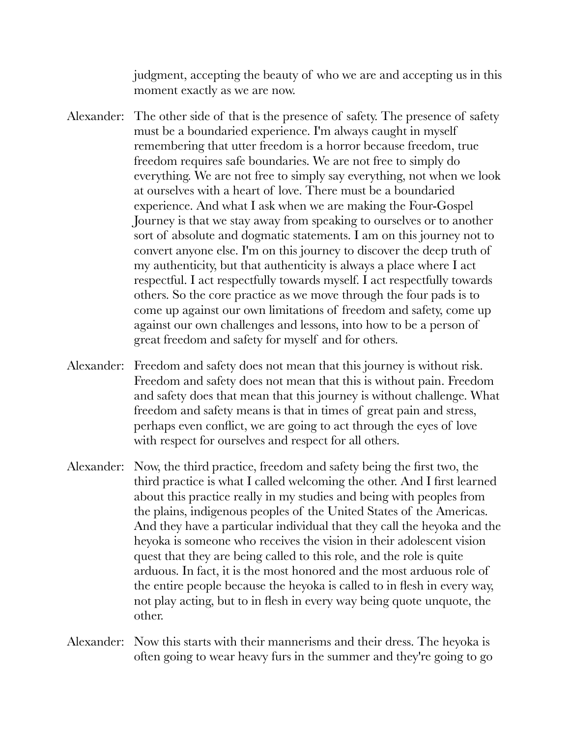judgment, accepting the beauty of who we are and accepting us in this moment exactly as we are now.

Alexander: The other side of that is the presence of safety. The presence of safety must be a boundaried experience. I'm always caught in myself remembering that utter freedom is a horror because freedom, true freedom requires safe boundaries. We are not free to simply do everything. We are not free to simply say everything, not when we look at ourselves with a heart of love. There must be a boundaried experience. And what I ask when we are making the Four-Gospel Journey is that we stay away from speaking to ourselves or to another sort of absolute and dogmatic statements. I am on this journey not to convert anyone else. I'm on this journey to discover the deep truth of my authenticity, but that authenticity is always a place where I act respectful. I act respectfully towards myself. I act respectfully towards others. So the core practice as we move through the four pads is to come up against our own limitations of freedom and safety, come up against our own challenges and lessons, into how to be a person of great freedom and safety for myself and for others.

Alexander: Freedom and safety does not mean that this journey is without risk. Freedom and safety does not mean that this is without pain. Freedom and safety does that mean that this journey is without challenge. What freedom and safety means is that in times of great pain and stress, perhaps even conflict, we are going to act through the eyes of love with respect for ourselves and respect for all others.

Alexander: Now, the third practice, freedom and safety being the first two, the third practice is what I called welcoming the other. And I first learned about this practice really in my studies and being with peoples from the plains, indigenous peoples of the United States of the Americas. And they have a particular individual that they call the heyoka and the heyoka is someone who receives the vision in their adolescent vision quest that they are being called to this role, and the role is quite arduous. In fact, it is the most honored and the most arduous role of the entire people because the heyoka is called to in flesh in every way, not play acting, but to in flesh in every way being quote unquote, the other.

Alexander: Now this starts with their mannerisms and their dress. The heyoka is often going to wear heavy furs in the summer and they're going to go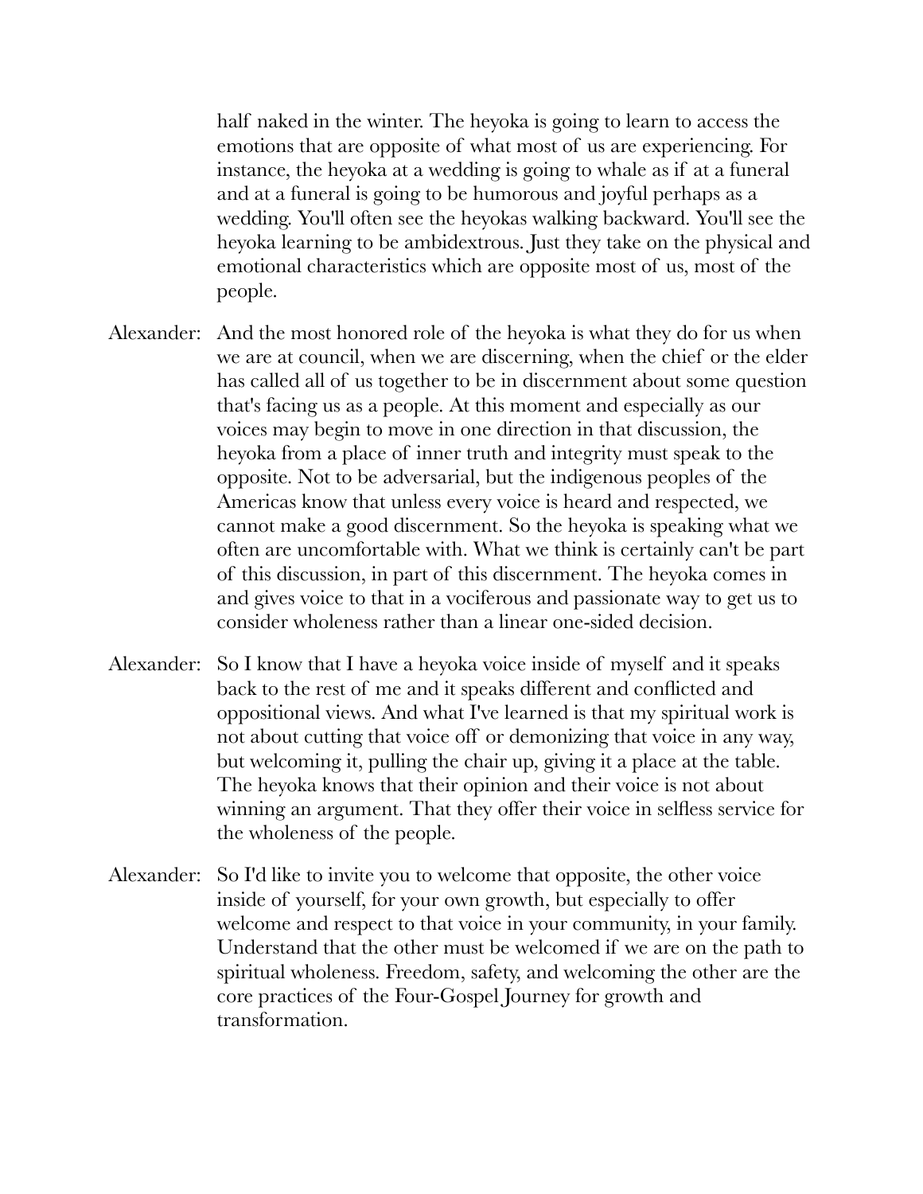half naked in the winter. The heyoka is going to learn to access the emotions that are opposite of what most of us are experiencing. For instance, the heyoka at a wedding is going to whale as if at a funeral and at a funeral is going to be humorous and joyful perhaps as a wedding. You'll often see the heyokas walking backward. You'll see the heyoka learning to be ambidextrous. Just they take on the physical and emotional characteristics which are opposite most of us, most of the people.

Alexander: And the most honored role of the heyoka is what they do for us when we are at council, when we are discerning, when the chief or the elder has called all of us together to be in discernment about some question that's facing us as a people. At this moment and especially as our voices may begin to move in one direction in that discussion, the heyoka from a place of inner truth and integrity must speak to the opposite. Not to be adversarial, but the indigenous peoples of the Americas know that unless every voice is heard and respected, we cannot make a good discernment. So the heyoka is speaking what we often are uncomfortable with. What we think is certainly can't be part of this discussion, in part of this discernment. The heyoka comes in and gives voice to that in a vociferous and passionate way to get us to consider wholeness rather than a linear one-sided decision.

Alexander: So I know that I have a heyoka voice inside of myself and it speaks back to the rest of me and it speaks different and conflicted and oppositional views. And what I've learned is that my spiritual work is not about cutting that voice off or demonizing that voice in any way, but welcoming it, pulling the chair up, giving it a place at the table. The heyoka knows that their opinion and their voice is not about winning an argument. That they offer their voice in selfless service for the wholeness of the people.

Alexander: So I'd like to invite you to welcome that opposite, the other voice inside of yourself, for your own growth, but especially to offer welcome and respect to that voice in your community, in your family. Understand that the other must be welcomed if we are on the path to spiritual wholeness. Freedom, safety, and welcoming the other are the core practices of the Four-Gospel Journey for growth and transformation.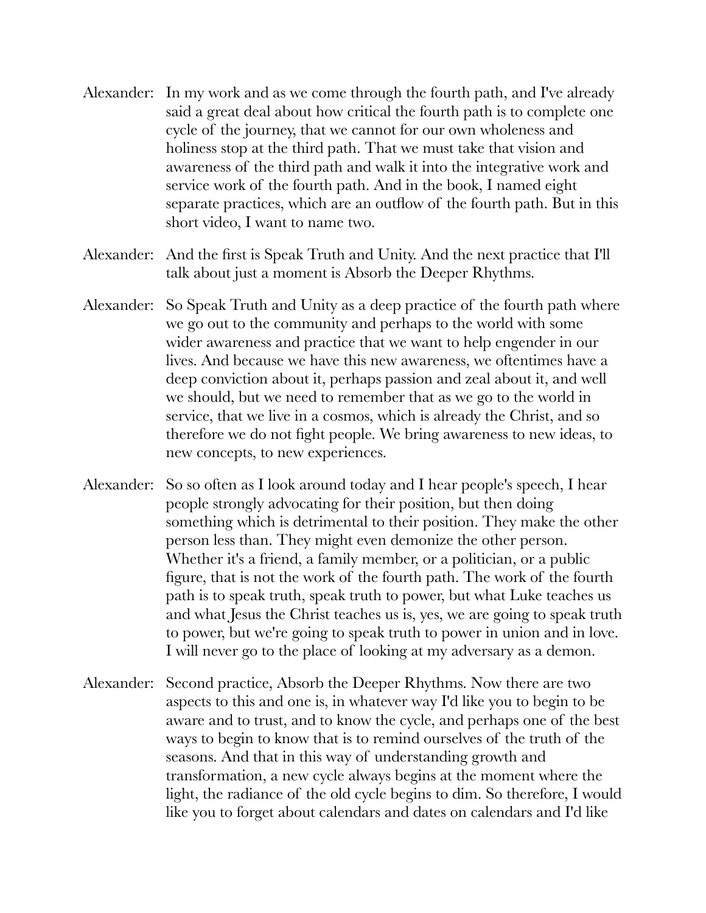Alexander: In my work and as we come through the fourth path, and I've already said a great deal about how critical the fourth path is to complete one cycle of the journey, that we cannot for our own wholeness and holiness stop at the third path. That we must take that vision and awareness of the third path and walk it into the integrative work and service work of the fourth path. And in the book, I named eight separate practices, which are an outflow of the fourth path. But in this short video, I want to name two.

Alexander: And the first is Speak Truth and Unity. And the next practice that I'll talk about just a moment is Absorb the Deeper Rhythms.

Alexander: So Speak Truth and Unity as a deep practice of the fourth path where we go out to the community and perhaps to the world with some wider awareness and practice that we want to help engender in our lives. And because we have this new awareness, we oftentimes have a deep conviction about it, perhaps passion and zeal about it, and well we should, but we need to remember that as we go to the world in service, that we live in a cosmos, which is already the Christ, and so therefore we do not fight people. We bring awareness to new ideas, to new concepts, to new experiences.

Alexander: So so often as I look around today and I hear people's speech, I hear people strongly advocating for their position, but then doing something which is detrimental to their position. They make the other person less than. They might even demonize the other person. Whether it's a friend, a family member, or a politician, or a public figure, that is not the work of the fourth path. The work of the fourth path is to speak truth, speak truth to power, but what Luke teaches us and what Jesus the Christ teaches us is, yes, we are going to speak truth to power, but we're going to speak truth to power in union and in love. I will never go to the place of looking at my adversary as a demon.

Alexander: Second practice, Absorb the Deeper Rhythms. Now there are two aspects to this and one is, in whatever way I'd like you to begin to be aware and to trust, and to know the cycle, and perhaps one of the best ways to begin to know that is to remind ourselves of the truth of the seasons. And that in this way of understanding growth and transformation, a new cycle always begins at the moment where the light, the radiance of the old cycle begins to dim. So therefore, I would like you to forget about calendars and dates on calendars and I'd like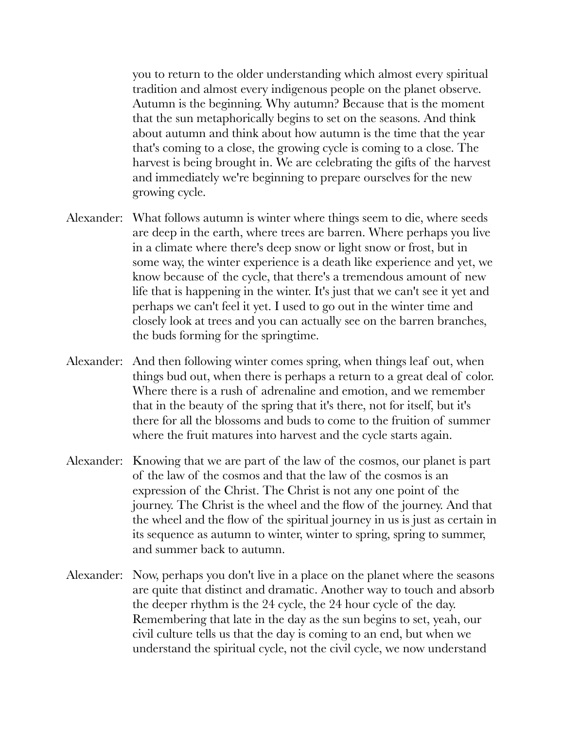you to return to the older understanding which almost every spiritual tradition and almost every indigenous people on the planet observe. Autumn is the beginning. Why autumn? Because that is the moment that the sun metaphorically begins to set on the seasons. And think about autumn and think about how autumn is the time that the year that's coming to a close, the growing cycle is coming to a close. The harvest is being brought in. We are celebrating the gifts of the harvest and immediately we're beginning to prepare ourselves for the new growing cycle.

Alexander: What follows autumn is winter where things seem to die, where seeds are deep in the earth, where trees are barren. Where perhaps you live in a climate where there's deep snow or light snow or frost, but in some way, the winter experience is a death like experience and yet, we know because of the cycle, that there's a tremendous amount of new life that is happening in the winter. It's just that we can't see it yet and perhaps we can't feel it yet. I used to go out in the winter time and closely look at trees and you can actually see on the barren branches, the buds forming for the springtime.

Alexander: And then following winter comes spring, when things leaf out, when things bud out, when there is perhaps a return to a great deal of color. Where there is a rush of adrenaline and emotion, and we remember that in the beauty of the spring that it's there, not for itself, but it's there for all the blossoms and buds to come to the fruition of summer where the fruit matures into harvest and the cycle starts again.

Alexander: Knowing that we are part of the law of the cosmos, our planet is part of the law of the cosmos and that the law of the cosmos is an expression of the Christ. The Christ is not any one point of the journey. The Christ is the wheel and the flow of the journey. And that the wheel and the flow of the spiritual journey in us is just as certain in its sequence as autumn to winter, winter to spring, spring to summer, and summer back to autumn.

Alexander: Now, perhaps you don't live in a place on the planet where the seasons are quite that distinct and dramatic. Another way to touch and absorb the deeper rhythm is the 24 cycle, the 24 hour cycle of the day. Remembering that late in the day as the sun begins to set, yeah, our civil culture tells us that the day is coming to an end, but when we understand the spiritual cycle, not the civil cycle, we now understand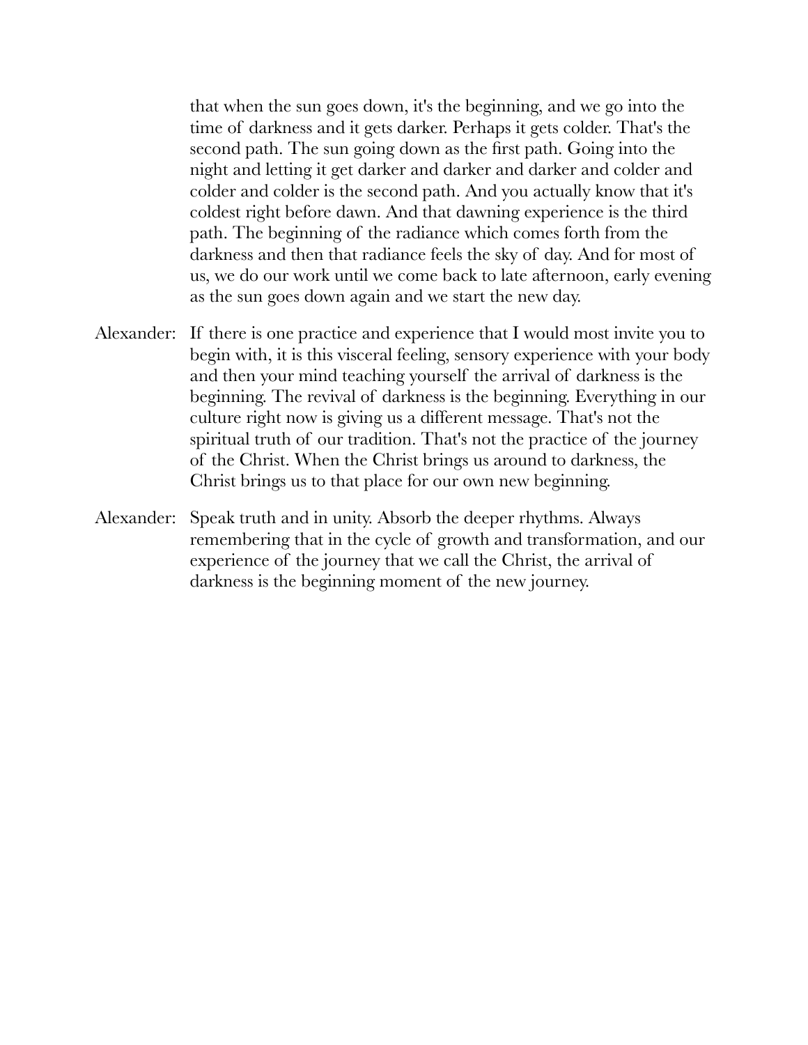that when the sun goes down, it's the beginning, and we go into the time of darkness and it gets darker. Perhaps it gets colder. That's the second path. The sun going down as the first path. Going into the night and letting it get darker and darker and darker and colder and colder and colder is the second path. And you actually know that it's coldest right before dawn. And that dawning experience is the third path. The beginning of the radiance which comes forth from the darkness and then that radiance feels the sky of day. And for most of us, we do our work until we come back to late afternoon, early evening as the sun goes down again and we start the new day.

Alexander: If there is one practice and experience that I would most invite you to begin with, it is this visceral feeling, sensory experience with your body and then your mind teaching yourself the arrival of darkness is the beginning. The revival of darkness is the beginning. Everything in our culture right now is giving us a different message. That's not the spiritual truth of our tradition. That's not the practice of the journey of the Christ. When the Christ brings us around to darkness, the Christ brings us to that place for our own new beginning.

Alexander: Speak truth and in unity. Absorb the deeper rhythms. Always remembering that in the cycle of growth and transformation, and our experience of the journey that we call the Christ, the arrival of darkness is the beginning moment of the new journey.